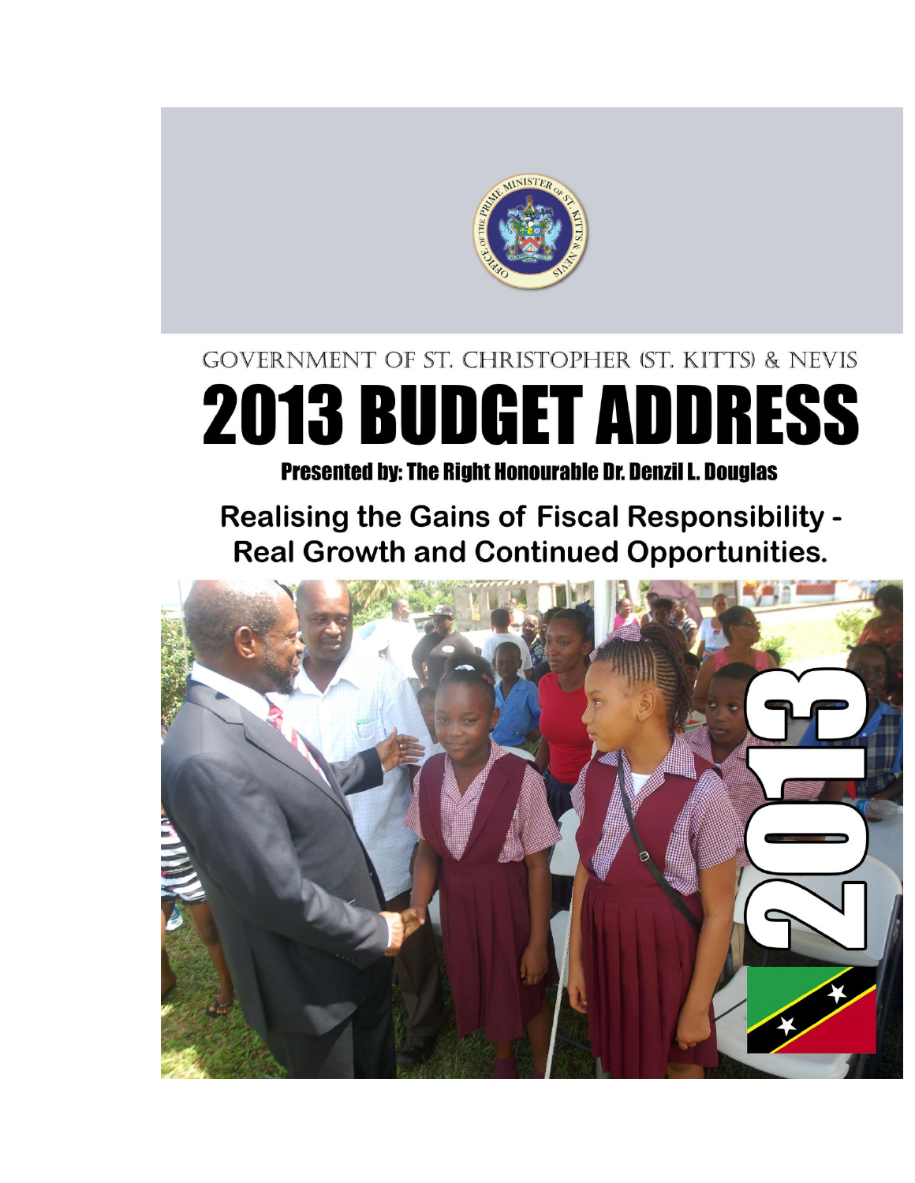GOVERNMENT OF ST. CHRISTOPHER (ST. KITTS) & NEVIS

# 2013 BUDGET ADDRESS

**Presented by: The Right Honourable Dr. Denzil L. Douglas**

## Realising the Gains of Fiscal Responsibility - Real Growth and Continued Opportunities.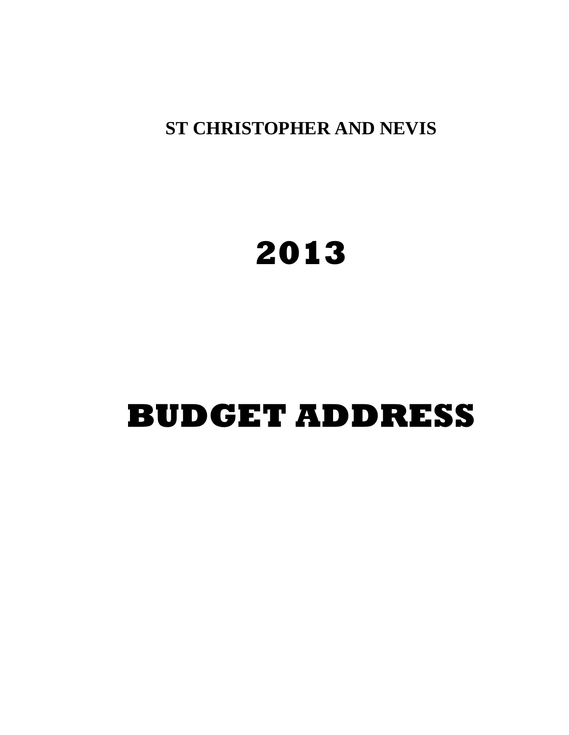**ST CHRISTOPHER AND NEVIS**

# 2013

# BUDGET ADDRESS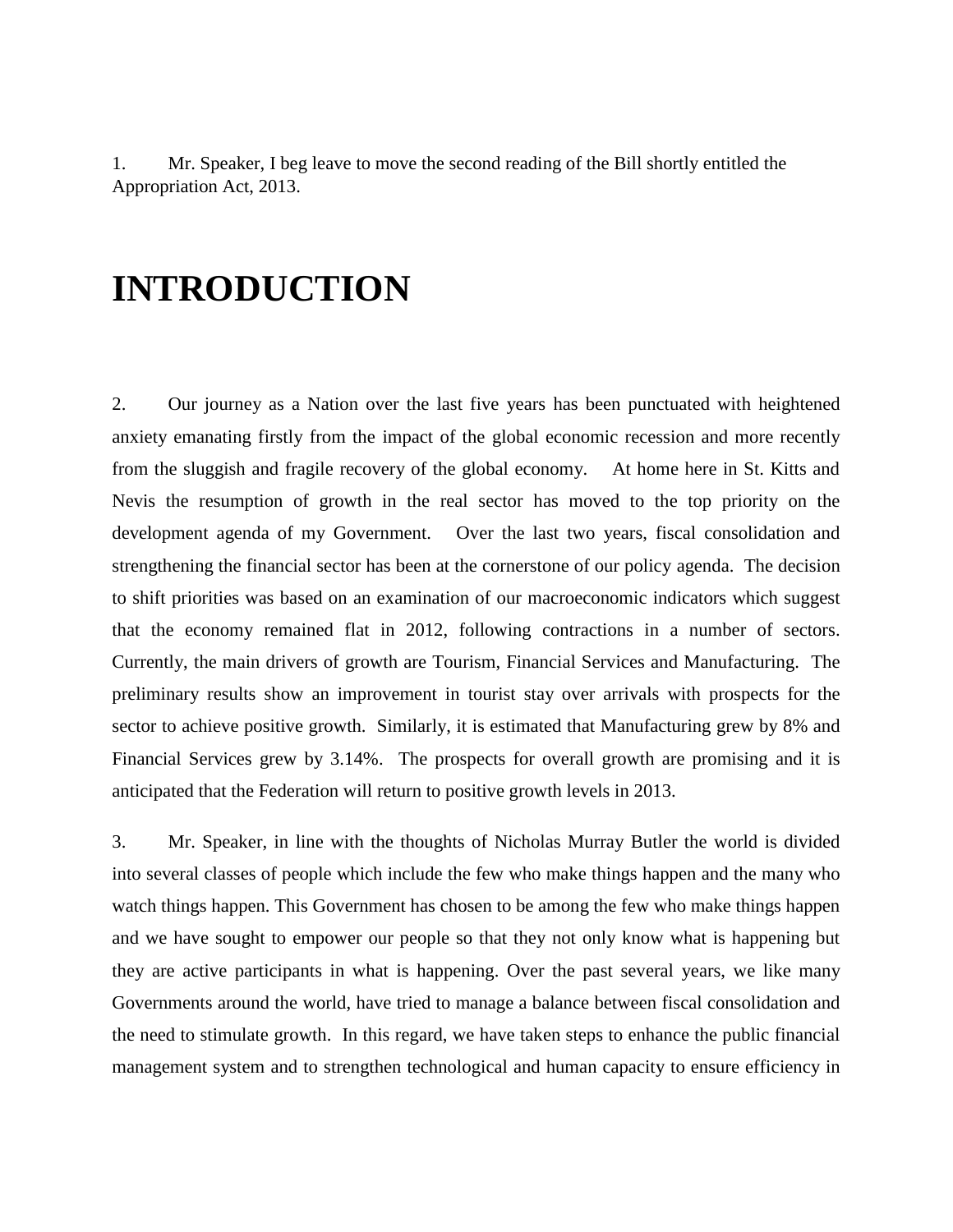1. Mr. Speaker, I beg leave to move the second reading of the Bill shortly entitled the Appropriation Act, 2013.

# INTRODUCTION

2. Our journey as a Nation over the last five years has been punctuated with heightened anxiety emanating firstly from the impact of the global economic recession and more recently from the sluggish and fragile recovery of the global economy. At home here in St. Kitts and Nevis the resumption of growth in the real sector has moved to the top priority on the development agenda of my Government. Over the last two years, fiscal consolidation and strengthening the financial sector has been at the cornerstone of our policy agenda. The decision to shift priorities was based on an examination of our macroeconomic indicators which suggest that the economy remained flat in 2012, following contractions in a number of sectors. Currently, the main drivers of growth are Tourism, Financial Services and Manufacturing. The preliminary results show an improvement in tourist stay over arrivals with prospects for the sector to achieve positive growth. Similarly, it is estimated that Manufacturing grew by 8% and Financial Services grew by 3.14%. The prospects for overall growth are promising and it is anticipated that the Federation will return to positive growth levels in 2013.

3. Mr. Speaker, in line with the thoughts of Nicholas Murray Butler the world is divided into several classes of people which include the few who make things happen and the many who watch things happen. This Government has chosen to be among the few who make things happen and we have sought to empower our people so that they not only know what is happening but they are active participants in what is happening. Over the past several years, we like many Governments around the world, have tried to manage a balance between fiscal consolidation and the need to stimulate growth. In this regard, we have taken steps to enhance the public financial management system and to strengthen technological and human capacity to ensure efficiency in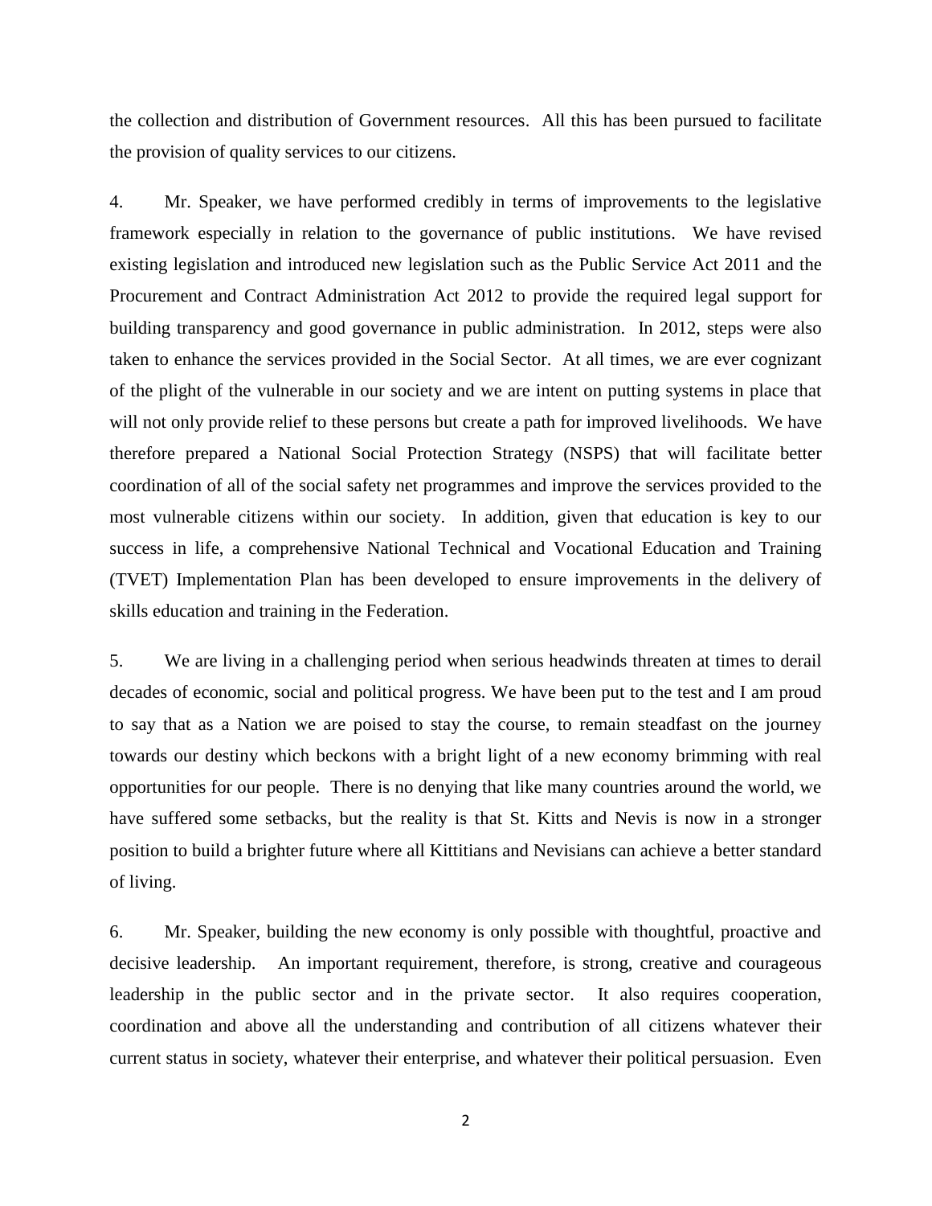the collection and distribution of Government resources. All this has been pursued to facilitate the provision of quality services to our citizens.

4. Mr. Speaker, we have performed credibly in terms of improvements to the legislative framework especially in relation to the governance of public institutions. We have revised existing legislation and introduced new legislation such as the Public Service Act 2011 and the Procurement and Contract Administration Act 2012 to provide the required legal support for building transparency and good governance in public administration. In 2012, steps were also taken to enhance the services provided in the Social Sector. At all times, we are ever cognizant of the plight of the vulnerable in our society and we are intent on putting systems in place that will not only provide relief to these persons but create a path for improved livelihoods. We have therefore prepared a National Social Protection Strategy (NSPS) that will facilitate better coordination of all of the social safety net programmes and improve the services provided to the most vulnerable citizens within our society. In addition, given that education is key to our success in life, a comprehensive National Technical and Vocational Education and Training (TVET) Implementation Plan has been developed to ensure improvements in the delivery of skills education and training in the Federation.

5. We are living in a challenging period when serious headwinds threaten at times to derail decades of economic, social and political progress. We have been put to the test and I am proud to say that as a Nation we are poised to stay the course, to remain steadfast on the journey towards our destiny which beckons with a bright light of a new economy brimming with real opportunities for our people. There is no denying that like many countries around the world, we have suffered some setbacks, but the reality is that St. Kitts and Nevis is now in a stronger position to build a brighter future where all Kittitians and Nevisians can achieve a better standard of living.

6. Mr. Speaker, building the new economy is only possible with thoughtful, proactive and decisive leadership. An important requirement, therefore, is strong, creative and courageous leadership in the public sector and in the private sector. It also requires cooperation, coordination and above all the understanding and contribution of all citizens whatever their current status in society, whatever their enterprise, and whatever their political persuasion. Even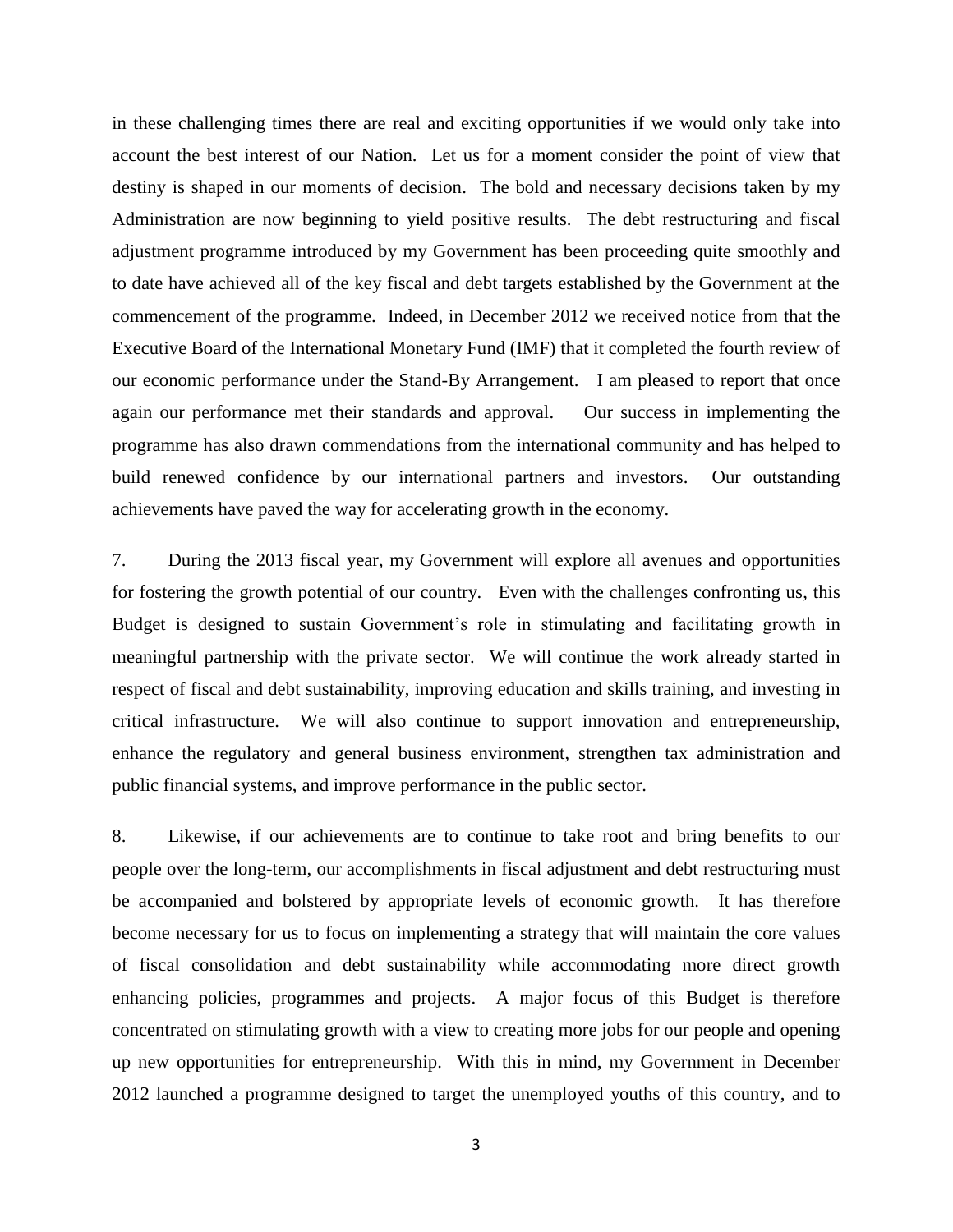in these challenging times there are real and exciting opportunities if we would only take into account the best interest of our Nation. Let us for a moment consider the point of view that destiny is shaped in our moments of decision. The bold and necessary decisions taken by my Administration are now beginning to yield positive results. The debt restructuring and fiscal adjustment programme introduced by my Government has been proceeding quite smoothly and to date have achieved all of the key fiscal and debt targets established by the Government at the commencement of the programme. Indeed, in December 2012 we received notice from that the Executive Board of the International Monetary Fund (IMF) that it completed the fourth review of our economic performance under the Stand-By Arrangement. I am pleased to report that once again our performance met their standards and approval. Our success in implementing the programme has also drawn commendations from the international community and has helped to build renewed confidence by our international partners and investors. Our outstanding achievements have paved the way for accelerating growth in the economy.

7. During the 2013 fiscal year, my Government will explore all avenues and opportunities for fostering the growth potential of our country. Even with the challenges confronting us, this Budget is designed to sustain Government's role in stimulating and facilitating growth in meaningful partnership with the private sector. We will continue the work already started in respect of fiscal and debt sustainability, improving education and skills training, and investing in critical infrastructure. We will also continue to support innovation and entrepreneurship, enhance the regulatory and general business environment, strengthen tax administration and public financial systems, and improve performance in the public sector.

8. Likewise, if our achievements are to continue to take root and bring benefits to our people over the long-term, our accomplishments in fiscal adjustment and debt restructuring must be accompanied and bolstered by appropriate levels of economic growth. It has therefore become necessary for us to focus on implementing a strategy that will maintain the core values of fiscal consolidation and debt sustainability while accommodating more direct growth enhancing policies, programmes and projects. A major focus of this Budget is therefore concentrated on stimulating growth with a view to creating more jobs for our people and opening up new opportunities for entrepreneurship. With this in mind, my Government in December 2012 launched a programme designed to target the unemployed youths of this country, and to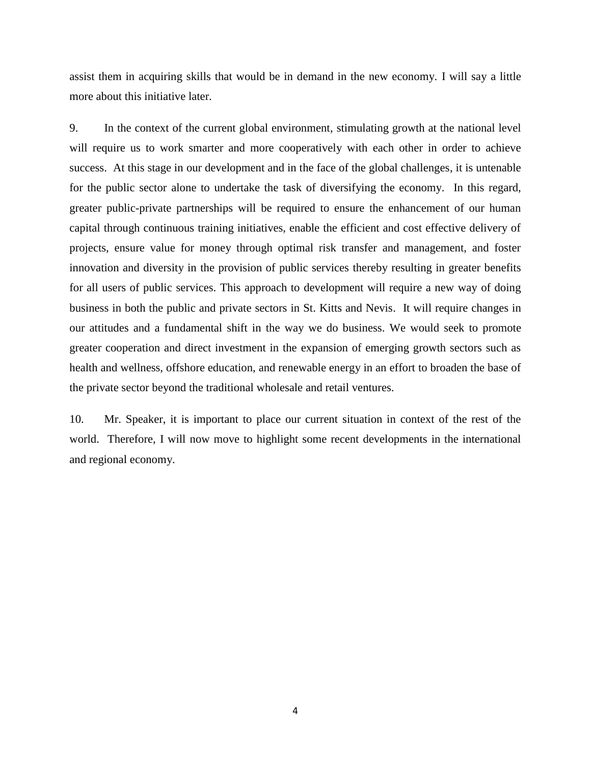assist them in acquiring skills that would be in demand in the new economy. I will say a little more about this initiative later.

9. In the context of the current global environment, stimulating growth at the national level will require us to work smarter and more cooperatively with each other in order to achieve success. At this stage in our development and in the face of the global challenges, it is untenable for the public sector alone to undertake the task of diversifying the economy. In this regard, greater public-private partnerships will be required to ensure the enhancement of our human capital through continuous training initiatives, enable the efficient and cost effective delivery of projects, ensure value for money through optimal risk transfer and management, and foster innovation and diversity in the provision of public services thereby resulting in greater benefits for all users of public services. This approach to development will require a new way of doing business in both the public and private sectors in St. Kitts and Nevis. It will require changes in our attitudes and a fundamental shift in the way we do business. We would seek to promote greater cooperation and direct investment in the expansion of emerging growth sectors such as health and wellness, offshore education, and renewable energy in an effort to broaden the base of the private sector beyond the traditional wholesale and retail ventures.

10. Mr. Speaker, it is important to place our current situation in context of the rest of the world. Therefore, I will now move to highlight some recent developments in the international and regional economy.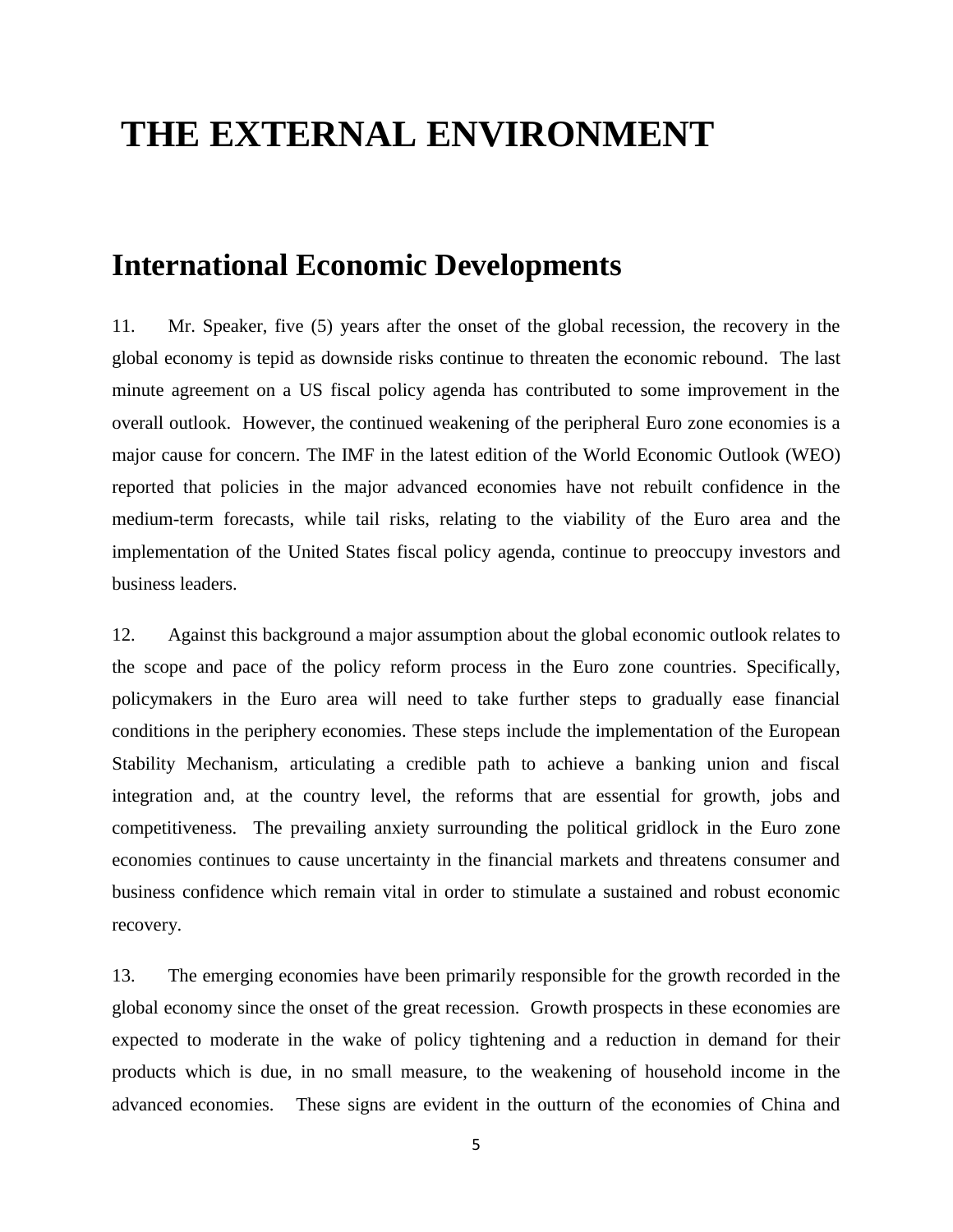# THE EXTERNAL ENVIRONMENT

## International Economic Developments

11. Mr. Speaker, five (5) years after the onset of the global recession, the recovery in the global economy is tepid as downside risks continue to threaten the economic rebound. The last minute agreement on a US fiscal policy agenda has contributed to some improvement in the overall outlook. However, the continued weakening of the peripheral Euro zone economies is a major cause for concern. The IMF in the latest edition of the World Economic Outlook (WEO) reported that policies in the major advanced economies have not rebuilt confidence in the medium-term forecasts, while tail risks, relating to the viability of the Euro area and the implementation of the United States fiscal policy agenda, continue to preoccupy investors and business leaders.

12. Against this background a major assumption about the global economic outlook relates to the scope and pace of the policy reform process in the Euro zone countries. Specifically, policymakers in the Euro area will need to take further steps to gradually ease financial conditions in the periphery economies. These steps include the implementation of the European Stability Mechanism, articulating a credible path to achieve a banking union and fiscal integration and, at the country level, the reforms that are essential for growth, jobs and competitiveness. The prevailing anxiety surrounding the political gridlock in the Euro zone economies continues to cause uncertainty in the financial markets and threatens consumer and business confidence which remain vital in order to stimulate a sustained and robust economic recovery.

13. The emerging economies have been primarily responsible for the growth recorded in the global economy since the onset of the great recession. Growth prospects in these economies are expected to moderate in the wake of policy tightening and a reduction in demand for their products which is due, in no small measure, to the weakening of household income in the advanced economies. These signs are evident in the outturn of the economies of China and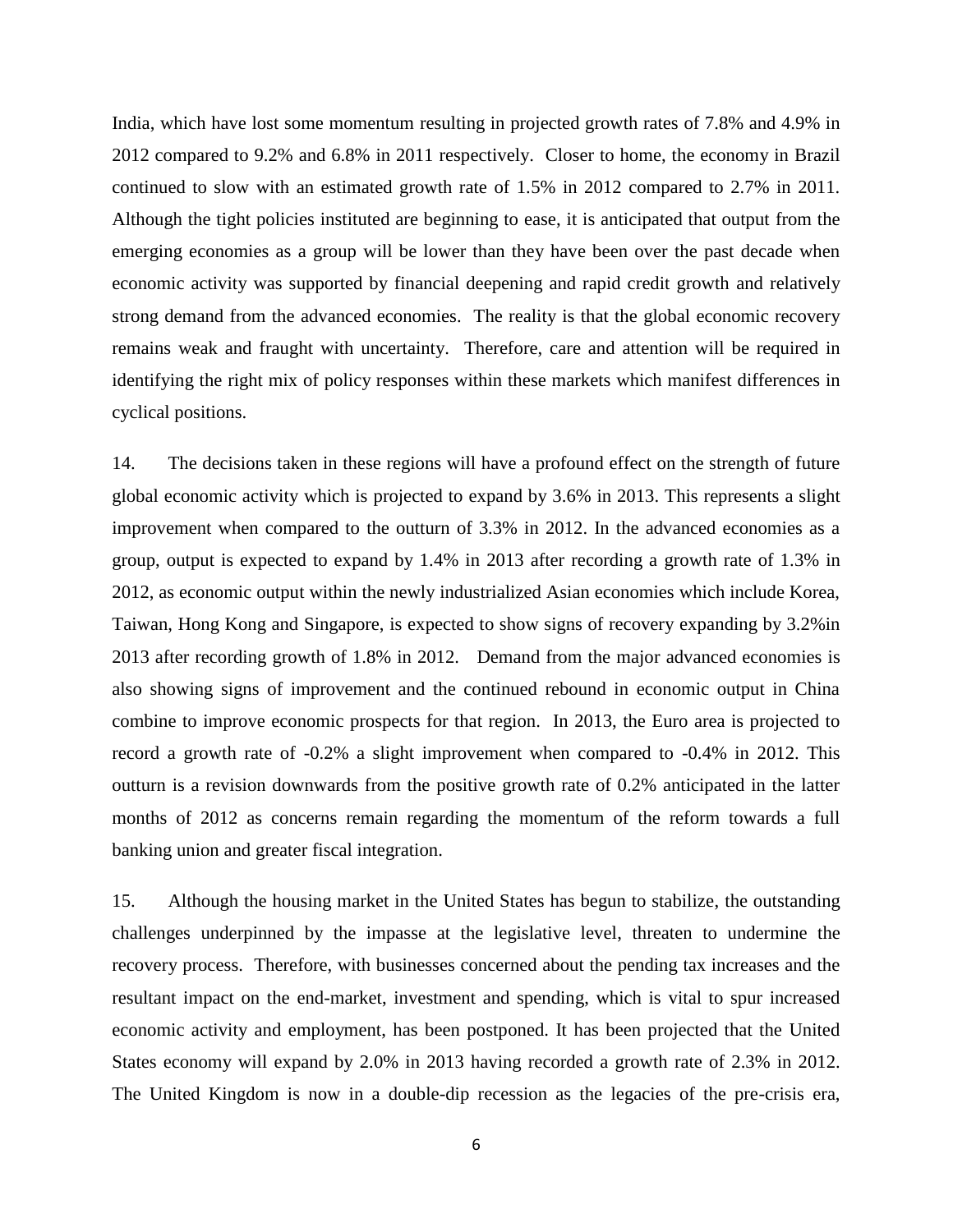India, which have lost some momentum resulting in projected growth rates of 7.8% and 4.9% in 2012 compared to 9.2% and 6.8% in 2011 respectively. Closer to home, the economy in Brazil continued to slow with an estimated growth rate of 1.5% in 2012 compared to 2.7% in 2011. Although the tight policies instituted are beginning to ease, it is anticipated that output from the emerging economies as a group will be lower than they have been over the past decade when economic activity was supported by financial deepening and rapid credit growth and relatively strong demand from the advanced economies. The reality is that the global economic recovery remains weak and fraught with uncertainty. Therefore, care and attention will be required in identifying the right mix of policy responses within these markets which manifest differences in cyclical positions.

14. The decisions taken in these regions will have a profound effect on the strength of future global economic activity which is projected to expand by 3.6% in 2013. This represents a slight improvement when compared to the outturn of 3.3% in 2012. In the advanced economies as a group, output is expected to expand by 1.4% in 2013 after recording a growth rate of 1.3% in 2012, as economic output within the newly industrialized Asian economies which include Korea, Taiwan, Hong Kong and Singapore, is expected to show signs of recovery expanding by 3.2%in 2013 after recording growth of 1.8% in 2012. Demand from the major advanced economies is also showing signs of improvement and the continued rebound in economic output in China combine to improve economic prospects for that region. In 2013, the Euro area is projected to record a growth rate of -0.2% a slight improvement when compared to -0.4% in 2012. This outturn is a revision downwards from the positive growth rate of 0.2% anticipated in the latter months of 2012 as concerns remain regarding the momentum of the reform towards a full banking union and greater fiscal integration.

15. Although the housing market in the United States has begun to stabilize, the outstanding challenges underpinned by the impasse at the legislative level, threaten to undermine the recovery process. Therefore, with businesses concerned about the pending tax increases and the resultant impact on the end-market, investment and spending, which is vital to spur increased economic activity and employment, has been postponed. It has been projected that the United States economy will expand by 2.0% in 2013 having recorded a growth rate of 2.3% in 2012. The United Kingdom is now in a double-dip recession as the legacies of the pre-crisis era,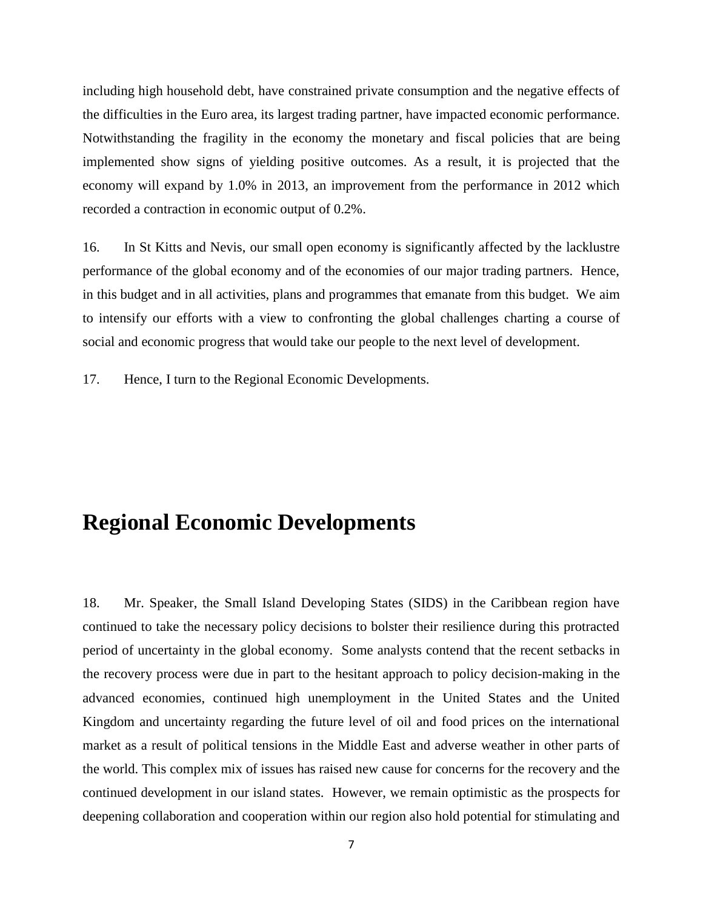including high household debt, have constrained private consumption and the negative effects of the difficulties in the Euro area, its largest trading partner, have impacted economic performance. Notwithstanding the fragility in the economy the monetary and fiscal policies that are being implemented show signs of yielding positive outcomes. As a result, it is projected that the economy will expand by 1.0% in 2013, an improvement from the performance in 2012 which recorded a contraction in economic output of 0.2%.

16. In St Kitts and Nevis, our small open economy is significantly affected by the lacklustre performance of the global economy and of the economies of our major trading partners. Hence, in this budget and in all activities, plans and programmes that emanate from this budget. We aim to intensify our efforts with a view to confronting the global challenges charting a course of social and economic progress that would take our people to the next level of development.

17. Hence, I turn to the Regional Economic Developments.

# Regional Economic Developments

18. Mr. Speaker, the Small Island Developing States (SIDS) in the Caribbean region have continued to take the necessary policy decisions to bolster their resilience during this protracted period of uncertainty in the global economy. Some analysts contend that the recent setbacks in the recovery process were due in part to the hesitant approach to policy decision-making in the advanced economies, continued high unemployment in the United States and the United Kingdom and uncertainty regarding the future level of oil and food prices on the international market as a result of political tensions in the Middle East and adverse weather in other parts of the world. This complex mix of issues has raised new cause for concerns for the recovery and the continued development in our island states. However, we remain optimistic as the prospects for deepening collaboration and cooperation within our region also hold potential for stimulating and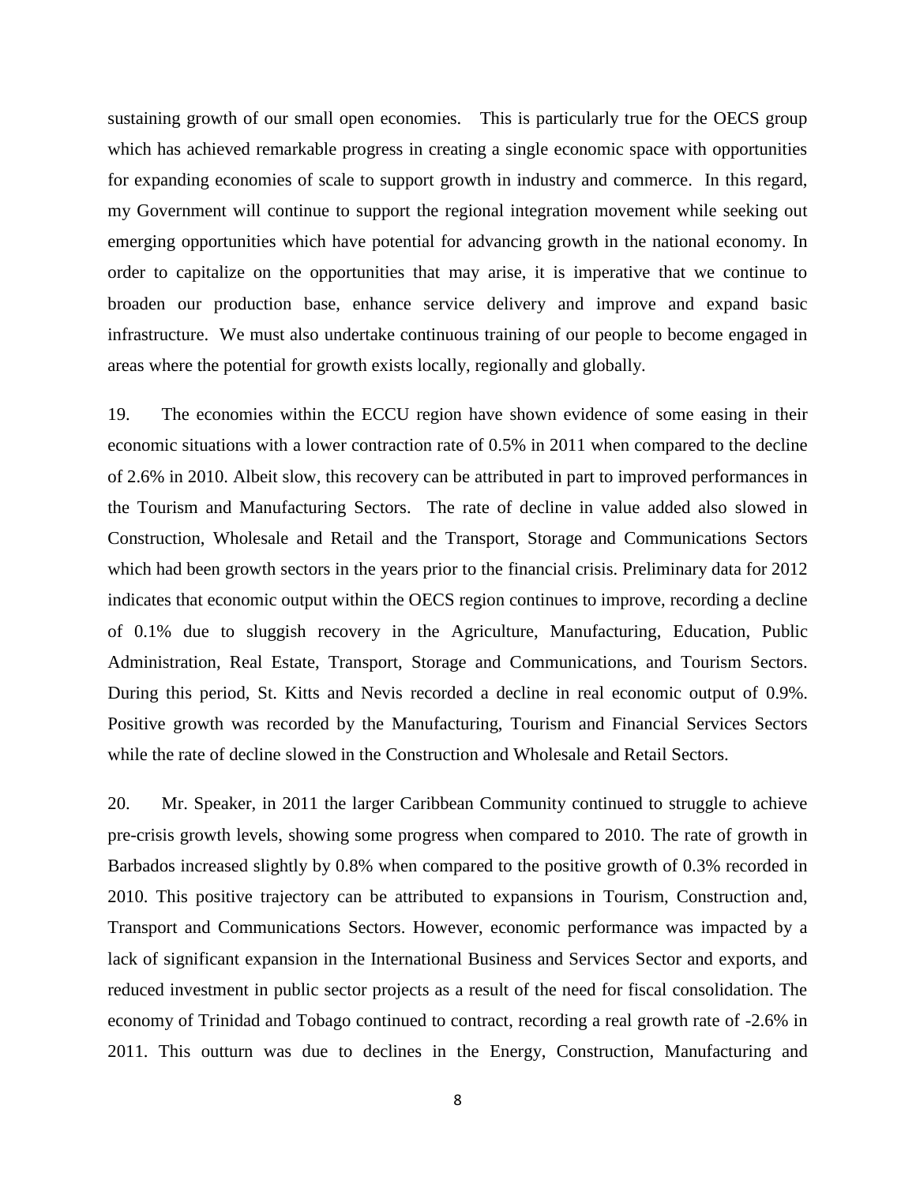sustaining growth of our small open economies. This is particularly true for the OECS group which has achieved remarkable progress in creating a single economic space with opportunities for expanding economies of scale to support growth in industry and commerce. In this regard, my Government will continue to support the regional integration movement while seeking out emerging opportunities which have potential for advancing growth in the national economy. In order to capitalize on the opportunities that may arise, it is imperative that we continue to broaden our production base, enhance service delivery and improve and expand basic infrastructure. We must also undertake continuous training of our people to become engaged in areas where the potential for growth exists locally, regionally and globally.

19. The economies within the ECCU region have shown evidence of some easing in their economic situations with a lower contraction rate of 0.5% in 2011 when compared to the decline of 2.6% in 2010. Albeit slow, this recovery can be attributed in part to improved performances in the Tourism and Manufacturing Sectors. The rate of decline in value added also slowed in Construction, Wholesale and Retail and the Transport, Storage and Communications Sectors which had been growth sectors in the years prior to the financial crisis. Preliminary data for 2012 indicates that economic output within the OECS region continues to improve, recording a decline of 0.1% due to sluggish recovery in the Agriculture, Manufacturing, Education, Public Administration, Real Estate, Transport, Storage and Communications, and Tourism Sectors. During this period, St. Kitts and Nevis recorded a decline in real economic output of 0.9%. Positive growth was recorded by the Manufacturing, Tourism and Financial Services Sectors while the rate of decline slowed in the Construction and Wholesale and Retail Sectors.

20. Mr. Speaker, in 2011 the larger Caribbean Community continued to struggle to achieve pre-crisis growth levels, showing some progress when compared to 2010. The rate of growth in Barbados increased slightly by 0.8% when compared to the positive growth of 0.3% recorded in 2010. This positive trajectory can be attributed to expansions in Tourism, Construction and, Transport and Communications Sectors. However, economic performance was impacted by a lack of significant expansion in the International Business and Services Sector and exports, and reduced investment in public sector projects as a result of the need for fiscal consolidation. The economy of Trinidad and Tobago continued to contract, recording a real growth rate of -2.6% in 2011. This outturn was due to declines in the Energy, Construction, Manufacturing and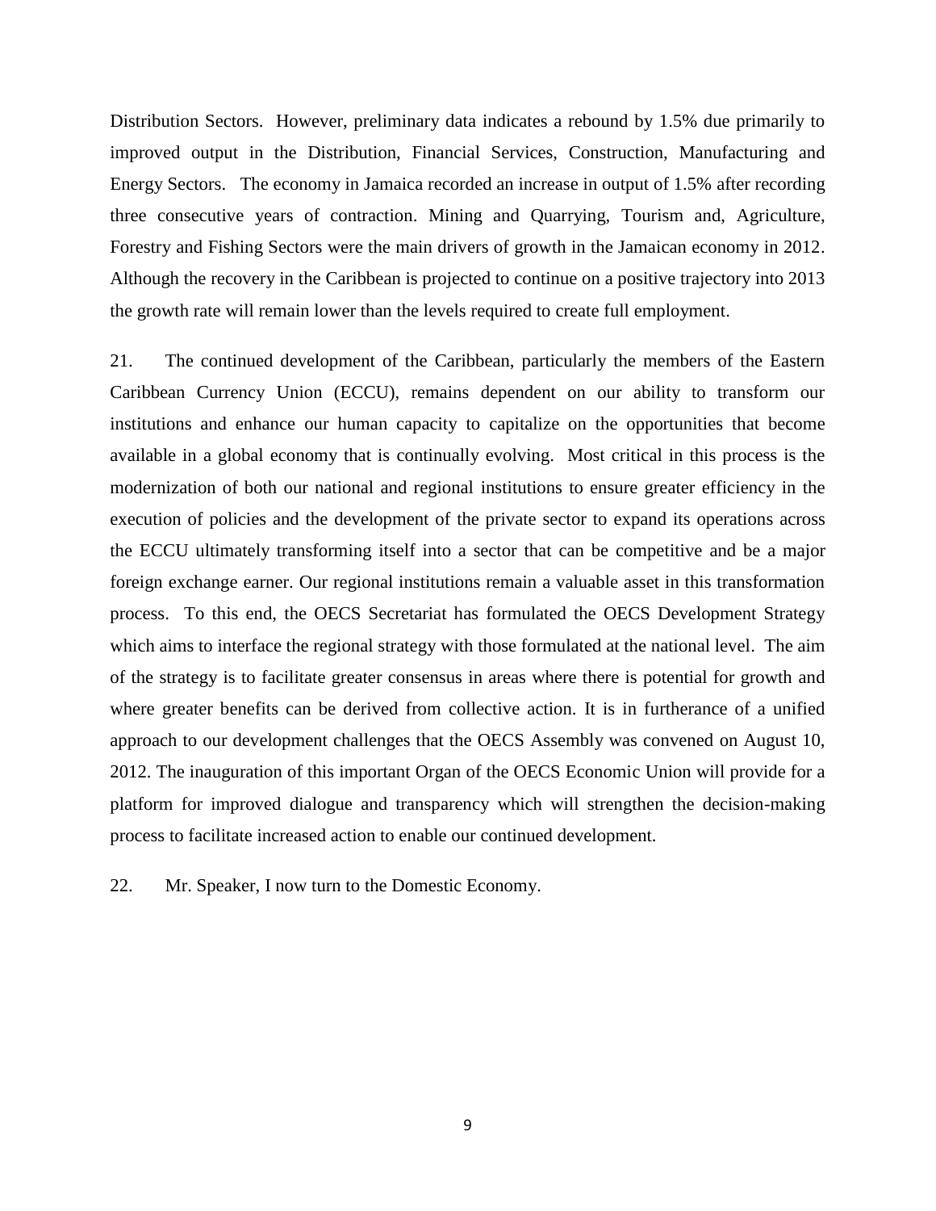Distribution Sectors. However, preliminary data indicates a rebound by 1.5% due primarily to improved output in the Distribution, Financial Services, Construction, Manufacturing and Energy Sectors. The economy in Jamaica recorded an increase in output of 1.5% after recording three consecutive years of contraction. Mining and Quarrying, Tourism and, Agriculture, Forestry and Fishing Sectors were the main drivers of growth in the Jamaican economy in 2012. Although the recovery in the Caribbean is projected to continue on a positive trajectory into 2013 the growth rate will remain lower than the levels required to create full employment.

21. The continued development of the Caribbean, particularly the members of the Eastern Caribbean Currency Union (ECCU), remains dependent on our ability to transform our institutions and enhance our human capacity to capitalize on the opportunities that become available in a global economy that is continually evolving. Most critical in this process is the modernization of both our national and regional institutions to ensure greater efficiency in the execution of policies and the development of the private sector to expand its operations across the ECCU ultimately transforming itself into a sector that can be competitive and be a major foreign exchange earner. Our regional institutions remain a valuable asset in this transformation process. To this end, the OECS Secretariat has formulated the OECS Development Strategy which aims to interface the regional strategy with those formulated at the national level. The aim of the strategy is to facilitate greater consensus in areas where there is potential for growth and where greater benefits can be derived from collective action. It is in furtherance of a unified approach to our development challenges that the OECS Assembly was convened on August 10, 2012. The inauguration of this important Organ of the OECS Economic Union will provide for a platform for improved dialogue and transparency which will strengthen the decision-making process to facilitate increased action to enable our continued development.

22. Mr. Speaker, I now turn to the Domestic Economy.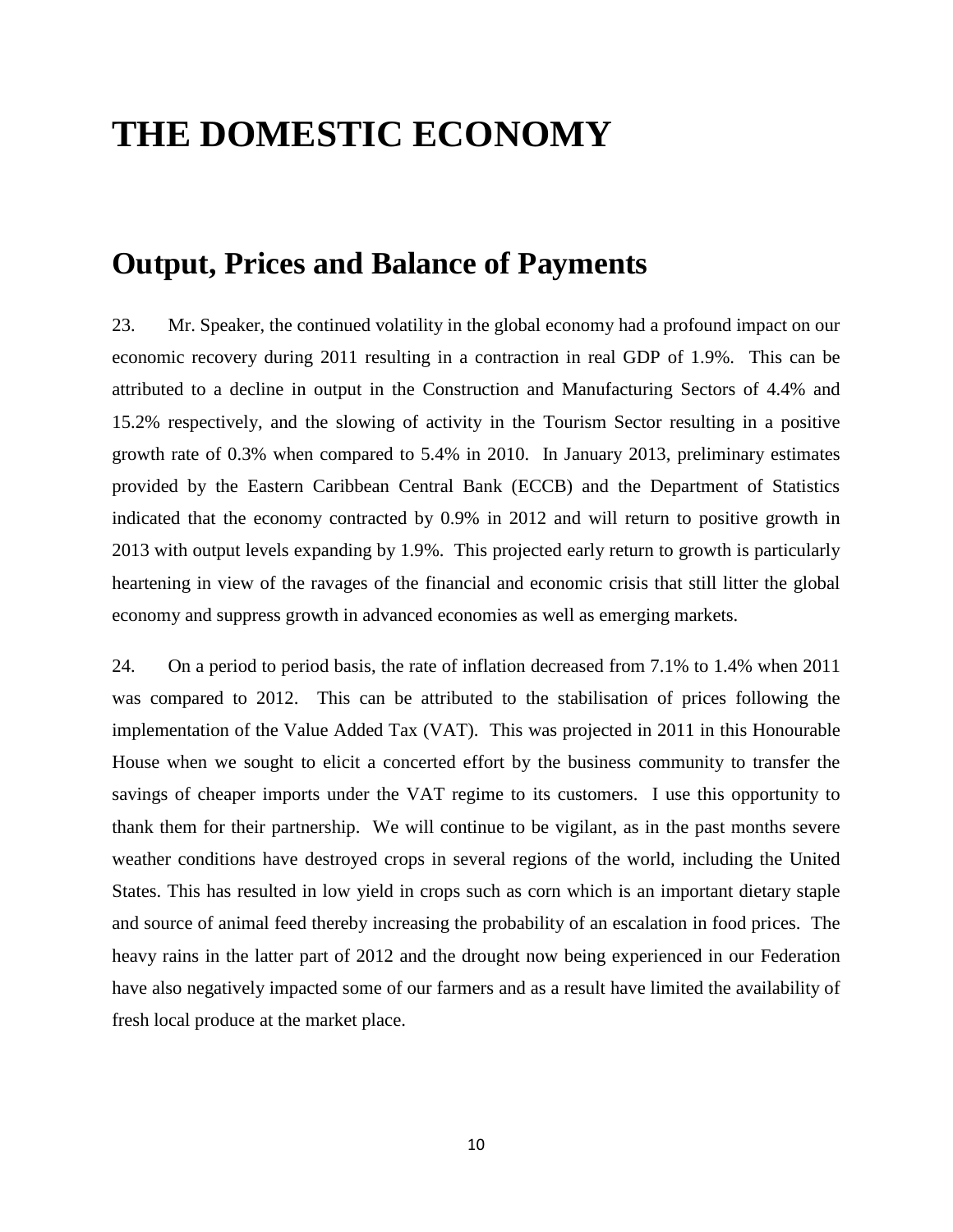# THE DOMESTIC ECONOMY

## Output, Prices and Balance of Payments

23. Mr. Speaker, the continued volatility in the global economy had a profound impact on our economic recovery during 2011 resulting in a contraction in real GDP of 1.9%. This can be attributed to a decline in output in the Construction and Manufacturing Sectors of 4.4% and 15.2% respectively, and the slowing of activity in the Tourism Sector resulting in a positive growth rate of 0.3% when compared to 5.4% in 2010. In January 2013, preliminary estimates provided by the Eastern Caribbean Central Bank (ECCB) and the Department of Statistics indicated that the economy contracted by 0.9% in 2012 and will return to positive growth in 2013 with output levels expanding by 1.9%. This projected early return to growth is particularly heartening in view of the ravages of the financial and economic crisis that still litter the global economy and suppress growth in advanced economies as well as emerging markets.

24. On a period to period basis, the rate of inflation decreased from 7.1% to 1.4% when 2011 was compared to 2012. This can be attributed to the stabilisation of prices following the implementation of the Value Added Tax (VAT). This was projected in 2011 in this Honourable House when we sought to elicit a concerted effort by the business community to transfer the savings of cheaper imports under the VAT regime to its customers. I use this opportunity to thank them for their partnership. We will continue to be vigilant, as in the past months severe weather conditions have destroyed crops in several regions of the world, including the United States. This has resulted in low yield in crops such as corn which is an important dietary staple and source of animal feed thereby increasing the probability of an escalation in food prices. The heavy rains in the latter part of 2012 and the drought now being experienced in our Federation have also negatively impacted some of our farmers and as a result have limited the availability of fresh local produce at the market place.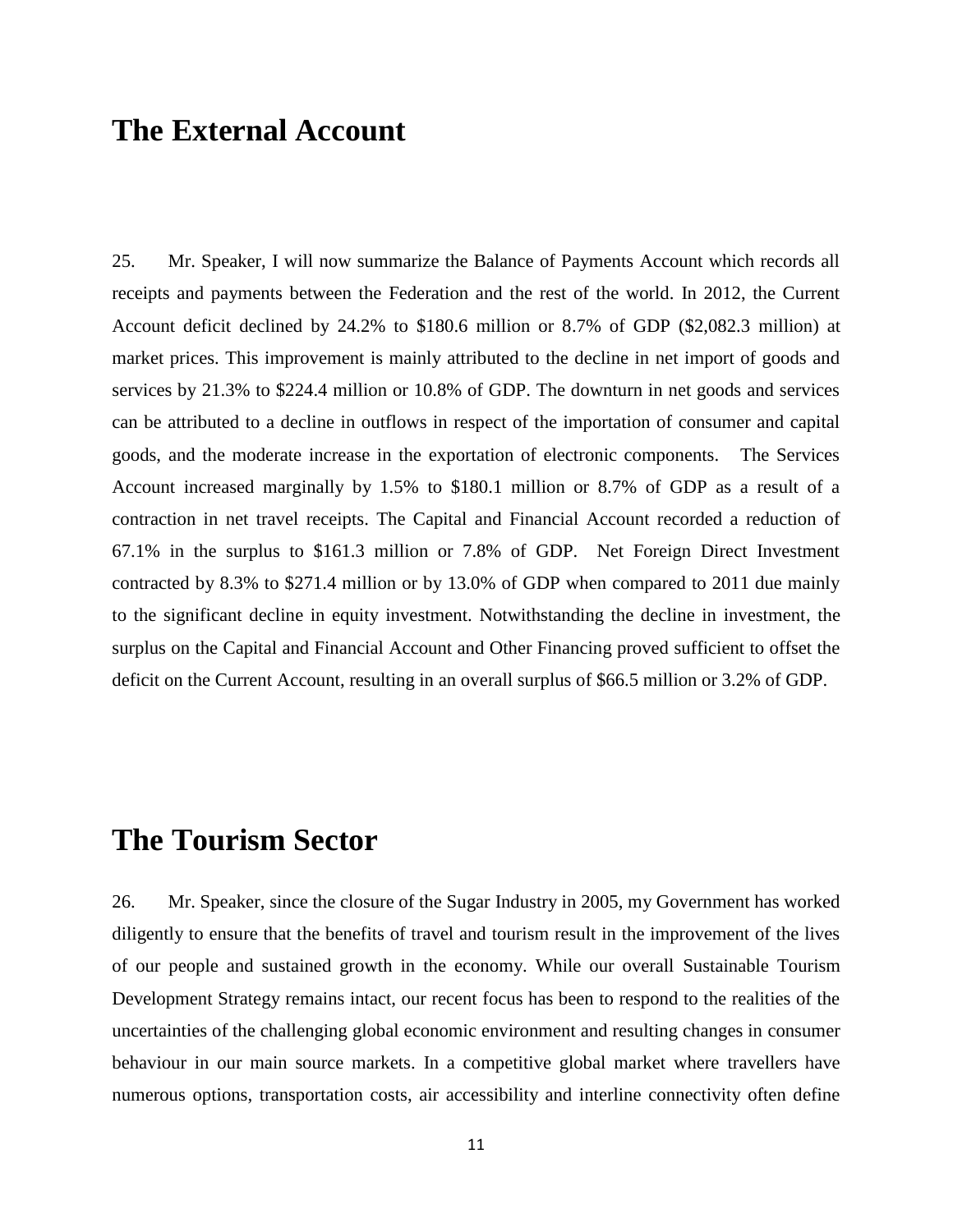# The External Account

25. Mr. Speaker, I will now summarize the Balance of Payments Account which records all receipts and payments between the Federation and the rest of the world. In 2012, the Current Account deficit declined by 24.2% to $180.6 million or 8.7% of GDP ($2,082.3 million) at market prices. This improvement is mainly attributed to the decline in net import of goods and services by 21.3% to $224.4 million or 10.8% of GDP. The downturn in net goods and services can be attributed to a decline in outflows in respect of the importation of consumer and capital goods, and the moderate increase in the exportation of electronic components. The Services Account increased marginally by 1.5% to $180.1 million or 8.7% of GDP as a result of a contraction in net travel receipts. The Capital and Financial Account recorded a reduction of 67.1% in the surplus to $161.3 million or 7.8% of GDP. Net Foreign Direct Investment contracted by 8.3% to $271.4 million or by 13.0% of GDP when compared to 2011 due mainly to the significant decline in equity investment. Notwithstanding the decline in investment, the surplus on the Capital and Financial Account and Other Financing proved sufficient to offset the deficit on the Current Account, resulting in an overall surplus of $66.5 million or 3.2% of GDP.

# The Tourism Sector

26. Mr. Speaker, since the closure of the Sugar Industry in 2005, my Government has worked diligently to ensure that the benefits of travel and tourism result in the improvement of the lives of our people and sustained growth in the economy. While our overall Sustainable Tourism Development Strategy remains intact, our recent focus has been to respond to the realities of the uncertainties of the challenging global economic environment and resulting changes in consumer behaviour in our main source markets. In a competitive global market where travellers have numerous options, transportation costs, air accessibility and interline connectivity often define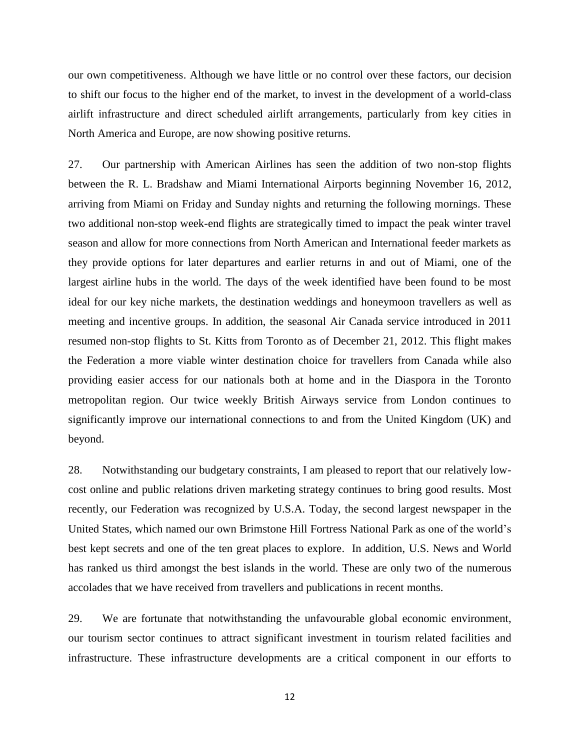our own competitiveness. Although we have little or no control over these factors, our decision to shift our focus to the higher end of the market, to invest in the development of a world-class airlift infrastructure and direct scheduled airlift arrangements, particularly from key cities in North America and Europe, are now showing positive returns.

27. Our partnership with American Airlines has seen the addition of two non-stop flights between the R. L. Bradshaw and Miami International Airports beginning November 16, 2012, arriving from Miami on Friday and Sunday nights and returning the following mornings. These two additional non-stop week-end flights are strategically timed to impact the peak winter travel season and allow for more connections from North American and International feeder markets as they provide options for later departures and earlier returns in and out of Miami, one of the largest airline hubs in the world. The days of the week identified have been found to be most ideal for our key niche markets, the destination weddings and honeymoon travellers as well as meeting and incentive groups. In addition, the seasonal Air Canada service introduced in 2011 resumed non-stop flights to St. Kitts from Toronto as of December 21, 2012. This flight makes the Federation a more viable winter destination choice for travellers from Canada while also providing easier access for our nationals both at home and in the Diaspora in the Toronto metropolitan region. Our twice weekly British Airways service from London continues to significantly improve our international connections to and from the United Kingdom (UK) and beyond.

28. Notwithstanding our budgetary constraints, I am pleased to report that our relatively low-cost online and public relations driven marketing strategy continues to bring good results. Most recently, our Federation was recognized by U.S.A. Today, the second largest newspaper in the United States, which named our own Brimstone Hill Fortress National Park as one of the world's best kept secrets and one of the ten great places to explore. In addition, U.S. News and World has ranked us third amongst the best islands in the world. These are only two of the numerous accolades that we have received from travellers and publications in recent months.

29. We are fortunate that notwithstanding the unfavourable global economic environment, our tourism sector continues to attract significant investment in tourism related facilities and infrastructure. These infrastructure developments are a critical component in our efforts to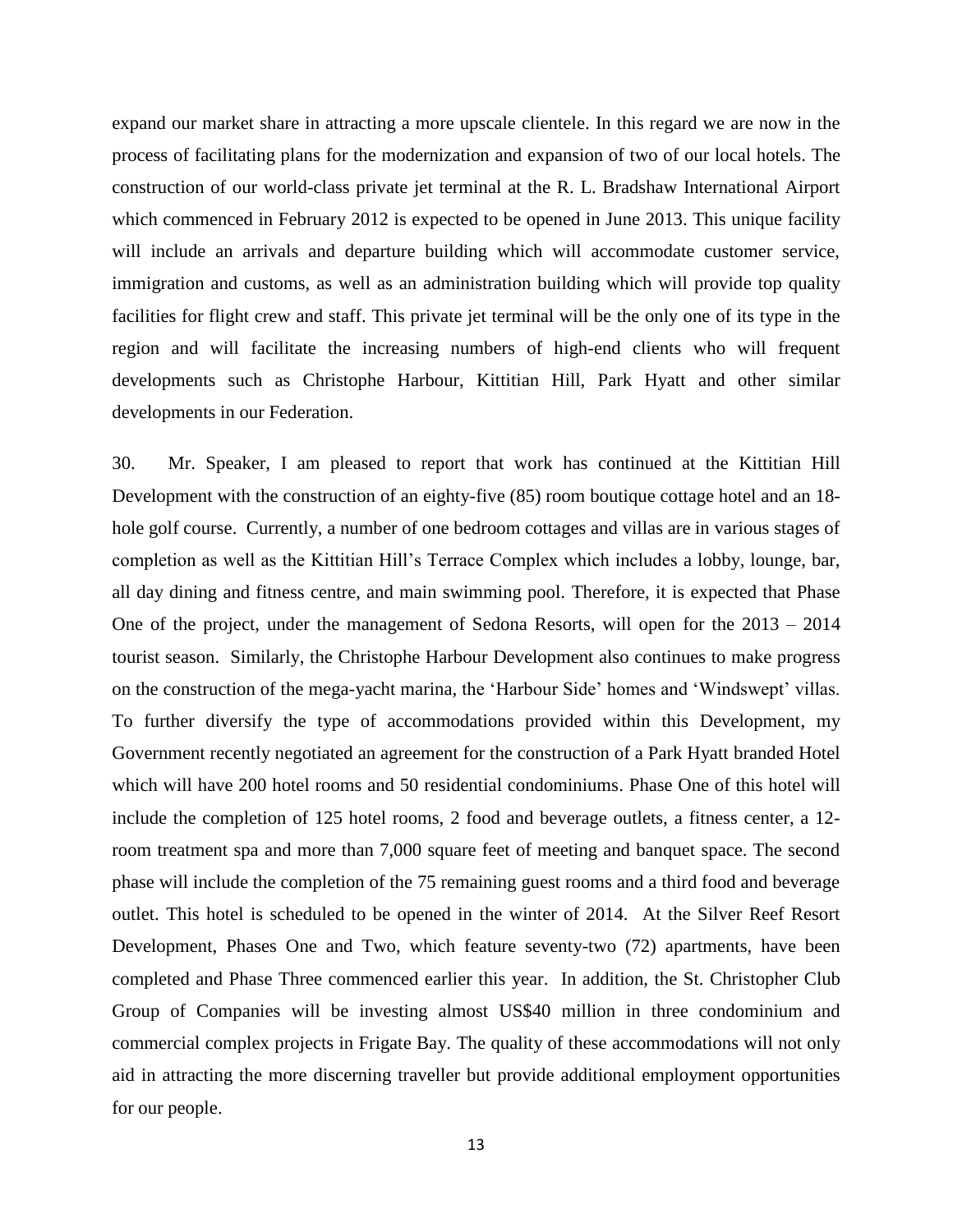expand our market share in attracting a more upscale clientele. In this regard we are now in the process of facilitating plans for the modernization and expansion of two of our local hotels. The construction of our world-class private jet terminal at the R. L. Bradshaw International Airport which commenced in February 2012 is expected to be opened in June 2013. This unique facility will include an arrivals and departure building which will accommodate customer service, immigration and customs, as well as an administration building which will provide top quality facilities for flight crew and staff. This private jet terminal will be the only one of its type in the region and will facilitate the increasing numbers of high-end clients who will frequent developments such as Christophe Harbour, Kittitian Hill, Park Hyatt and other similar developments in our Federation.

30. Mr. Speaker, I am pleased to report that work has continued at the Kittitian Hill Development with the construction of an eighty-five (85) room boutique cottage hotel and an 18-hole golf course. Currently, a number of one bedroom cottages and villas are in various stages of completion as well as the Kittitian Hill's Terrace Complex which includes a lobby, lounge, bar, all day dining and fitness centre, and main swimming pool. Therefore, it is expected that Phase One of the project, under the management of Sedona Resorts, will open for the 2013 – 2014 tourist season. Similarly, the Christophe Harbour Development also continues to make progress on the construction of the mega-yacht marina, the 'Harbour Side' homes and 'Windswept' villas. To further diversify the type of accommodations provided within this Development, my Government recently negotiated an agreement for the construction of a Park Hyatt branded Hotel which will have 200 hotel rooms and 50 residential condominiums. Phase One of this hotel will include the completion of 125 hotel rooms, 2 food and beverage outlets, a fitness center, a 12-room treatment spa and more than 7,000 square feet of meeting and banquet space. The second phase will include the completion of the 75 remaining guest rooms and a third food and beverage outlet. This hotel is scheduled to be opened in the winter of 2014. At the Silver Reef Resort Development, Phases One and Two, which feature seventy-two (72) apartments, have been completed and Phase Three commenced earlier this year. In addition, the St. Christopher Club Group of Companies will be investing almost US$40 million in three condominium and commercial complex projects in Frigate Bay. The quality of these accommodations will not only aid in attracting the more discerning traveller but provide additional employment opportunities for our people.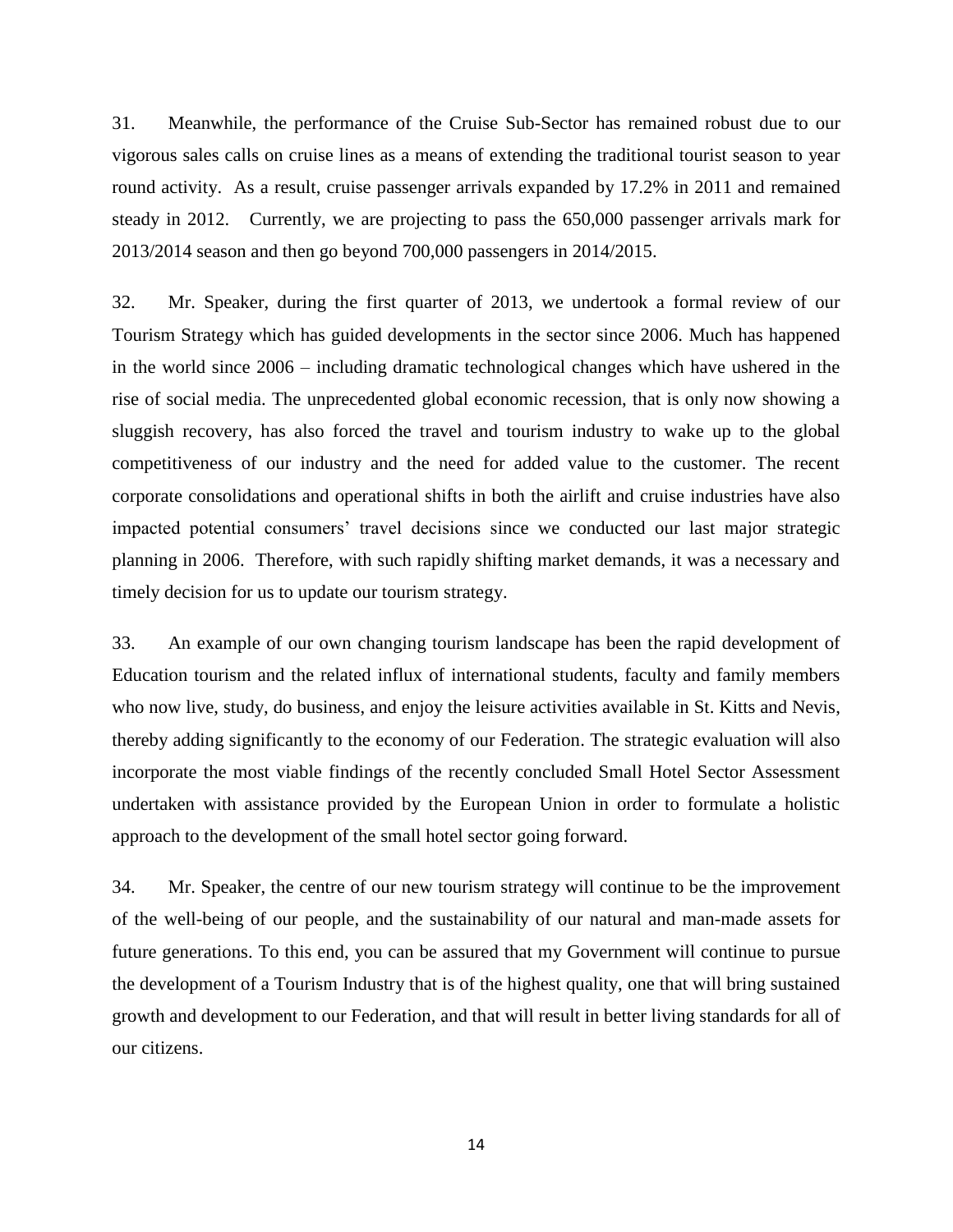31. Meanwhile, the performance of the Cruise Sub-Sector has remained robust due to our vigorous sales calls on cruise lines as a means of extending the traditional tourist season to year round activity. As a result, cruise passenger arrivals expanded by 17.2% in 2011 and remained steady in 2012. Currently, we are projecting to pass the 650,000 passenger arrivals mark for 2013/2014 season and then go beyond 700,000 passengers in 2014/2015.

32. Mr. Speaker, during the first quarter of 2013, we undertook a formal review of our Tourism Strategy which has guided developments in the sector since 2006. Much has happened in the world since 2006 – including dramatic technological changes which have ushered in the rise of social media. The unprecedented global economic recession, that is only now showing a sluggish recovery, has also forced the travel and tourism industry to wake up to the global competitiveness of our industry and the need for added value to the customer. The recent corporate consolidations and operational shifts in both the airlift and cruise industries have also impacted potential consumers' travel decisions since we conducted our last major strategic planning in 2006. Therefore, with such rapidly shifting market demands, it was a necessary and timely decision for us to update our tourism strategy.

33. An example of our own changing tourism landscape has been the rapid development of Education tourism and the related influx of international students, faculty and family members who now live, study, do business, and enjoy the leisure activities available in St. Kitts and Nevis, thereby adding significantly to the economy of our Federation. The strategic evaluation will also incorporate the most viable findings of the recently concluded Small Hotel Sector Assessment undertaken with assistance provided by the European Union in order to formulate a holistic approach to the development of the small hotel sector going forward.

34. Mr. Speaker, the centre of our new tourism strategy will continue to be the improvement of the well-being of our people, and the sustainability of our natural and man-made assets for future generations. To this end, you can be assured that my Government will continue to pursue the development of a Tourism Industry that is of the highest quality, one that will bring sustained growth and development to our Federation, and that will result in better living standards for all of our citizens.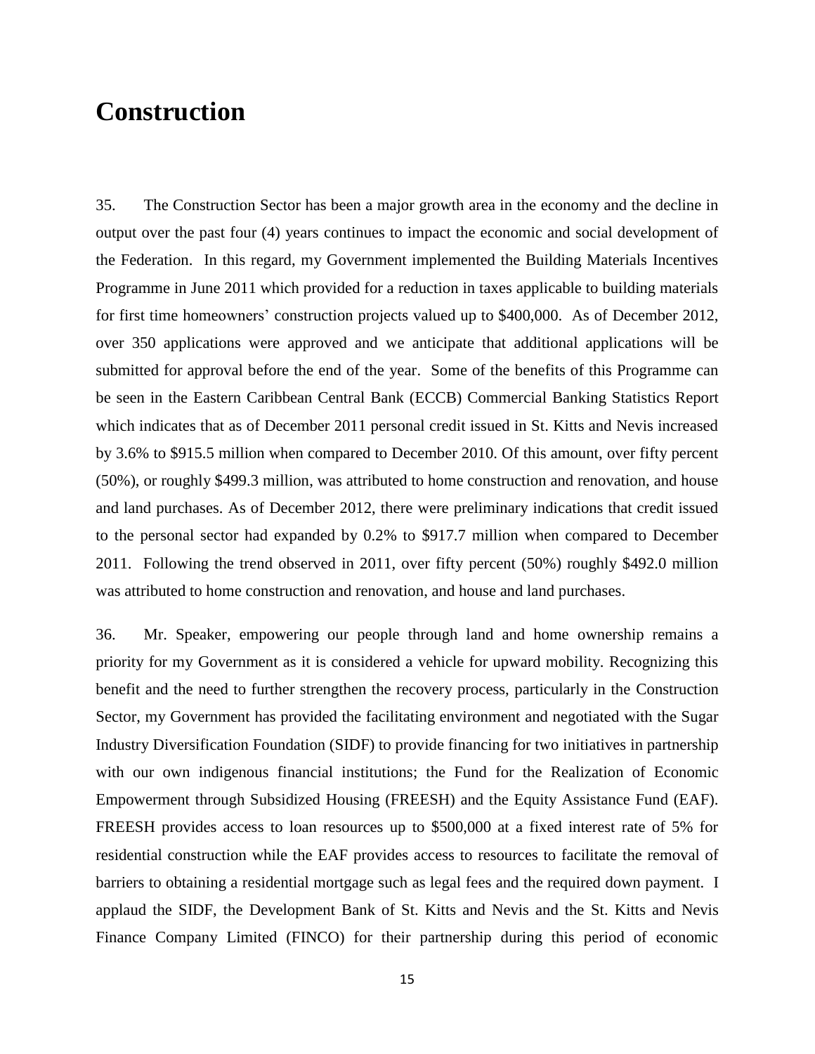# Construction

35. The Construction Sector has been a major growth area in the economy and the decline in output over the past four (4) years continues to impact the economic and social development of the Federation. In this regard, my Government implemented the Building Materials Incentives Programme in June 2011 which provided for a reduction in taxes applicable to building materials for first time homeowners' construction projects valued up to $400,000. As of December 2012, over 350 applications were approved and we anticipate that additional applications will be submitted for approval before the end of the year. Some of the benefits of this Programme can be seen in the Eastern Caribbean Central Bank (ECCB) Commercial Banking Statistics Report which indicates that as of December 2011 personal credit issued in St. Kitts and Nevis increased by 3.6% to $915.5 million when compared to December 2010. Of this amount, over fifty percent (50%), or roughly $499.3 million, was attributed to home construction and renovation, and house and land purchases. As of December 2012, there were preliminary indications that credit issued to the personal sector had expanded by 0.2% to $917.7 million when compared to December 2011. Following the trend observed in 2011, over fifty percent (50%) roughly $492.0 million was attributed to home construction and renovation, and house and land purchases.

36. Mr. Speaker, empowering our people through land and home ownership remains a priority for my Government as it is considered a vehicle for upward mobility. Recognizing this benefit and the need to further strengthen the recovery process, particularly in the Construction Sector, my Government has provided the facilitating environment and negotiated with the Sugar Industry Diversification Foundation (SIDF) to provide financing for two initiatives in partnership with our own indigenous financial institutions; the Fund for the Realization of Economic Empowerment through Subsidized Housing (FREESH) and the Equity Assistance Fund (EAF). FREESH provides access to loan resources up to $500,000 at a fixed interest rate of 5% for residential construction while the EAF provides access to resources to facilitate the removal of barriers to obtaining a residential mortgage such as legal fees and the required down payment. I applaud the SIDF, the Development Bank of St. Kitts and Nevis and the St. Kitts and Nevis Finance Company Limited (FINCO) for their partnership during this period of economic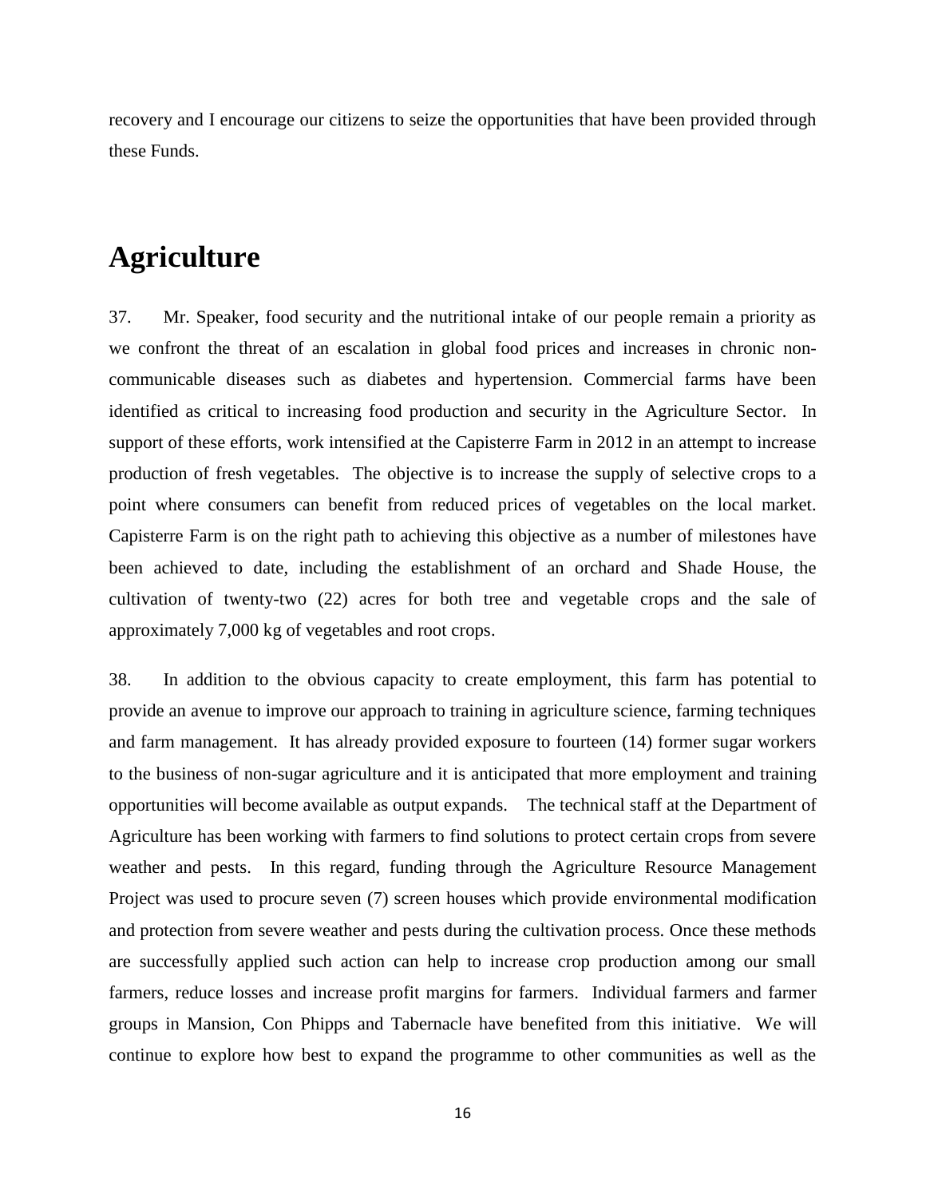recovery and I encourage our citizens to seize the opportunities that have been provided through these Funds.

# Agriculture

37. Mr. Speaker, food security and the nutritional intake of our people remain a priority as we confront the threat of an escalation in global food prices and increases in chronic non-communicable diseases such as diabetes and hypertension. Commercial farms have been identified as critical to increasing food production and security in the Agriculture Sector. In support of these efforts, work intensified at the Capisterre Farm in 2012 in an attempt to increase production of fresh vegetables. The objective is to increase the supply of selective crops to a point where consumers can benefit from reduced prices of vegetables on the local market. Capisterre Farm is on the right path to achieving this objective as a number of milestones have been achieved to date, including the establishment of an orchard and Shade House, the cultivation of twenty-two (22) acres for both tree and vegetable crops and the sale of approximately 7,000 kg of vegetables and root crops.

38. In addition to the obvious capacity to create employment, this farm has potential to provide an avenue to improve our approach to training in agriculture science, farming techniques and farm management. It has already provided exposure to fourteen (14) former sugar workers to the business of non-sugar agriculture and it is anticipated that more employment and training opportunities will become available as output expands. The technical staff at the Department of Agriculture has been working with farmers to find solutions to protect certain crops from severe weather and pests. In this regard, funding through the Agriculture Resource Management Project was used to procure seven (7) screen houses which provide environmental modification and protection from severe weather and pests during the cultivation process. Once these methods are successfully applied such action can help to increase crop production among our small farmers, reduce losses and increase profit margins for farmers. Individual farmers and farmer groups in Mansion, Con Phipps and Tabernacle have benefited from this initiative. We will continue to explore how best to expand the programme to other communities as well as the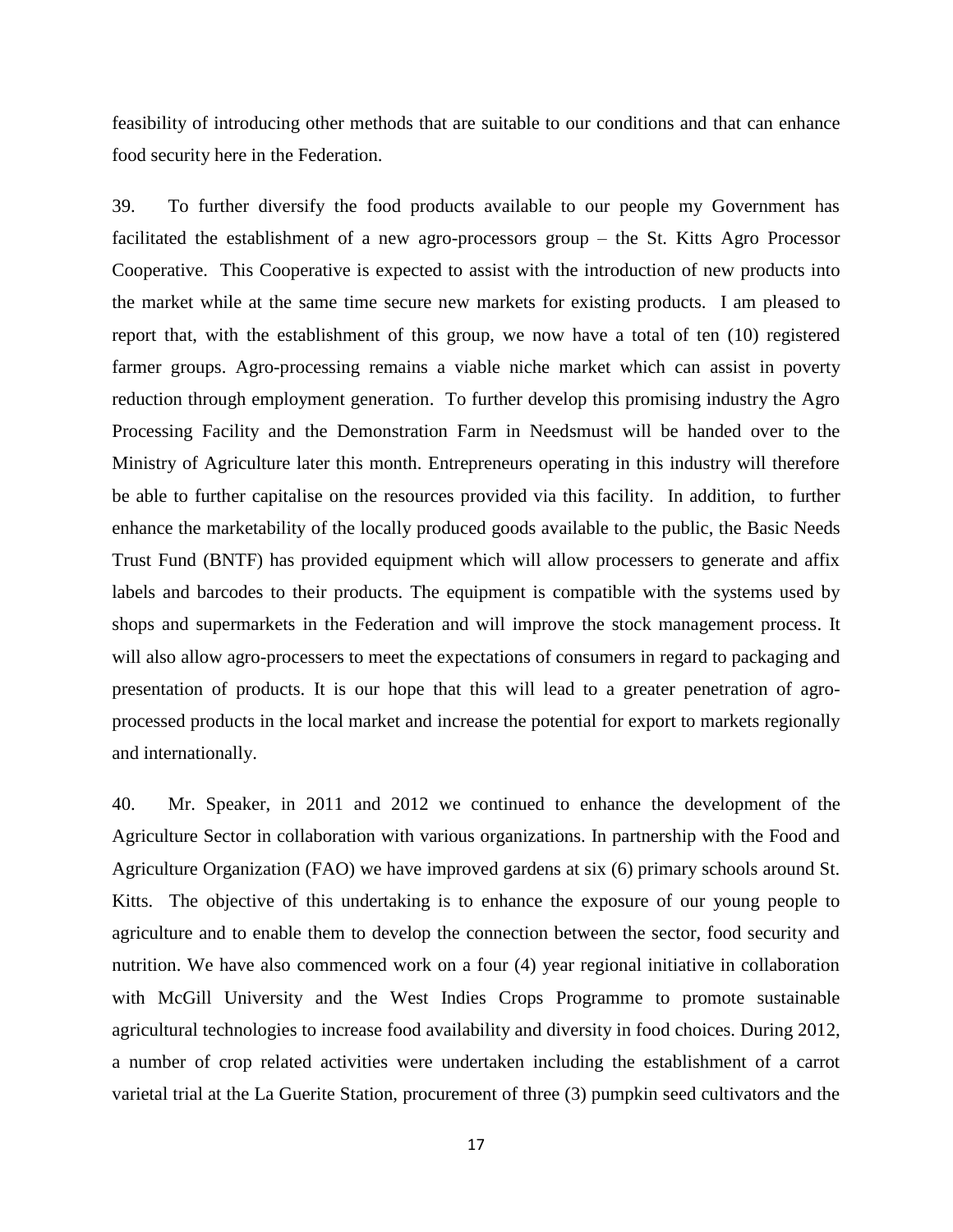feasibility of introducing other methods that are suitable to our conditions and that can enhance food security here in the Federation.

39. To further diversify the food products available to our people my Government has facilitated the establishment of a new agro-processors group – the St. Kitts Agro Processor Cooperative. This Cooperative is expected to assist with the introduction of new products into the market while at the same time secure new markets for existing products. I am pleased to report that, with the establishment of this group, we now have a total of ten (10) registered farmer groups. Agro-processing remains a viable niche market which can assist in poverty reduction through employment generation. To further develop this promising industry the Agro Processing Facility and the Demonstration Farm in Needsmust will be handed over to the Ministry of Agriculture later this month. Entrepreneurs operating in this industry will therefore be able to further capitalise on the resources provided via this facility. In addition, to further enhance the marketability of the locally produced goods available to the public, the Basic Needs Trust Fund (BNTF) has provided equipment which will allow processers to generate and affix labels and barcodes to their products. The equipment is compatible with the systems used by shops and supermarkets in the Federation and will improve the stock management process. It will also allow agro-processers to meet the expectations of consumers in regard to packaging and presentation of products. It is our hope that this will lead to a greater penetration of agro-processed products in the local market and increase the potential for export to markets regionally and internationally.

40. Mr. Speaker, in 2011 and 2012 we continued to enhance the development of the Agriculture Sector in collaboration with various organizations. In partnership with the Food and Agriculture Organization (FAO) we have improved gardens at six (6) primary schools around St. Kitts. The objective of this undertaking is to enhance the exposure of our young people to agriculture and to enable them to develop the connection between the sector, food security and nutrition. We have also commenced work on a four (4) year regional initiative in collaboration with McGill University and the West Indies Crops Programme to promote sustainable agricultural technologies to increase food availability and diversity in food choices. During 2012, a number of crop related activities were undertaken including the establishment of a carrot varietal trial at the La Guerite Station, procurement of three (3) pumpkin seed cultivators and the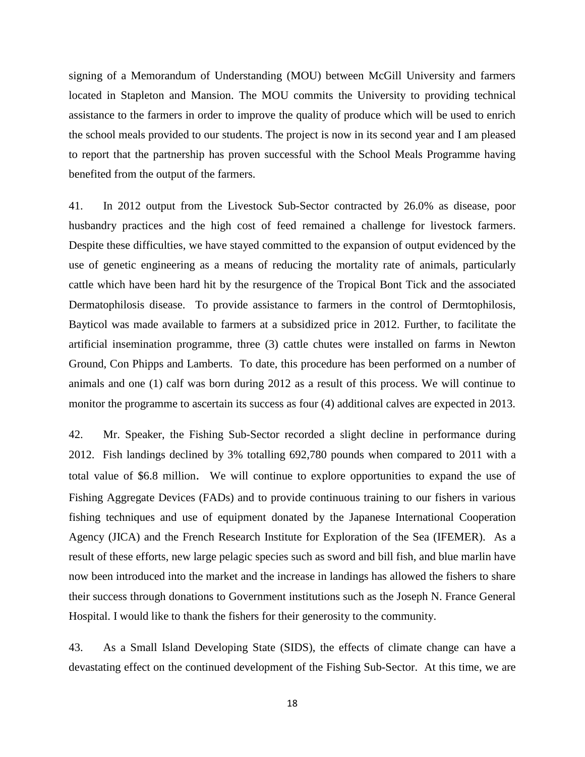signing of a Memorandum of Understanding (MOU) between McGill University and farmers located in Stapleton and Mansion. The MOU commits the University to providing technical assistance to the farmers in order to improve the quality of produce which will be used to enrich the school meals provided to our students. The project is now in its second year and I am pleased to report that the partnership has proven successful with the School Meals Programme having benefited from the output of the farmers.

41. In 2012 output from the Livestock Sub-Sector contracted by 26.0% as disease, poor husbandry practices and the high cost of feed remained a challenge for livestock farmers. Despite these difficulties, we have stayed committed to the expansion of output evidenced by the use of genetic engineering as a means of reducing the mortality rate of animals, particularly cattle which have been hard hit by the resurgence of the Tropical Bont Tick and the associated Dermatophilosis disease. To provide assistance to farmers in the control of Dermtophilosis, Bayticol was made available to farmers at a subsidized price in 2012. Further, to facilitate the artificial insemination programme, three (3) cattle chutes were installed on farms in Newton Ground, Con Phipps and Lamberts. To date, this procedure has been performed on a number of animals and one (1) calf was born during 2012 as a result of this process. We will continue to monitor the programme to ascertain its success as four (4) additional calves are expected in 2013.

42. Mr. Speaker, the Fishing Sub-Sector recorded a slight decline in performance during 2012. Fish landings declined by 3% totalling 692,780 pounds when compared to 2011 with a total value of $6.8 million. We will continue to explore opportunities to expand the use of Fishing Aggregate Devices (FADs) and to provide continuous training to our fishers in various fishing techniques and use of equipment donated by the Japanese International Cooperation Agency (JICA) and the French Research Institute for Exploration of the Sea (IFEMER). As a result of these efforts, new large pelagic species such as sword and bill fish, and blue marlin have now been introduced into the market and the increase in landings has allowed the fishers to share their success through donations to Government institutions such as the Joseph N. France General Hospital. I would like to thank the fishers for their generosity to the community.

43. As a Small Island Developing State (SIDS), the effects of climate change can have a devastating effect on the continued development of the Fishing Sub-Sector. At this time, we are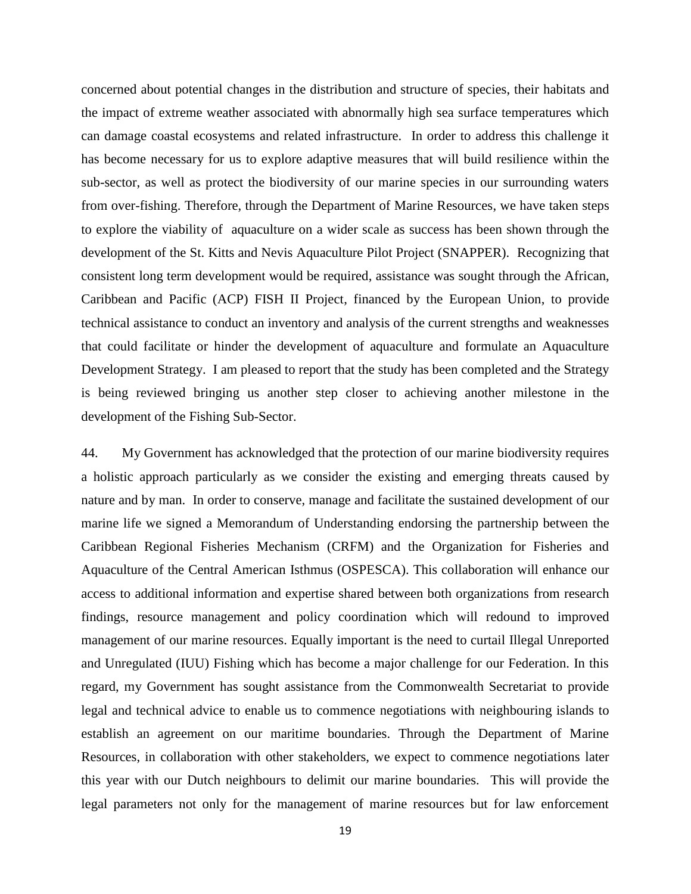concerned about potential changes in the distribution and structure of species, their habitats and the impact of extreme weather associated with abnormally high sea surface temperatures which can damage coastal ecosystems and related infrastructure. In order to address this challenge it has become necessary for us to explore adaptive measures that will build resilience within the sub-sector, as well as protect the biodiversity of our marine species in our surrounding waters from over-fishing. Therefore, through the Department of Marine Resources, we have taken steps to explore the viability of aquaculture on a wider scale as success has been shown through the development of the St. Kitts and Nevis Aquaculture Pilot Project (SNAPPER). Recognizing that consistent long term development would be required, assistance was sought through the African, Caribbean and Pacific (ACP) FISH II Project, financed by the European Union, to provide technical assistance to conduct an inventory and analysis of the current strengths and weaknesses that could facilitate or hinder the development of aquaculture and formulate an Aquaculture Development Strategy. I am pleased to report that the study has been completed and the Strategy is being reviewed bringing us another step closer to achieving another milestone in the development of the Fishing Sub-Sector.

44. My Government has acknowledged that the protection of our marine biodiversity requires a holistic approach particularly as we consider the existing and emerging threats caused by nature and by man. In order to conserve, manage and facilitate the sustained development of our marine life we signed a Memorandum of Understanding endorsing the partnership between the Caribbean Regional Fisheries Mechanism (CRFM) and the Organization for Fisheries and Aquaculture of the Central American Isthmus (OSPESCA). This collaboration will enhance our access to additional information and expertise shared between both organizations from research findings, resource management and policy coordination which will redound to improved management of our marine resources. Equally important is the need to curtail Illegal Unreported and Unregulated (IUU) Fishing which has become a major challenge for our Federation. In this regard, my Government has sought assistance from the Commonwealth Secretariat to provide legal and technical advice to enable us to commence negotiations with neighbouring islands to establish an agreement on our maritime boundaries. Through the Department of Marine Resources, in collaboration with other stakeholders, we expect to commence negotiations later this year with our Dutch neighbours to delimit our marine boundaries. This will provide the legal parameters not only for the management of marine resources but for law enforcement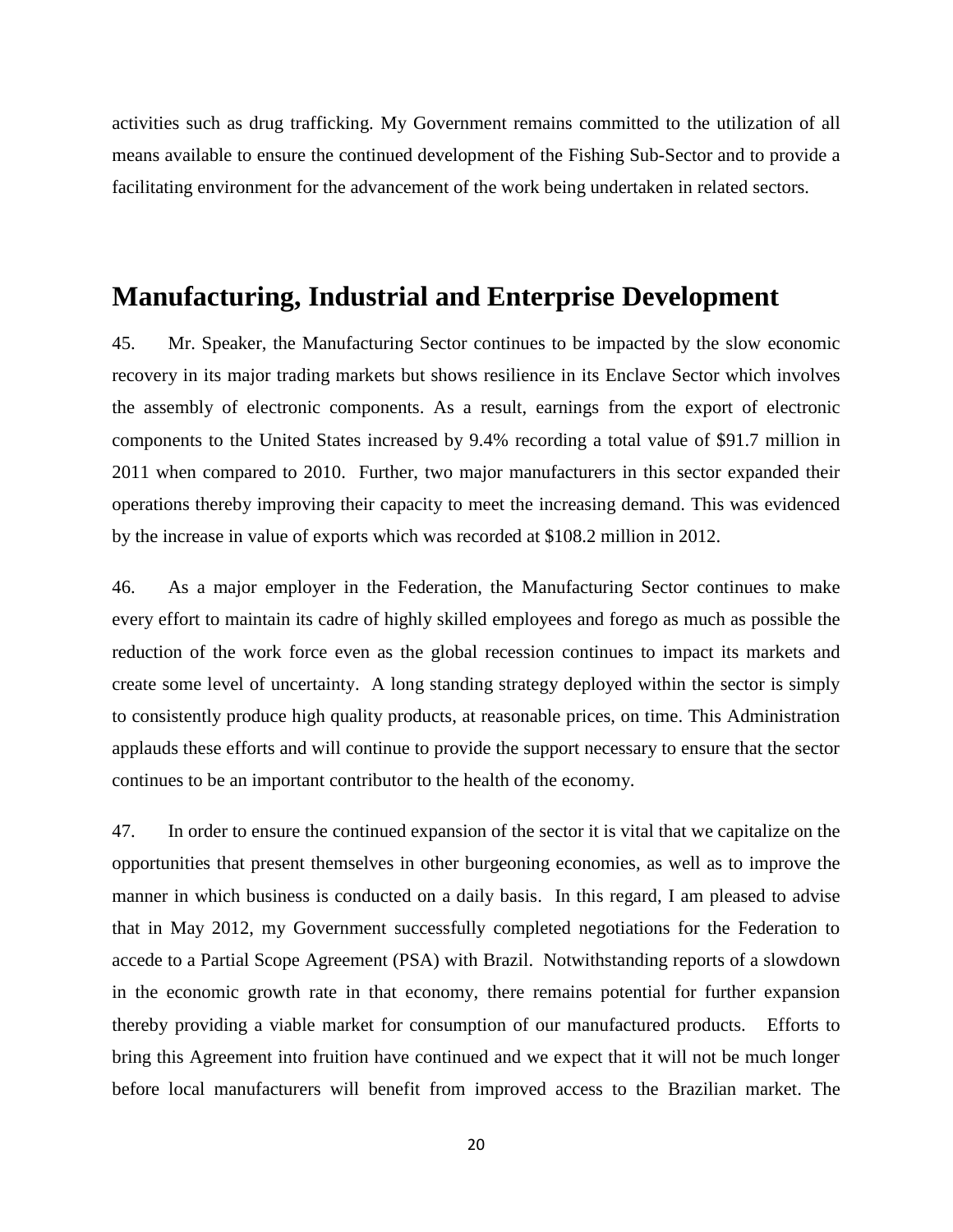activities such as drug trafficking. My Government remains committed to the utilization of all means available to ensure the continued development of the Fishing Sub-Sector and to provide a facilitating environment for the advancement of the work being undertaken in related sectors.

## Manufacturing, Industrial and Enterprise Development

45. Mr. Speaker, the Manufacturing Sector continues to be impacted by the slow economic recovery in its major trading markets but shows resilience in its Enclave Sector which involves the assembly of electronic components. As a result, earnings from the export of electronic components to the United States increased by 9.4% recording a total value of $91.7 million in 2011 when compared to 2010. Further, two major manufacturers in this sector expanded their operations thereby improving their capacity to meet the increasing demand. This was evidenced by the increase in value of exports which was recorded at $108.2 million in 2012.

46. As a major employer in the Federation, the Manufacturing Sector continues to make every effort to maintain its cadre of highly skilled employees and forego as much as possible the reduction of the work force even as the global recession continues to impact its markets and create some level of uncertainty. A long standing strategy deployed within the sector is simply to consistently produce high quality products, at reasonable prices, on time. This Administration applauds these efforts and will continue to provide the support necessary to ensure that the sector continues to be an important contributor to the health of the economy.

47. In order to ensure the continued expansion of the sector it is vital that we capitalize on the opportunities that present themselves in other burgeoning economies, as well as to improve the manner in which business is conducted on a daily basis. In this regard, I am pleased to advise that in May 2012, my Government successfully completed negotiations for the Federation to accede to a Partial Scope Agreement (PSA) with Brazil. Notwithstanding reports of a slowdown in the economic growth rate in that economy, there remains potential for further expansion thereby providing a viable market for consumption of our manufactured products. Efforts to bring this Agreement into fruition have continued and we expect that it will not be much longer before local manufacturers will benefit from improved access to the Brazilian market. The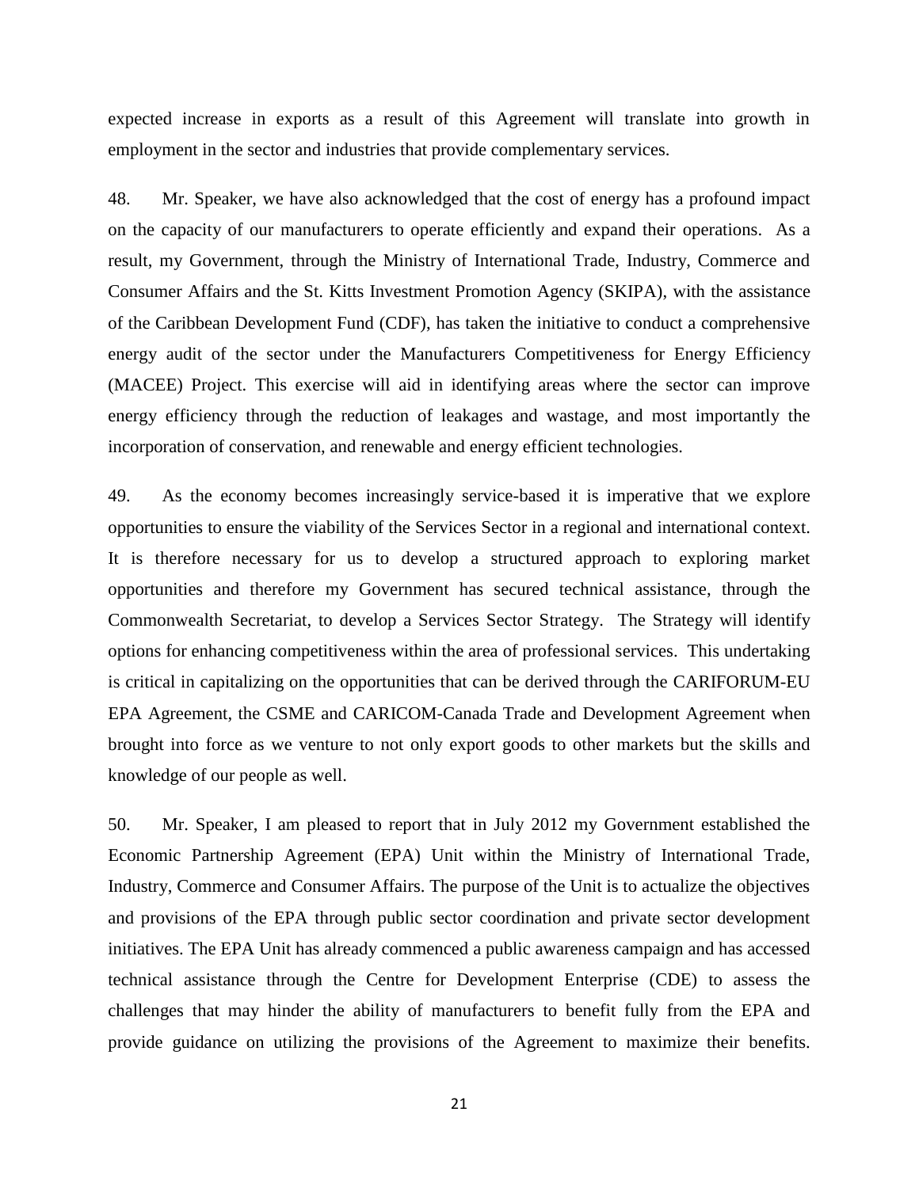expected increase in exports as a result of this Agreement will translate into growth in employment in the sector and industries that provide complementary services.

48. Mr. Speaker, we have also acknowledged that the cost of energy has a profound impact on the capacity of our manufacturers to operate efficiently and expand their operations. As a result, my Government, through the Ministry of International Trade, Industry, Commerce and Consumer Affairs and the St. Kitts Investment Promotion Agency (SKIPA), with the assistance of the Caribbean Development Fund (CDF), has taken the initiative to conduct a comprehensive energy audit of the sector under the Manufacturers Competitiveness for Energy Efficiency (MACEE) Project. This exercise will aid in identifying areas where the sector can improve energy efficiency through the reduction of leakages and wastage, and most importantly the incorporation of conservation, and renewable and energy efficient technologies.

49. As the economy becomes increasingly service-based it is imperative that we explore opportunities to ensure the viability of the Services Sector in a regional and international context. It is therefore necessary for us to develop a structured approach to exploring market opportunities and therefore my Government has secured technical assistance, through the Commonwealth Secretariat, to develop a Services Sector Strategy. The Strategy will identify options for enhancing competitiveness within the area of professional services. This undertaking is critical in capitalizing on the opportunities that can be derived through the CARIFORUM-EU EPA Agreement, the CSME and CARICOM-Canada Trade and Development Agreement when brought into force as we venture to not only export goods to other markets but the skills and knowledge of our people as well.

50. Mr. Speaker, I am pleased to report that in July 2012 my Government established the Economic Partnership Agreement (EPA) Unit within the Ministry of International Trade, Industry, Commerce and Consumer Affairs. The purpose of the Unit is to actualize the objectives and provisions of the EPA through public sector coordination and private sector development initiatives. The EPA Unit has already commenced a public awareness campaign and has accessed technical assistance through the Centre for Development Enterprise (CDE) to assess the challenges that may hinder the ability of manufacturers to benefit fully from the EPA and provide guidance on utilizing the provisions of the Agreement to maximize their benefits.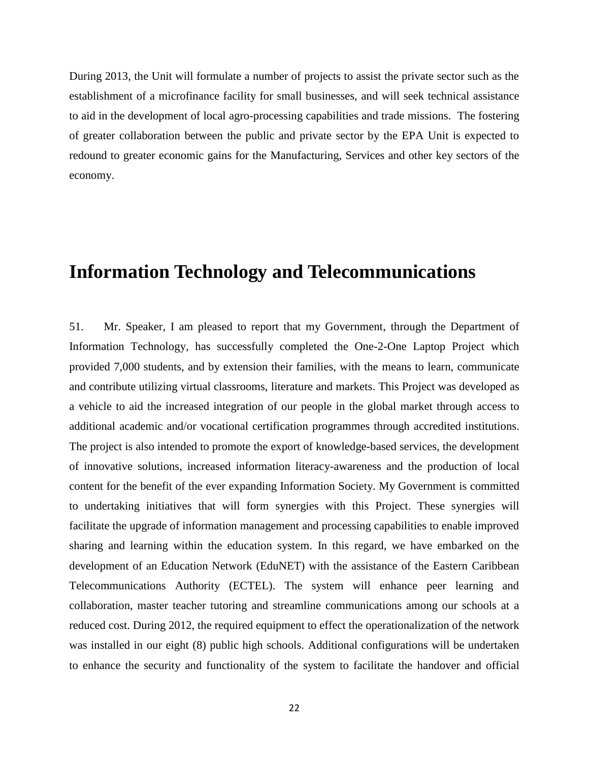During 2013, the Unit will formulate a number of projects to assist the private sector such as the establishment of a microfinance facility for small businesses, and will seek technical assistance to aid in the development of local agro-processing capabilities and trade missions. The fostering of greater collaboration between the public and private sector by the EPA Unit is expected to redound to greater economic gains for the Manufacturing, Services and other key sectors of the economy.

# Information Technology and Telecommunications

51. Mr. Speaker, I am pleased to report that my Government, through the Department of Information Technology, has successfully completed the One-2-One Laptop Project which provided 7,000 students, and by extension their families, with the means to learn, communicate and contribute utilizing virtual classrooms, literature and markets. This Project was developed as a vehicle to aid the increased integration of our people in the global market through access to additional academic and/or vocational certification programmes through accredited institutions. The project is also intended to promote the export of knowledge-based services, the development of innovative solutions, increased information literacy-awareness and the production of local content for the benefit of the ever expanding Information Society. My Government is committed to undertaking initiatives that will form synergies with this Project. These synergies will facilitate the upgrade of information management and processing capabilities to enable improved sharing and learning within the education system. In this regard, we have embarked on the development of an Education Network (EduNET) with the assistance of the Eastern Caribbean Telecommunications Authority (ECTEL). The system will enhance peer learning and collaboration, master teacher tutoring and streamline communications among our schools at a reduced cost. During 2012, the required equipment to effect the operationalization of the network was installed in our eight (8) public high schools. Additional configurations will be undertaken to enhance the security and functionality of the system to facilitate the handover and official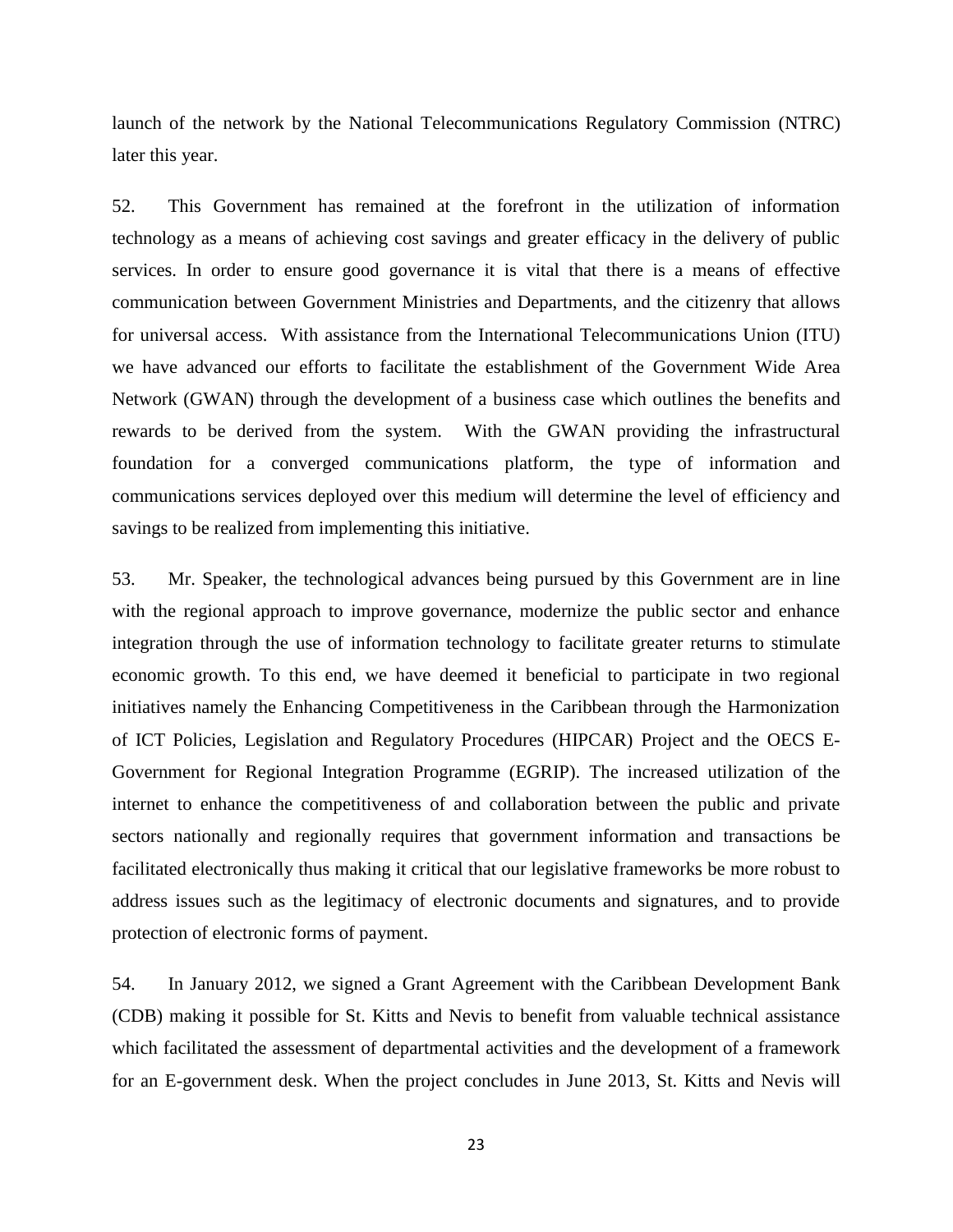launch of the network by the National Telecommunications Regulatory Commission (NTRC) later this year.

52. This Government has remained at the forefront in the utilization of information technology as a means of achieving cost savings and greater efficacy in the delivery of public services. In order to ensure good governance it is vital that there is a means of effective communication between Government Ministries and Departments, and the citizenry that allows for universal access. With assistance from the International Telecommunications Union (ITU) we have advanced our efforts to facilitate the establishment of the Government Wide Area Network (GWAN) through the development of a business case which outlines the benefits and rewards to be derived from the system. With the GWAN providing the infrastructural foundation for a converged communications platform, the type of information and communications services deployed over this medium will determine the level of efficiency and savings to be realized from implementing this initiative.

53. Mr. Speaker, the technological advances being pursued by this Government are in line with the regional approach to improve governance, modernize the public sector and enhance integration through the use of information technology to facilitate greater returns to stimulate economic growth. To this end, we have deemed it beneficial to participate in two regional initiatives namely the Enhancing Competitiveness in the Caribbean through the Harmonization of ICT Policies, Legislation and Regulatory Procedures (HIPCAR) Project and the OECS E-Government for Regional Integration Programme (EGRIP). The increased utilization of the internet to enhance the competitiveness of and collaboration between the public and private sectors nationally and regionally requires that government information and transactions be facilitated electronically thus making it critical that our legislative frameworks be more robust to address issues such as the legitimacy of electronic documents and signatures, and to provide protection of electronic forms of payment.

54. In January 2012, we signed a Grant Agreement with the Caribbean Development Bank (CDB) making it possible for St. Kitts and Nevis to benefit from valuable technical assistance which facilitated the assessment of departmental activities and the development of a framework for an E-government desk. When the project concludes in June 2013, St. Kitts and Nevis will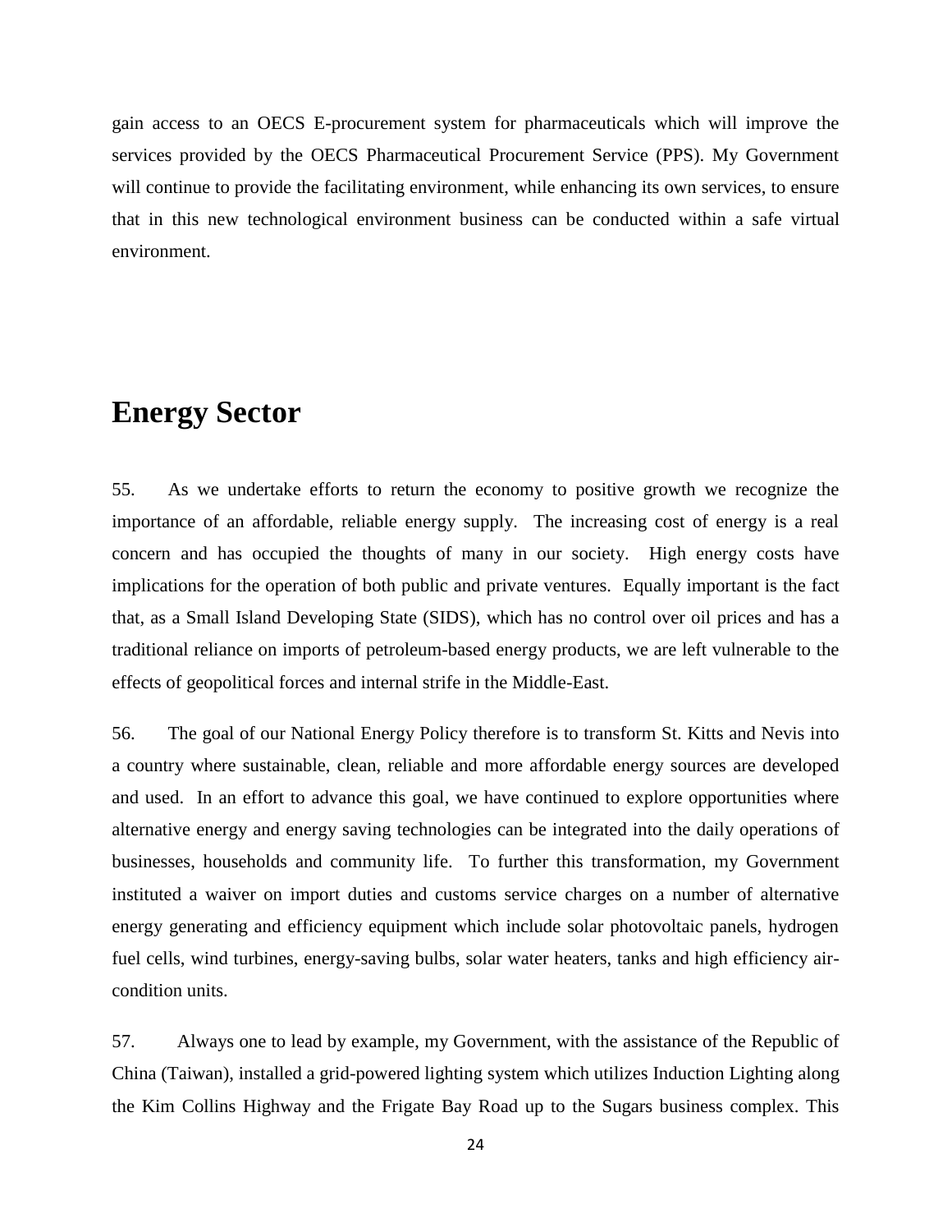gain access to an OECS E-procurement system for pharmaceuticals which will improve the services provided by the OECS Pharmaceutical Procurement Service (PPS). My Government will continue to provide the facilitating environment, while enhancing its own services, to ensure that in this new technological environment business can be conducted within a safe virtual environment.

## Energy Sector

55. As we undertake efforts to return the economy to positive growth we recognize the importance of an affordable, reliable energy supply. The increasing cost of energy is a real concern and has occupied the thoughts of many in our society. High energy costs have implications for the operation of both public and private ventures. Equally important is the fact that, as a Small Island Developing State (SIDS), which has no control over oil prices and has a traditional reliance on imports of petroleum-based energy products, we are left vulnerable to the effects of geopolitical forces and internal strife in the Middle-East.

56. The goal of our National Energy Policy therefore is to transform St. Kitts and Nevis into a country where sustainable, clean, reliable and more affordable energy sources are developed and used. In an effort to advance this goal, we have continued to explore opportunities where alternative energy and energy saving technologies can be integrated into the daily operations of businesses, households and community life. To further this transformation, my Government instituted a waiver on import duties and customs service charges on a number of alternative energy generating and efficiency equipment which include solar photovoltaic panels, hydrogen fuel cells, wind turbines, energy-saving bulbs, solar water heaters, tanks and high efficiency air-condition units.

57. Always one to lead by example, my Government, with the assistance of the Republic of China (Taiwan), installed a grid-powered lighting system which utilizes Induction Lighting along the Kim Collins Highway and the Frigate Bay Road up to the Sugars business complex. This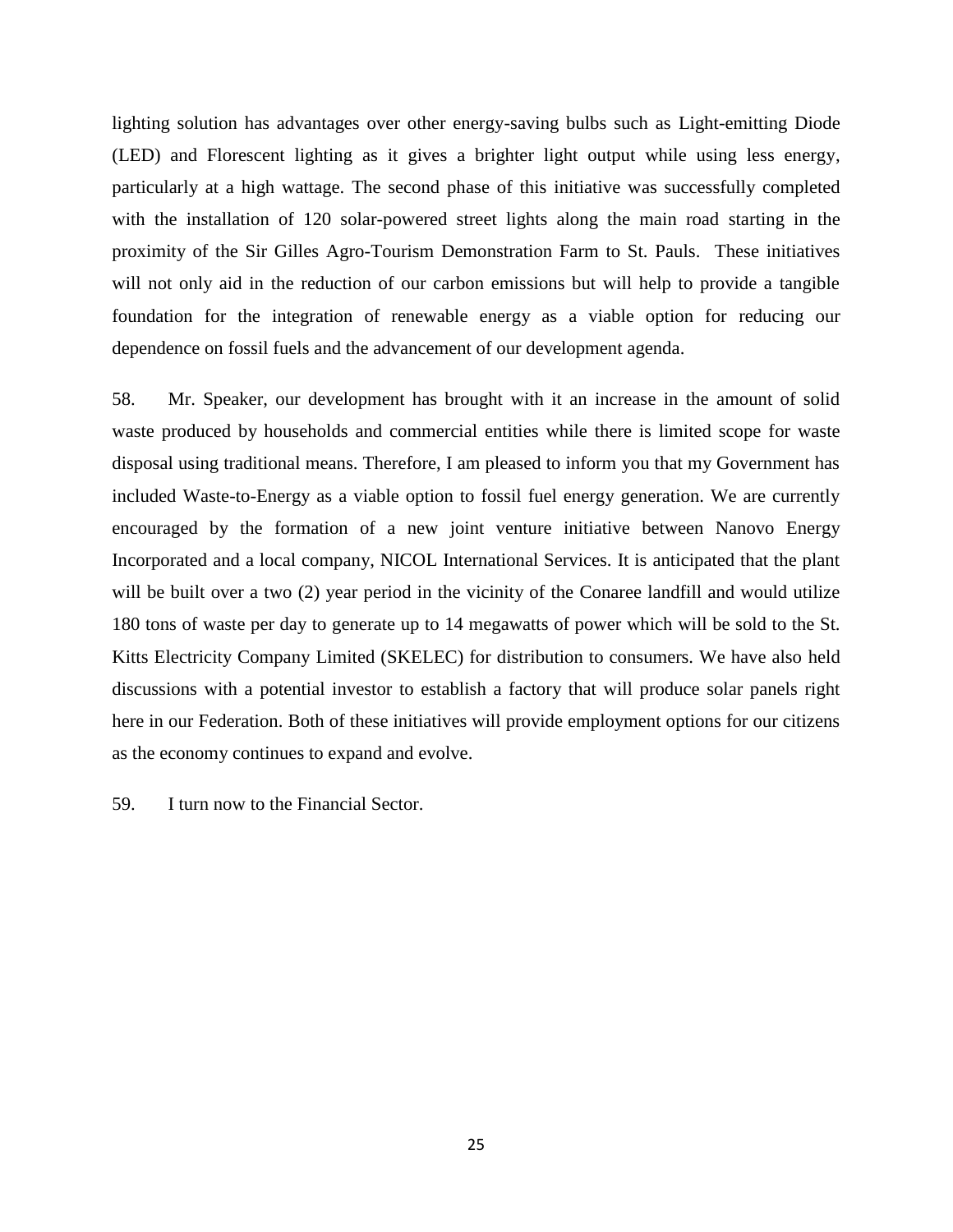lighting solution has advantages over other energy-saving bulbs such as Light-emitting Diode (LED) and Florescent lighting as it gives a brighter light output while using less energy, particularly at a high wattage. The second phase of this initiative was successfully completed with the installation of 120 solar-powered street lights along the main road starting in the proximity of the Sir Gilles Agro-Tourism Demonstration Farm to St. Pauls. These initiatives will not only aid in the reduction of our carbon emissions but will help to provide a tangible foundation for the integration of renewable energy as a viable option for reducing our dependence on fossil fuels and the advancement of our development agenda.

58. Mr. Speaker, our development has brought with it an increase in the amount of solid waste produced by households and commercial entities while there is limited scope for waste disposal using traditional means. Therefore, I am pleased to inform you that my Government has included Waste-to-Energy as a viable option to fossil fuel energy generation. We are currently encouraged by the formation of a new joint venture initiative between Nanovo Energy Incorporated and a local company, NICOL International Services. It is anticipated that the plant will be built over a two (2) year period in the vicinity of the Conaree landfill and would utilize 180 tons of waste per day to generate up to 14 megawatts of power which will be sold to the St. Kitts Electricity Company Limited (SKELEC) for distribution to consumers. We have also held discussions with a potential investor to establish a factory that will produce solar panels right here in our Federation. Both of these initiatives will provide employment options for our citizens as the economy continues to expand and evolve.

59. I turn now to the Financial Sector.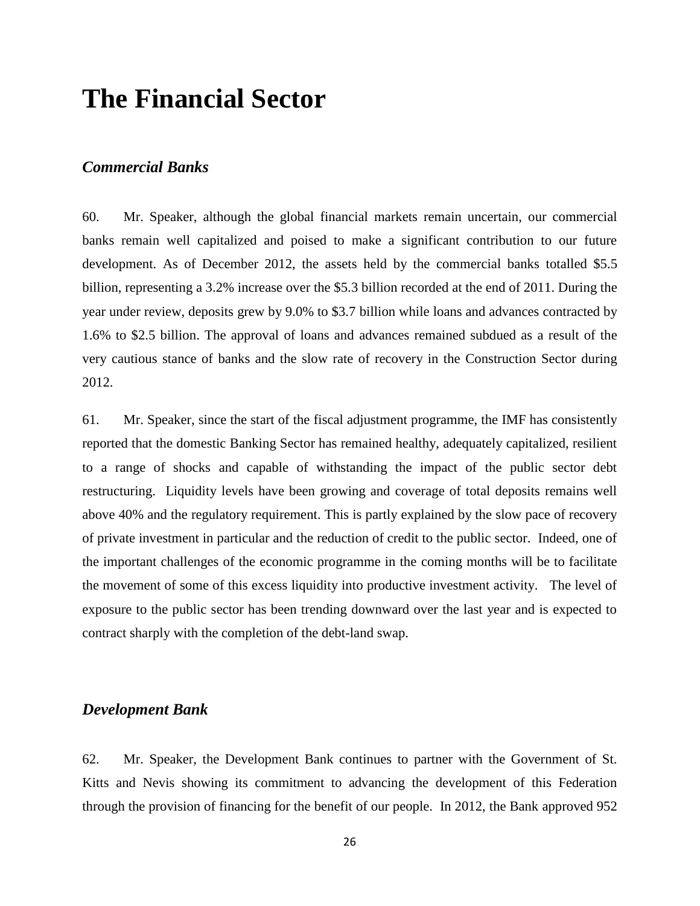# The Financial Sector

### *Commercial Banks*

60. Mr. Speaker, although the global financial markets remain uncertain, our commercial banks remain well capitalized and poised to make a significant contribution to our future development. As of December 2012, the assets held by the commercial banks totalled $5.5 billion, representing a 3.2% increase over the $5.3 billion recorded at the end of 2011. During the year under review, deposits grew by 9.0% to $3.7 billion while loans and advances contracted by 1.6% to $2.5 billion. The approval of loans and advances remained subdued as a result of the very cautious stance of banks and the slow rate of recovery in the Construction Sector during 2012.

61. Mr. Speaker, since the start of the fiscal adjustment programme, the IMF has consistently reported that the domestic Banking Sector has remained healthy, adequately capitalized, resilient to a range of shocks and capable of withstanding the impact of the public sector debt restructuring. Liquidity levels have been growing and coverage of total deposits remains well above 40% and the regulatory requirement. This is partly explained by the slow pace of recovery of private investment in particular and the reduction of credit to the public sector. Indeed, one of the important challenges of the economic programme in the coming months will be to facilitate the movement of some of this excess liquidity into productive investment activity. The level of exposure to the public sector has been trending downward over the last year and is expected to contract sharply with the completion of the debt-land swap.

### *Development Bank*

62. Mr. Speaker, the Development Bank continues to partner with the Government of St. Kitts and Nevis showing its commitment to advancing the development of this Federation through the provision of financing for the benefit of our people. In 2012, the Bank approved 952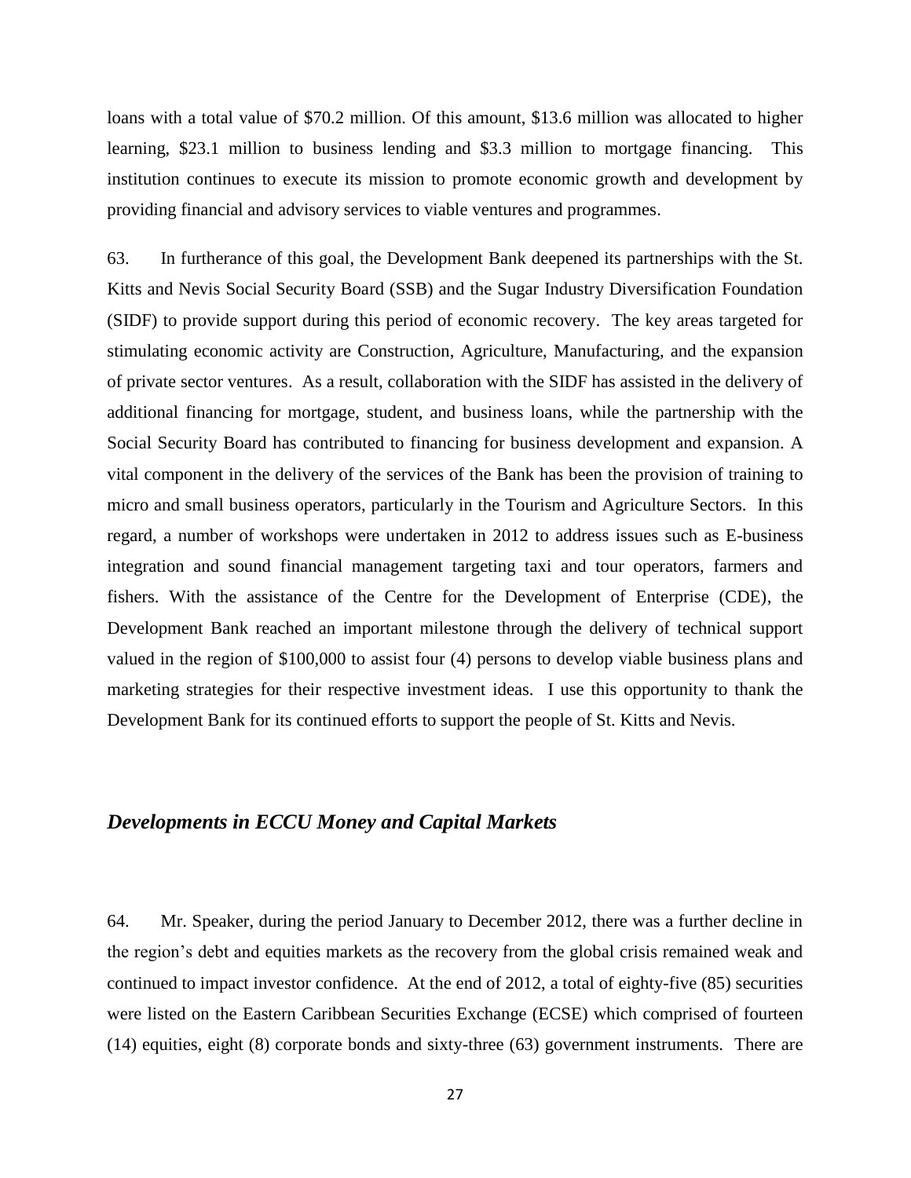loans with a total value of $70.2 million. Of this amount, $13.6 million was allocated to higher learning, $23.1 million to business lending and $3.3 million to mortgage financing. This institution continues to execute its mission to promote economic growth and development by providing financial and advisory services to viable ventures and programmes.

63. In furtherance of this goal, the Development Bank deepened its partnerships with the St. Kitts and Nevis Social Security Board (SSB) and the Sugar Industry Diversification Foundation (SIDF) to provide support during this period of economic recovery. The key areas targeted for stimulating economic activity are Construction, Agriculture, Manufacturing, and the expansion of private sector ventures. As a result, collaboration with the SIDF has assisted in the delivery of additional financing for mortgage, student, and business loans, while the partnership with the Social Security Board has contributed to financing for business development and expansion. A vital component in the delivery of the services of the Bank has been the provision of training to micro and small business operators, particularly in the Tourism and Agriculture Sectors. In this regard, a number of workshops were undertaken in 2012 to address issues such as E-business integration and sound financial management targeting taxi and tour operators, farmers and fishers. With the assistance of the Centre for the Development of Enterprise (CDE), the Development Bank reached an important milestone through the delivery of technical support valued in the region of $100,000 to assist four (4) persons to develop viable business plans and marketing strategies for their respective investment ideas. I use this opportunity to thank the Development Bank for its continued efforts to support the people of St. Kitts and Nevis.

## *Developments in ECCU Money and Capital Markets*

64. Mr. Speaker, during the period January to December 2012, there was a further decline in the region's debt and equities markets as the recovery from the global crisis remained weak and continued to impact investor confidence. At the end of 2012, a total of eighty-five (85) securities were listed on the Eastern Caribbean Securities Exchange (ECSE) which comprised of fourteen (14) equities, eight (8) corporate bonds and sixty-three (63) government instruments. There are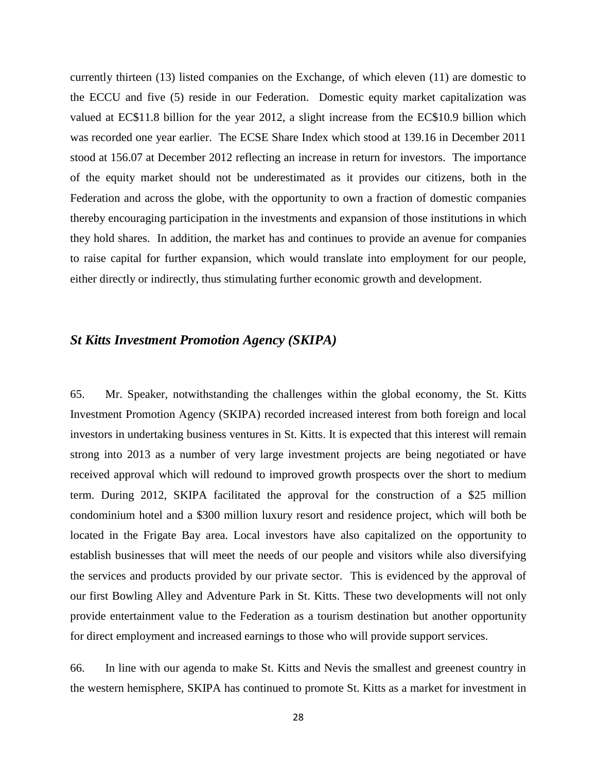currently thirteen (13) listed companies on the Exchange, of which eleven (11) are domestic to the ECCU and five (5) reside in our Federation. Domestic equity market capitalization was valued at EC$11.8 billion for the year 2012, a slight increase from the EC$10.9 billion which was recorded one year earlier. The ECSE Share Index which stood at 139.16 in December 2011 stood at 156.07 at December 2012 reflecting an increase in return for investors. The importance of the equity market should not be underestimated as it provides our citizens, both in the Federation and across the globe, with the opportunity to own a fraction of domestic companies thereby encouraging participation in the investments and expansion of those institutions in which they hold shares. In addition, the market has and continues to provide an avenue for companies to raise capital for further expansion, which would translate into employment for our people, either directly or indirectly, thus stimulating further economic growth and development.

### *St Kitts Investment Promotion Agency (SKIPA)*

65. Mr. Speaker, notwithstanding the challenges within the global economy, the St. Kitts Investment Promotion Agency (SKIPA) recorded increased interest from both foreign and local investors in undertaking business ventures in St. Kitts. It is expected that this interest will remain strong into 2013 as a number of very large investment projects are being negotiated or have received approval which will redound to improved growth prospects over the short to medium term. During 2012, SKIPA facilitated the approval for the construction of a $25 million condominium hotel and a $300 million luxury resort and residence project, which will both be located in the Frigate Bay area. Local investors have also capitalized on the opportunity to establish businesses that will meet the needs of our people and visitors while also diversifying the services and products provided by our private sector. This is evidenced by the approval of our first Bowling Alley and Adventure Park in St. Kitts. These two developments will not only provide entertainment value to the Federation as a tourism destination but another opportunity for direct employment and increased earnings to those who will provide support services.

66. In line with our agenda to make St. Kitts and Nevis the smallest and greenest country in the western hemisphere, SKIPA has continued to promote St. Kitts as a market for investment in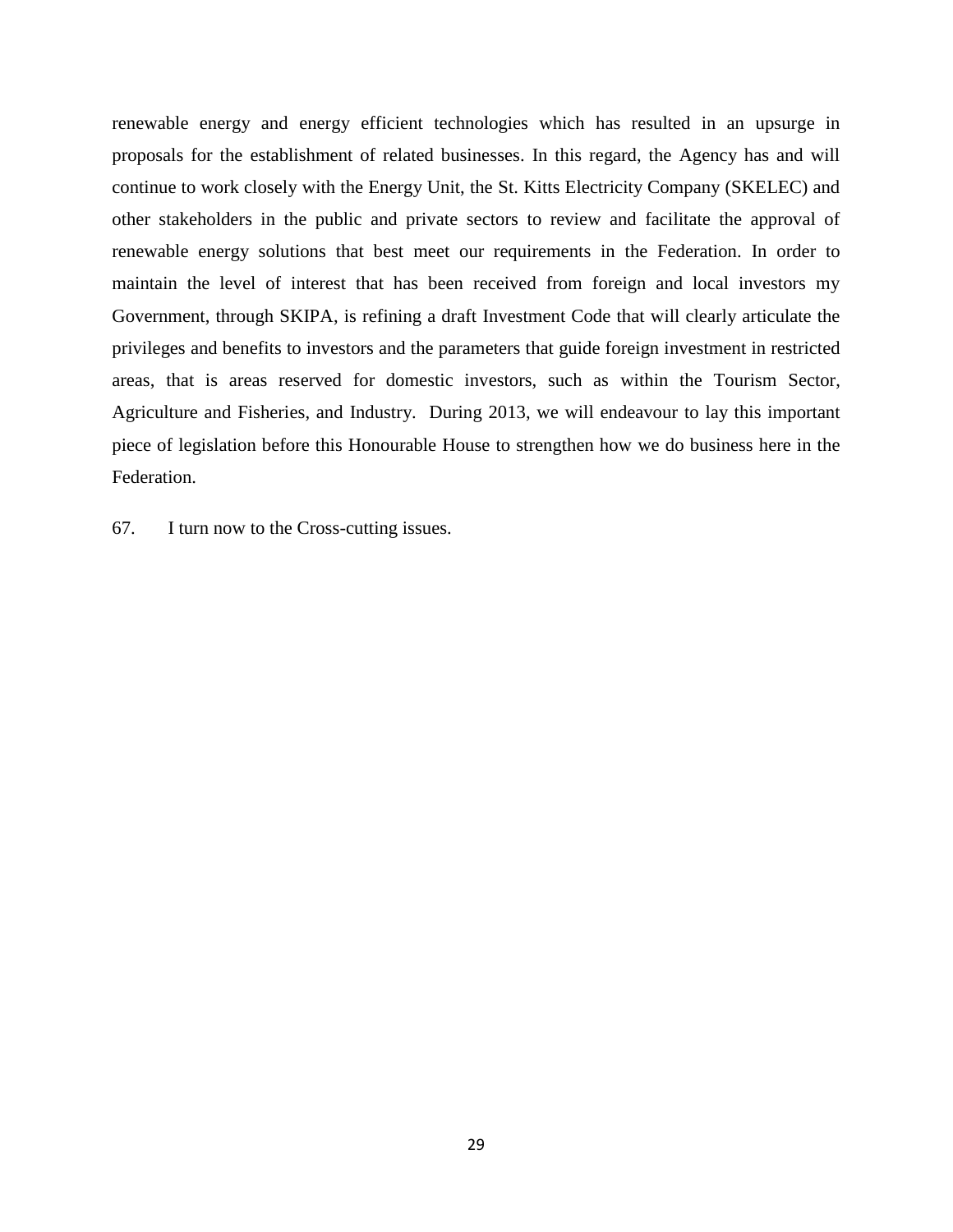renewable energy and energy efficient technologies which has resulted in an upsurge in proposals for the establishment of related businesses. In this regard, the Agency has and will continue to work closely with the Energy Unit, the St. Kitts Electricity Company (SKELEC) and other stakeholders in the public and private sectors to review and facilitate the approval of renewable energy solutions that best meet our requirements in the Federation. In order to maintain the level of interest that has been received from foreign and local investors my Government, through SKIPA, is refining a draft Investment Code that will clearly articulate the privileges and benefits to investors and the parameters that guide foreign investment in restricted areas, that is areas reserved for domestic investors, such as within the Tourism Sector, Agriculture and Fisheries, and Industry. During 2013, we will endeavour to lay this important piece of legislation before this Honourable House to strengthen how we do business here in the Federation.

67. I turn now to the Cross-cutting issues.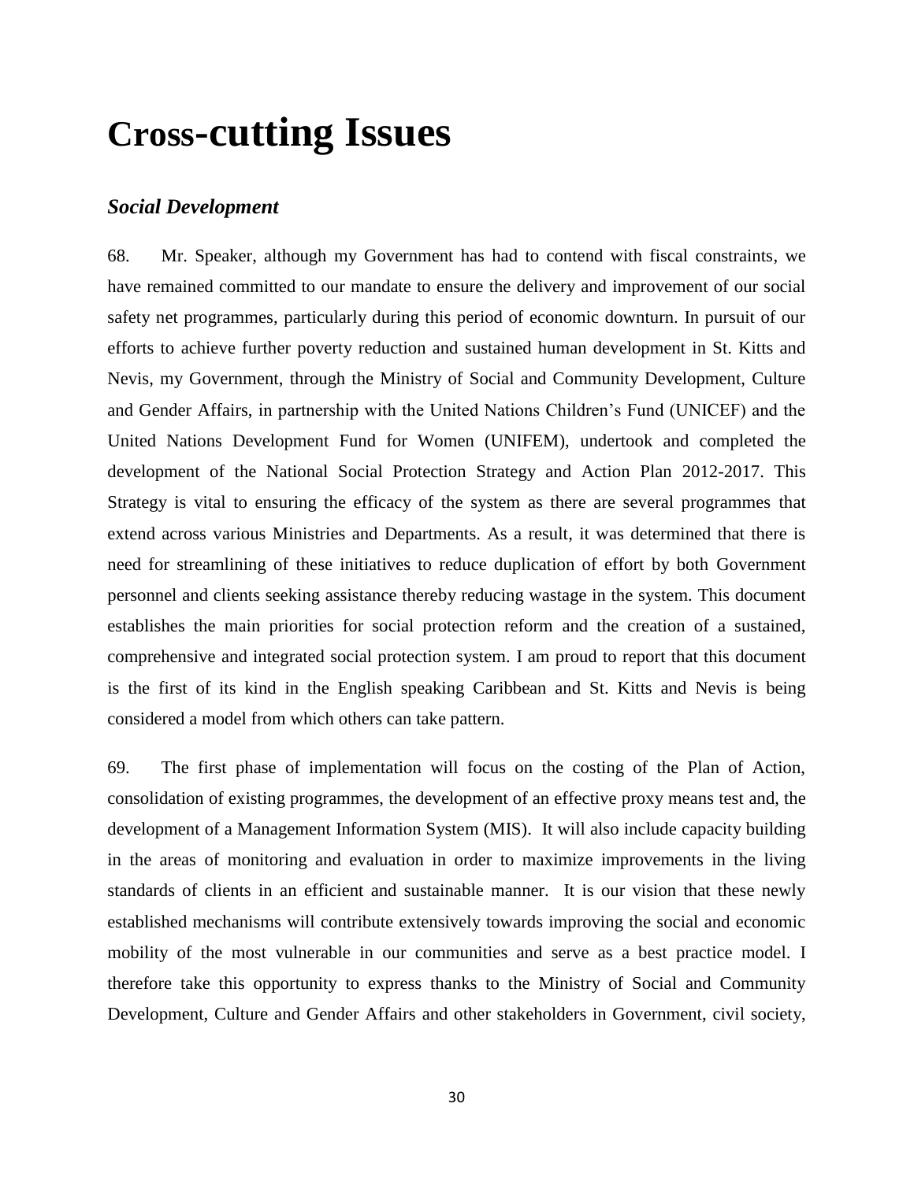# Cross-cutting Issues

### *Social Development*

68. Mr. Speaker, although my Government has had to contend with fiscal constraints, we have remained committed to our mandate to ensure the delivery and improvement of our social safety net programmes, particularly during this period of economic downturn. In pursuit of our efforts to achieve further poverty reduction and sustained human development in St. Kitts and Nevis, my Government, through the Ministry of Social and Community Development, Culture and Gender Affairs, in partnership with the United Nations Children's Fund (UNICEF) and the United Nations Development Fund for Women (UNIFEM), undertook and completed the development of the National Social Protection Strategy and Action Plan 2012-2017. This Strategy is vital to ensuring the efficacy of the system as there are several programmes that extend across various Ministries and Departments. As a result, it was determined that there is need for streamlining of these initiatives to reduce duplication of effort by both Government personnel and clients seeking assistance thereby reducing wastage in the system. This document establishes the main priorities for social protection reform and the creation of a sustained, comprehensive and integrated social protection system. I am proud to report that this document is the first of its kind in the English speaking Caribbean and St. Kitts and Nevis is being considered a model from which others can take pattern.

69. The first phase of implementation will focus on the costing of the Plan of Action, consolidation of existing programmes, the development of an effective proxy means test and, the development of a Management Information System (MIS). It will also include capacity building in the areas of monitoring and evaluation in order to maximize improvements in the living standards of clients in an efficient and sustainable manner. It is our vision that these newly established mechanisms will contribute extensively towards improving the social and economic mobility of the most vulnerable in our communities and serve as a best practice model. I therefore take this opportunity to express thanks to the Ministry of Social and Community Development, Culture and Gender Affairs and other stakeholders in Government, civil society,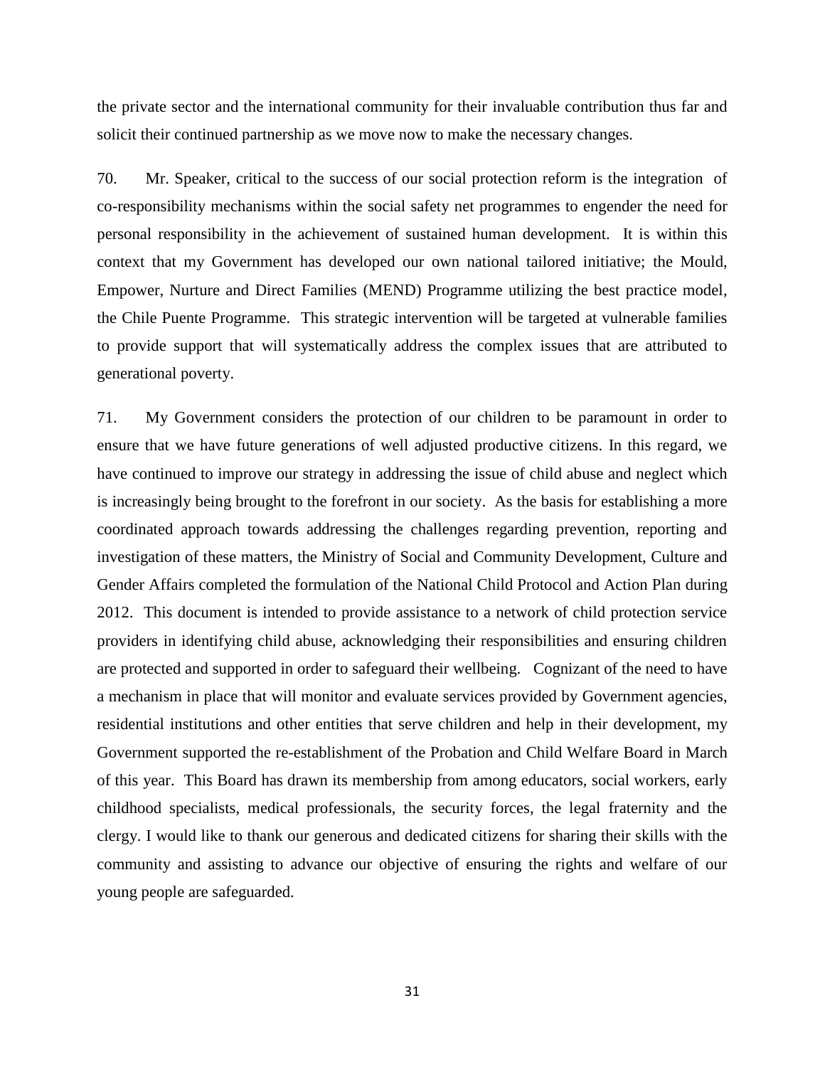the private sector and the international community for their invaluable contribution thus far and solicit their continued partnership as we move now to make the necessary changes.

70. Mr. Speaker, critical to the success of our social protection reform is the integration of co-responsibility mechanisms within the social safety net programmes to engender the need for personal responsibility in the achievement of sustained human development. It is within this context that my Government has developed our own national tailored initiative; the Mould, Empower, Nurture and Direct Families (MEND) Programme utilizing the best practice model, the Chile Puente Programme. This strategic intervention will be targeted at vulnerable families to provide support that will systematically address the complex issues that are attributed to generational poverty.

71. My Government considers the protection of our children to be paramount in order to ensure that we have future generations of well adjusted productive citizens. In this regard, we have continued to improve our strategy in addressing the issue of child abuse and neglect which is increasingly being brought to the forefront in our society. As the basis for establishing a more coordinated approach towards addressing the challenges regarding prevention, reporting and investigation of these matters, the Ministry of Social and Community Development, Culture and Gender Affairs completed the formulation of the National Child Protocol and Action Plan during 2012. This document is intended to provide assistance to a network of child protection service providers in identifying child abuse, acknowledging their responsibilities and ensuring children are protected and supported in order to safeguard their wellbeing. Cognizant of the need to have a mechanism in place that will monitor and evaluate services provided by Government agencies, residential institutions and other entities that serve children and help in their development, my Government supported the re-establishment of the Probation and Child Welfare Board in March of this year. This Board has drawn its membership from among educators, social workers, early childhood specialists, medical professionals, the security forces, the legal fraternity and the clergy. I would like to thank our generous and dedicated citizens for sharing their skills with the community and assisting to advance our objective of ensuring the rights and welfare of our young people are safeguarded.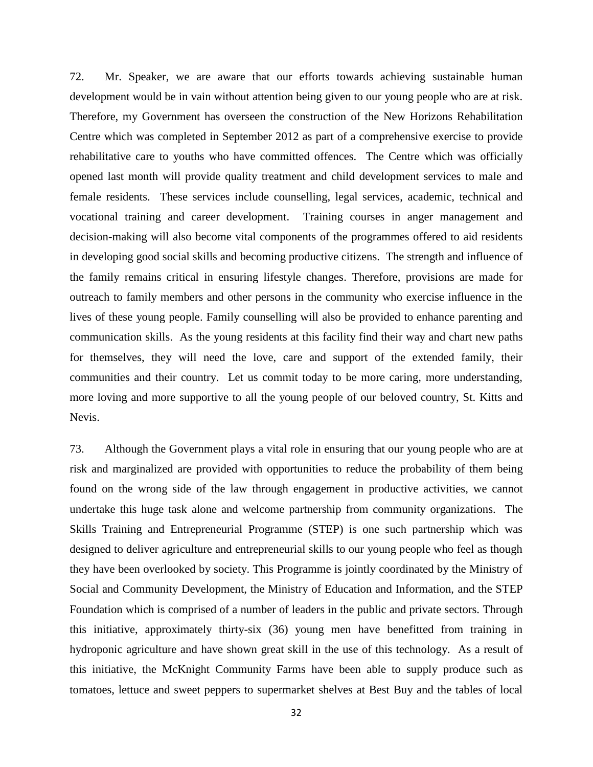72. Mr. Speaker, we are aware that our efforts towards achieving sustainable human development would be in vain without attention being given to our young people who are at risk. Therefore, my Government has overseen the construction of the New Horizons Rehabilitation Centre which was completed in September 2012 as part of a comprehensive exercise to provide rehabilitative care to youths who have committed offences. The Centre which was officially opened last month will provide quality treatment and child development services to male and female residents. These services include counselling, legal services, academic, technical and vocational training and career development. Training courses in anger management and decision-making will also become vital components of the programmes offered to aid residents in developing good social skills and becoming productive citizens. The strength and influence of the family remains critical in ensuring lifestyle changes. Therefore, provisions are made for outreach to family members and other persons in the community who exercise influence in the lives of these young people. Family counselling will also be provided to enhance parenting and communication skills. As the young residents at this facility find their way and chart new paths for themselves, they will need the love, care and support of the extended family, their communities and their country. Let us commit today to be more caring, more understanding, more loving and more supportive to all the young people of our beloved country, St. Kitts and Nevis.

73. Although the Government plays a vital role in ensuring that our young people who are at risk and marginalized are provided with opportunities to reduce the probability of them being found on the wrong side of the law through engagement in productive activities, we cannot undertake this huge task alone and welcome partnership from community organizations. The Skills Training and Entrepreneurial Programme (STEP) is one such partnership which was designed to deliver agriculture and entrepreneurial skills to our young people who feel as though they have been overlooked by society. This Programme is jointly coordinated by the Ministry of Social and Community Development, the Ministry of Education and Information, and the STEP Foundation which is comprised of a number of leaders in the public and private sectors. Through this initiative, approximately thirty-six (36) young men have benefitted from training in hydroponic agriculture and have shown great skill in the use of this technology. As a result of this initiative, the McKnight Community Farms have been able to supply produce such as tomatoes, lettuce and sweet peppers to supermarket shelves at Best Buy and the tables of local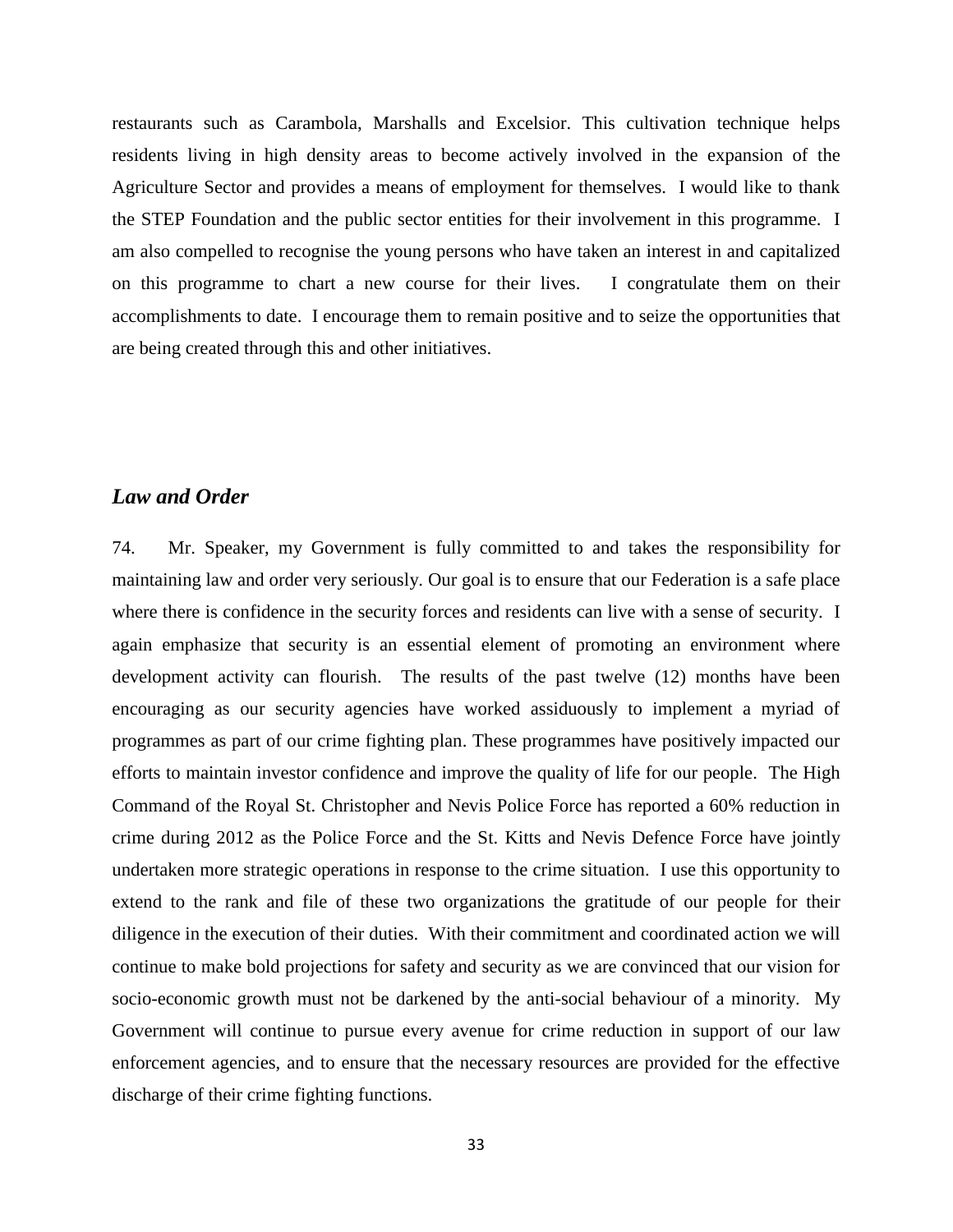restaurants such as Carambola, Marshalls and Excelsior. This cultivation technique helps residents living in high density areas to become actively involved in the expansion of the Agriculture Sector and provides a means of employment for themselves. I would like to thank the STEP Foundation and the public sector entities for their involvement in this programme. I am also compelled to recognise the young persons who have taken an interest in and capitalized on this programme to chart a new course for their lives. I congratulate them on their accomplishments to date. I encourage them to remain positive and to seize the opportunities that are being created through this and other initiatives.

### *Law and Order*

74. Mr. Speaker, my Government is fully committed to and takes the responsibility for maintaining law and order very seriously. Our goal is to ensure that our Federation is a safe place where there is confidence in the security forces and residents can live with a sense of security. I again emphasize that security is an essential element of promoting an environment where development activity can flourish. The results of the past twelve (12) months have been encouraging as our security agencies have worked assiduously to implement a myriad of programmes as part of our crime fighting plan. These programmes have positively impacted our efforts to maintain investor confidence and improve the quality of life for our people. The High Command of the Royal St. Christopher and Nevis Police Force has reported a 60% reduction in crime during 2012 as the Police Force and the St. Kitts and Nevis Defence Force have jointly undertaken more strategic operations in response to the crime situation. I use this opportunity to extend to the rank and file of these two organizations the gratitude of our people for their diligence in the execution of their duties. With their commitment and coordinated action we will continue to make bold projections for safety and security as we are convinced that our vision for socio-economic growth must not be darkened by the anti-social behaviour of a minority. My Government will continue to pursue every avenue for crime reduction in support of our law enforcement agencies, and to ensure that the necessary resources are provided for the effective discharge of their crime fighting functions.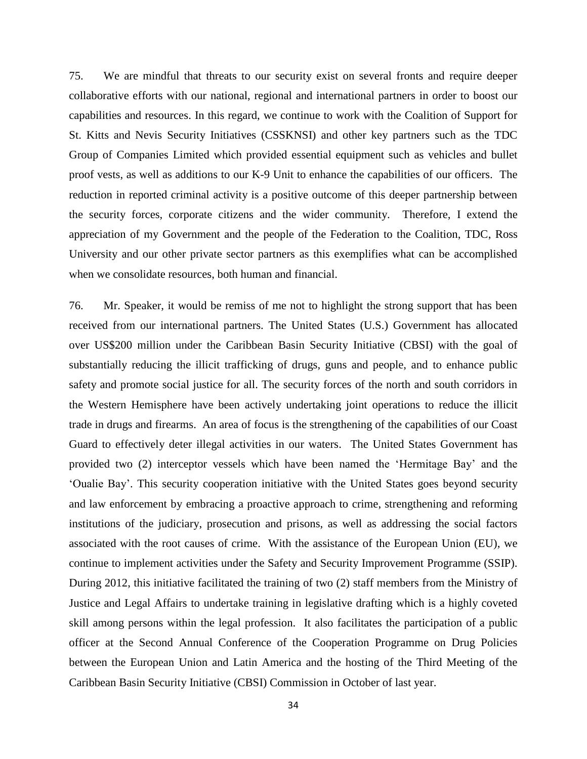75. We are mindful that threats to our security exist on several fronts and require deeper collaborative efforts with our national, regional and international partners in order to boost our capabilities and resources. In this regard, we continue to work with the Coalition of Support for St. Kitts and Nevis Security Initiatives (CSSKNSI) and other key partners such as the TDC Group of Companies Limited which provided essential equipment such as vehicles and bullet proof vests, as well as additions to our K-9 Unit to enhance the capabilities of our officers. The reduction in reported criminal activity is a positive outcome of this deeper partnership between the security forces, corporate citizens and the wider community. Therefore, I extend the appreciation of my Government and the people of the Federation to the Coalition, TDC, Ross University and our other private sector partners as this exemplifies what can be accomplished when we consolidate resources, both human and financial.

76. Mr. Speaker, it would be remiss of me not to highlight the strong support that has been received from our international partners. The United States (U.S.) Government has allocated over US$200 million under the Caribbean Basin Security Initiative (CBSI) with the goal of substantially reducing the illicit trafficking of drugs, guns and people, and to enhance public safety and promote social justice for all. The security forces of the north and south corridors in the Western Hemisphere have been actively undertaking joint operations to reduce the illicit trade in drugs and firearms. An area of focus is the strengthening of the capabilities of our Coast Guard to effectively deter illegal activities in our waters. The United States Government has provided two (2) interceptor vessels which have been named the 'Hermitage Bay' and the 'Oualie Bay'. This security cooperation initiative with the United States goes beyond security and law enforcement by embracing a proactive approach to crime, strengthening and reforming institutions of the judiciary, prosecution and prisons, as well as addressing the social factors associated with the root causes of crime. With the assistance of the European Union (EU), we continue to implement activities under the Safety and Security Improvement Programme (SSIP). During 2012, this initiative facilitated the training of two (2) staff members from the Ministry of Justice and Legal Affairs to undertake training in legislative drafting which is a highly coveted skill among persons within the legal profession. It also facilitates the participation of a public officer at the Second Annual Conference of the Cooperation Programme on Drug Policies between the European Union and Latin America and the hosting of the Third Meeting of the Caribbean Basin Security Initiative (CBSI) Commission in October of last year.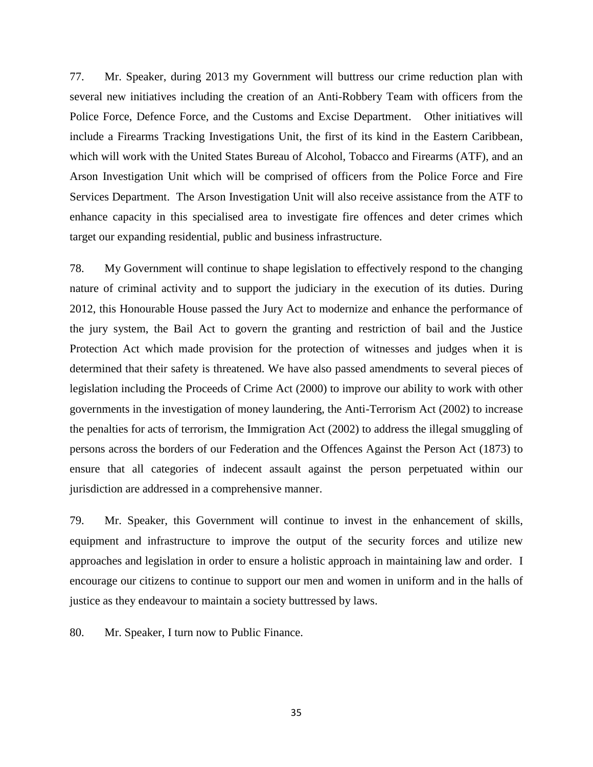77. Mr. Speaker, during 2013 my Government will buttress our crime reduction plan with several new initiatives including the creation of an Anti-Robbery Team with officers from the Police Force, Defence Force, and the Customs and Excise Department. Other initiatives will include a Firearms Tracking Investigations Unit, the first of its kind in the Eastern Caribbean, which will work with the United States Bureau of Alcohol, Tobacco and Firearms (ATF), and an Arson Investigation Unit which will be comprised of officers from the Police Force and Fire Services Department. The Arson Investigation Unit will also receive assistance from the ATF to enhance capacity in this specialised area to investigate fire offences and deter crimes which target our expanding residential, public and business infrastructure.

78. My Government will continue to shape legislation to effectively respond to the changing nature of criminal activity and to support the judiciary in the execution of its duties. During 2012, this Honourable House passed the Jury Act to modernize and enhance the performance of the jury system, the Bail Act to govern the granting and restriction of bail and the Justice Protection Act which made provision for the protection of witnesses and judges when it is determined that their safety is threatened. We have also passed amendments to several pieces of legislation including the Proceeds of Crime Act (2000) to improve our ability to work with other governments in the investigation of money laundering, the Anti-Terrorism Act (2002) to increase the penalties for acts of terrorism, the Immigration Act (2002) to address the illegal smuggling of persons across the borders of our Federation and the Offences Against the Person Act (1873) to ensure that all categories of indecent assault against the person perpetuated within our jurisdiction are addressed in a comprehensive manner.

79. Mr. Speaker, this Government will continue to invest in the enhancement of skills, equipment and infrastructure to improve the output of the security forces and utilize new approaches and legislation in order to ensure a holistic approach in maintaining law and order. I encourage our citizens to continue to support our men and women in uniform and in the halls of justice as they endeavour to maintain a society buttressed by laws.

80. Mr. Speaker, I turn now to Public Finance.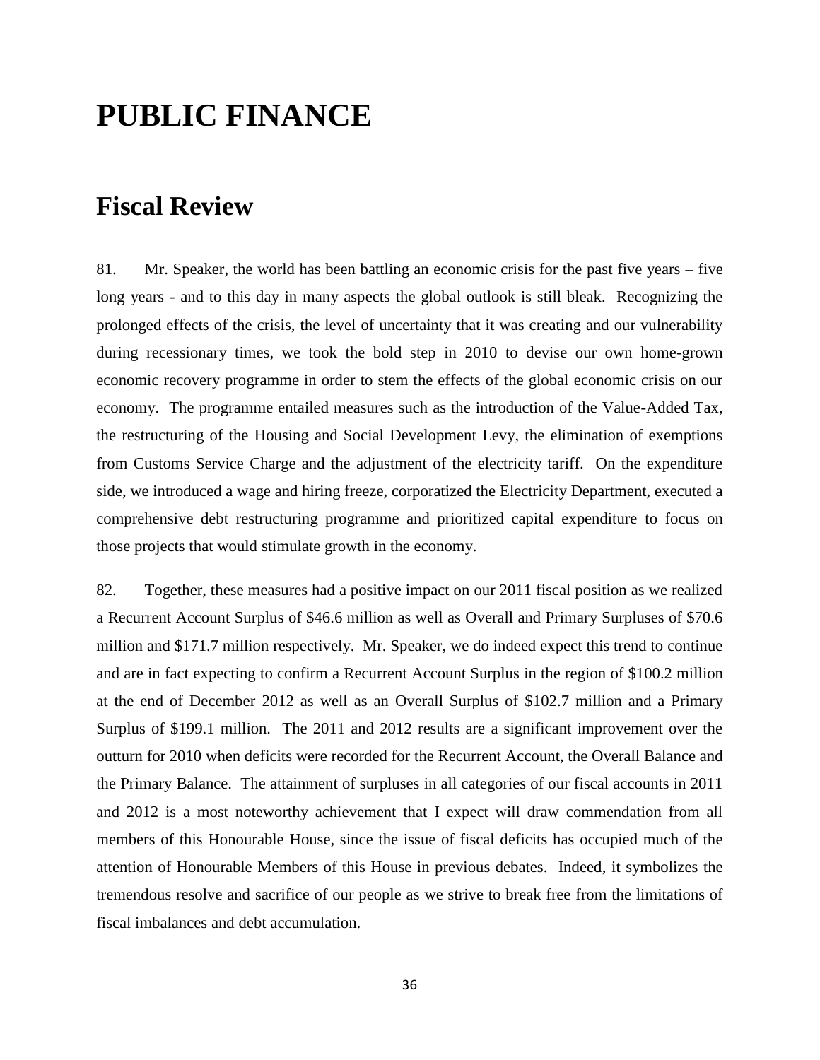# PUBLIC FINANCE

## Fiscal Review

81. Mr. Speaker, the world has been battling an economic crisis for the past five years – five long years - and to this day in many aspects the global outlook is still bleak. Recognizing the prolonged effects of the crisis, the level of uncertainty that it was creating and our vulnerability during recessionary times, we took the bold step in 2010 to devise our own home-grown economic recovery programme in order to stem the effects of the global economic crisis on our economy. The programme entailed measures such as the introduction of the Value-Added Tax, the restructuring of the Housing and Social Development Levy, the elimination of exemptions from Customs Service Charge and the adjustment of the electricity tariff. On the expenditure side, we introduced a wage and hiring freeze, corporatized the Electricity Department, executed a comprehensive debt restructuring programme and prioritized capital expenditure to focus on those projects that would stimulate growth in the economy.

82. Together, these measures had a positive impact on our 2011 fiscal position as we realized a Recurrent Account Surplus of $46.6 million as well as Overall and Primary Surpluses of $70.6 million and $171.7 million respectively. Mr. Speaker, we do indeed expect this trend to continue and are in fact expecting to confirm a Recurrent Account Surplus in the region of $100.2 million at the end of December 2012 as well as an Overall Surplus of $102.7 million and a Primary Surplus of $199.1 million. The 2011 and 2012 results are a significant improvement over the outturn for 2010 when deficits were recorded for the Recurrent Account, the Overall Balance and the Primary Balance. The attainment of surpluses in all categories of our fiscal accounts in 2011 and 2012 is a most noteworthy achievement that I expect will draw commendation from all members of this Honourable House, since the issue of fiscal deficits has occupied much of the attention of Honourable Members of this House in previous debates. Indeed, it symbolizes the tremendous resolve and sacrifice of our people as we strive to break free from the limitations of fiscal imbalances and debt accumulation.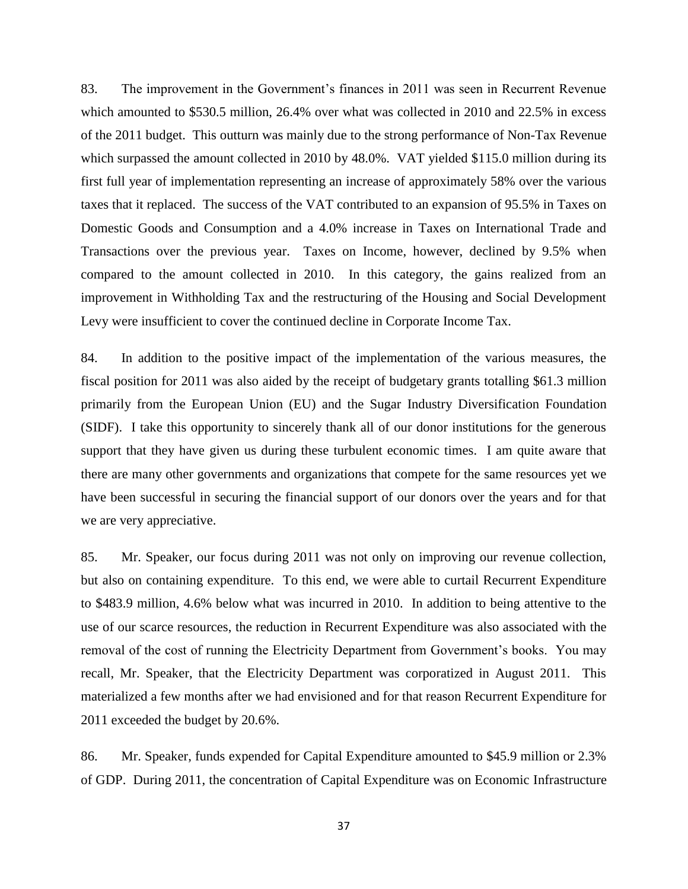83. The improvement in the Government's finances in 2011 was seen in Recurrent Revenue which amounted to $530.5 million, 26.4% over what was collected in 2010 and 22.5% in excess of the 2011 budget. This outturn was mainly due to the strong performance of Non-Tax Revenue which surpassed the amount collected in 2010 by 48.0%. VAT yielded $115.0 million during its first full year of implementation representing an increase of approximately 58% over the various taxes that it replaced. The success of the VAT contributed to an expansion of 95.5% in Taxes on Domestic Goods and Consumption and a 4.0% increase in Taxes on International Trade and Transactions over the previous year. Taxes on Income, however, declined by 9.5% when compared to the amount collected in 2010. In this category, the gains realized from an improvement in Withholding Tax and the restructuring of the Housing and Social Development Levy were insufficient to cover the continued decline in Corporate Income Tax.

84. In addition to the positive impact of the implementation of the various measures, the fiscal position for 2011 was also aided by the receipt of budgetary grants totalling $61.3 million primarily from the European Union (EU) and the Sugar Industry Diversification Foundation (SIDF). I take this opportunity to sincerely thank all of our donor institutions for the generous support that they have given us during these turbulent economic times. I am quite aware that there are many other governments and organizations that compete for the same resources yet we have been successful in securing the financial support of our donors over the years and for that we are very appreciative.

85. Mr. Speaker, our focus during 2011 was not only on improving our revenue collection, but also on containing expenditure. To this end, we were able to curtail Recurrent Expenditure to $483.9 million, 4.6% below what was incurred in 2010. In addition to being attentive to the use of our scarce resources, the reduction in Recurrent Expenditure was also associated with the removal of the cost of running the Electricity Department from Government's books. You may recall, Mr. Speaker, that the Electricity Department was corporatized in August 2011. This materialized a few months after we had envisioned and for that reason Recurrent Expenditure for 2011 exceeded the budget by 20.6%.

86. Mr. Speaker, funds expended for Capital Expenditure amounted to $45.9 million or 2.3% of GDP. During 2011, the concentration of Capital Expenditure was on Economic Infrastructure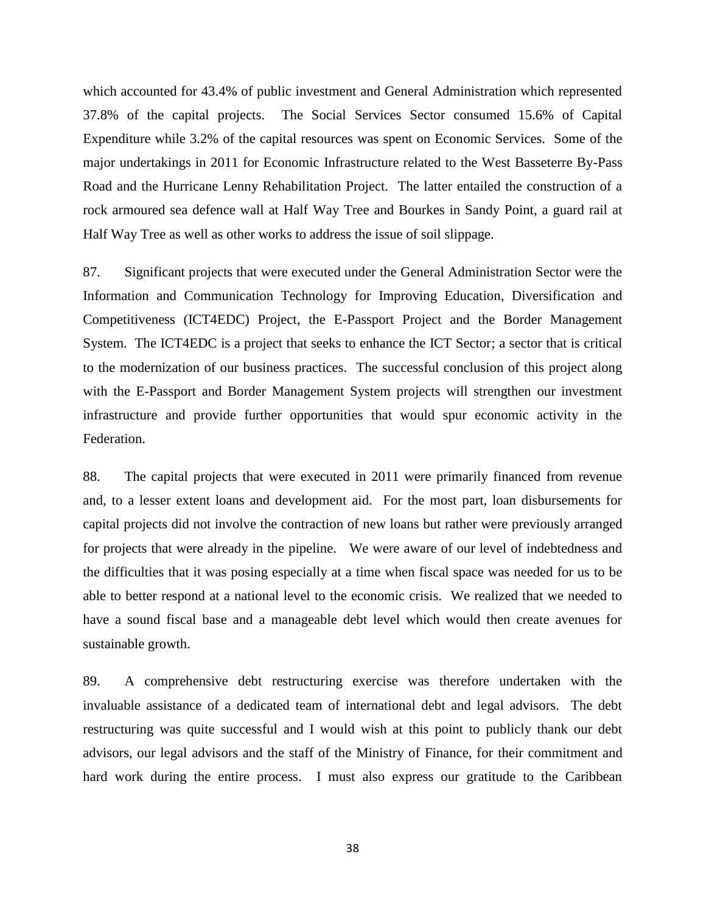which accounted for 43.4% of public investment and General Administration which represented 37.8% of the capital projects. The Social Services Sector consumed 15.6% of Capital Expenditure while 3.2% of the capital resources was spent on Economic Services. Some of the major undertakings in 2011 for Economic Infrastructure related to the West Basseterre By-Pass Road and the Hurricane Lenny Rehabilitation Project. The latter entailed the construction of a rock armoured sea defence wall at Half Way Tree and Bourkes in Sandy Point, a guard rail at Half Way Tree as well as other works to address the issue of soil slippage.

87. Significant projects that were executed under the General Administration Sector were the Information and Communication Technology for Improving Education, Diversification and Competitiveness (ICT4EDC) Project, the E-Passport Project and the Border Management System. The ICT4EDC is a project that seeks to enhance the ICT Sector; a sector that is critical to the modernization of our business practices. The successful conclusion of this project along with the E-Passport and Border Management System projects will strengthen our investment infrastructure and provide further opportunities that would spur economic activity in the Federation.

88. The capital projects that were executed in 2011 were primarily financed from revenue and, to a lesser extent loans and development aid. For the most part, loan disbursements for capital projects did not involve the contraction of new loans but rather were previously arranged for projects that were already in the pipeline. We were aware of our level of indebtedness and the difficulties that it was posing especially at a time when fiscal space was needed for us to be able to better respond at a national level to the economic crisis. We realized that we needed to have a sound fiscal base and a manageable debt level which would then create avenues for sustainable growth.

89. A comprehensive debt restructuring exercise was therefore undertaken with the invaluable assistance of a dedicated team of international debt and legal advisors. The debt restructuring was quite successful and I would wish at this point to publicly thank our debt advisors, our legal advisors and the staff of the Ministry of Finance, for their commitment and hard work during the entire process. I must also express our gratitude to the Caribbean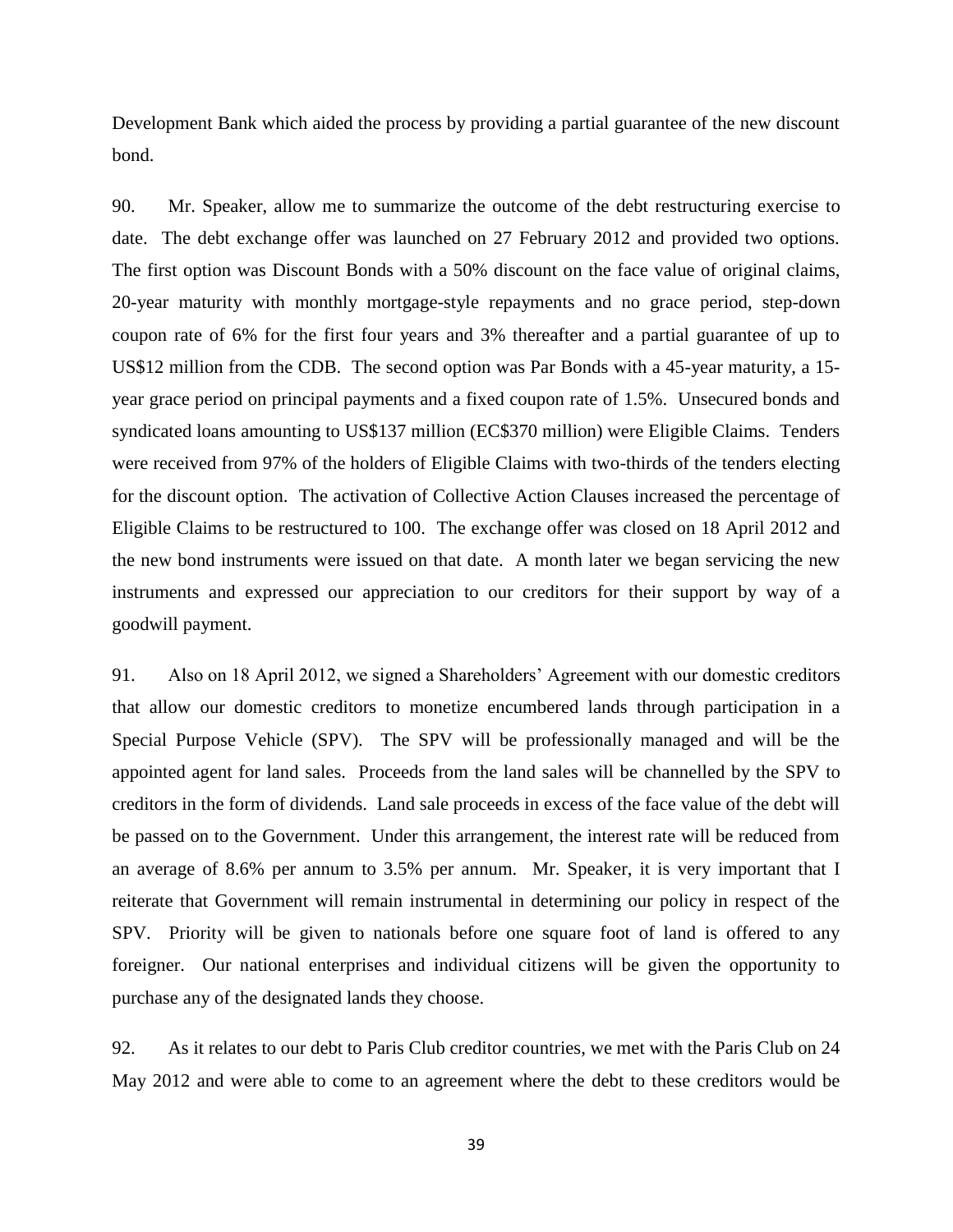Development Bank which aided the process by providing a partial guarantee of the new discount bond.

90. Mr. Speaker, allow me to summarize the outcome of the debt restructuring exercise to date. The debt exchange offer was launched on 27 February 2012 and provided two options. The first option was Discount Bonds with a 50% discount on the face value of original claims, 20-year maturity with monthly mortgage-style repayments and no grace period, step-down coupon rate of 6% for the first four years and 3% thereafter and a partial guarantee of up to US$12 million from the CDB. The second option was Par Bonds with a 45-year maturity, a 15-year grace period on principal payments and a fixed coupon rate of 1.5%. Unsecured bonds and syndicated loans amounting to US$137 million (EC$370 million) were Eligible Claims. Tenders were received from 97% of the holders of Eligible Claims with two-thirds of the tenders electing for the discount option. The activation of Collective Action Clauses increased the percentage of Eligible Claims to be restructured to 100. The exchange offer was closed on 18 April 2012 and the new bond instruments were issued on that date. A month later we began servicing the new instruments and expressed our appreciation to our creditors for their support by way of a goodwill payment.

91. Also on 18 April 2012, we signed a Shareholders' Agreement with our domestic creditors that allow our domestic creditors to monetize encumbered lands through participation in a Special Purpose Vehicle (SPV). The SPV will be professionally managed and will be the appointed agent for land sales. Proceeds from the land sales will be channelled by the SPV to creditors in the form of dividends. Land sale proceeds in excess of the face value of the debt will be passed on to the Government. Under this arrangement, the interest rate will be reduced from an average of 8.6% per annum to 3.5% per annum. Mr. Speaker, it is very important that I reiterate that Government will remain instrumental in determining our policy in respect of the SPV. Priority will be given to nationals before one square foot of land is offered to any foreigner. Our national enterprises and individual citizens will be given the opportunity to purchase any of the designated lands they choose.

92. As it relates to our debt to Paris Club creditor countries, we met with the Paris Club on 24 May 2012 and were able to come to an agreement where the debt to these creditors would be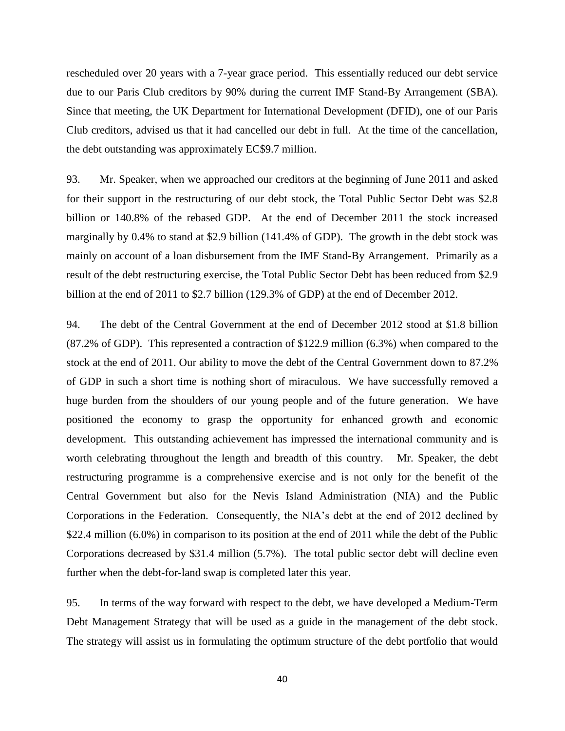rescheduled over 20 years with a 7-year grace period. This essentially reduced our debt service due to our Paris Club creditors by 90% during the current IMF Stand-By Arrangement (SBA). Since that meeting, the UK Department for International Development (DFID), one of our Paris Club creditors, advised us that it had cancelled our debt in full. At the time of the cancellation, the debt outstanding was approximately EC$9.7 million.

93. Mr. Speaker, when we approached our creditors at the beginning of June 2011 and asked for their support in the restructuring of our debt stock, the Total Public Sector Debt was $2.8 billion or 140.8% of the rebased GDP. At the end of December 2011 the stock increased marginally by 0.4% to stand at $2.9 billion (141.4% of GDP). The growth in the debt stock was mainly on account of a loan disbursement from the IMF Stand-By Arrangement. Primarily as a result of the debt restructuring exercise, the Total Public Sector Debt has been reduced from $2.9 billion at the end of 2011 to $2.7 billion (129.3% of GDP) at the end of December 2012.

94. The debt of the Central Government at the end of December 2012 stood at $1.8 billion (87.2% of GDP). This represented a contraction of $122.9 million (6.3%) when compared to the stock at the end of 2011. Our ability to move the debt of the Central Government down to 87.2% of GDP in such a short time is nothing short of miraculous. We have successfully removed a huge burden from the shoulders of our young people and of the future generation. We have positioned the economy to grasp the opportunity for enhanced growth and economic development. This outstanding achievement has impressed the international community and is worth celebrating throughout the length and breadth of this country. Mr. Speaker, the debt restructuring programme is a comprehensive exercise and is not only for the benefit of the Central Government but also for the Nevis Island Administration (NIA) and the Public Corporations in the Federation. Consequently, the NIA's debt at the end of 2012 declined by $22.4 million (6.0%) in comparison to its position at the end of 2011 while the debt of the Public Corporations decreased by $31.4 million (5.7%). The total public sector debt will decline even further when the debt-for-land swap is completed later this year.

95. In terms of the way forward with respect to the debt, we have developed a Medium-Term Debt Management Strategy that will be used as a guide in the management of the debt stock. The strategy will assist us in formulating the optimum structure of the debt portfolio that would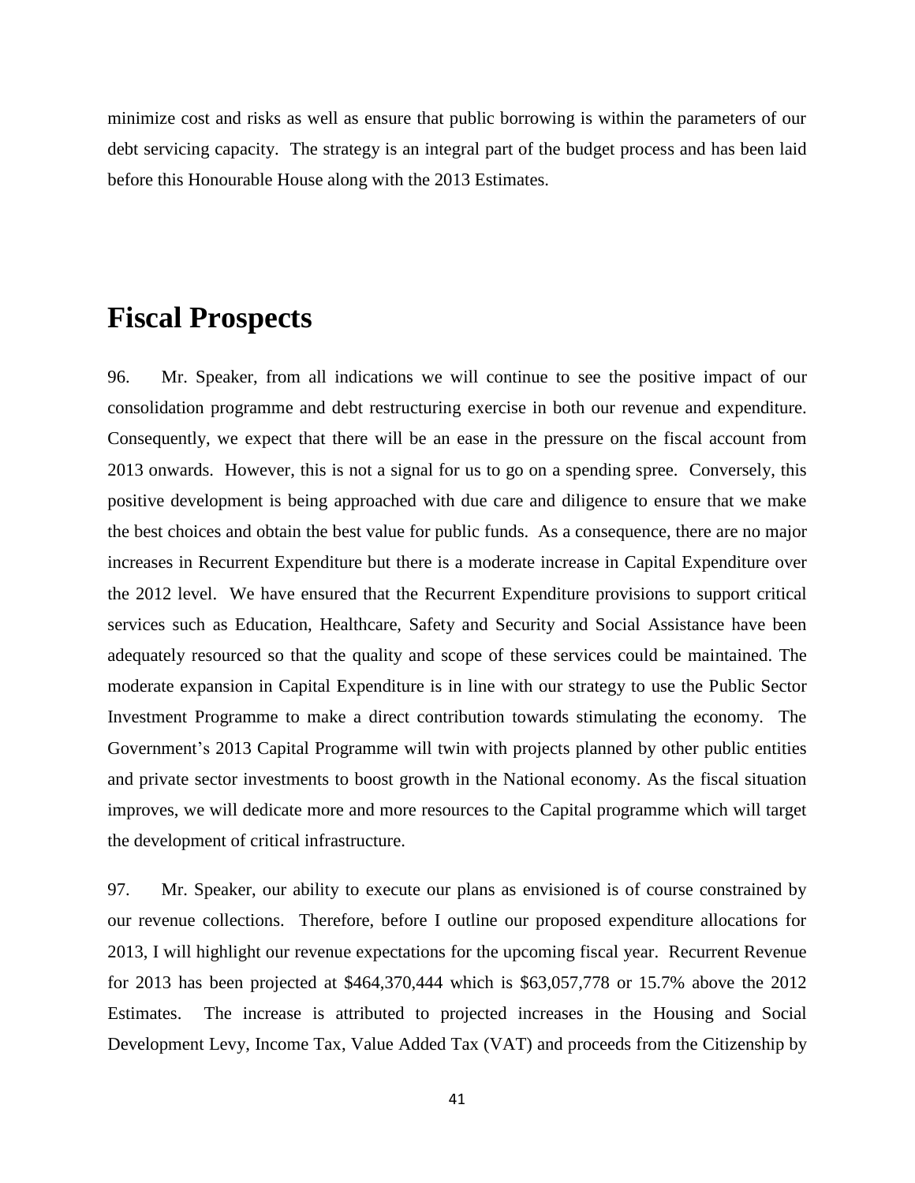minimize cost and risks as well as ensure that public borrowing is within the parameters of our debt servicing capacity. The strategy is an integral part of the budget process and has been laid before this Honourable House along with the 2013 Estimates.

# Fiscal Prospects

96. Mr. Speaker, from all indications we will continue to see the positive impact of our consolidation programme and debt restructuring exercise in both our revenue and expenditure. Consequently, we expect that there will be an ease in the pressure on the fiscal account from 2013 onwards. However, this is not a signal for us to go on a spending spree. Conversely, this positive development is being approached with due care and diligence to ensure that we make the best choices and obtain the best value for public funds. As a consequence, there are no major increases in Recurrent Expenditure but there is a moderate increase in Capital Expenditure over the 2012 level. We have ensured that the Recurrent Expenditure provisions to support critical services such as Education, Healthcare, Safety and Security and Social Assistance have been adequately resourced so that the quality and scope of these services could be maintained. The moderate expansion in Capital Expenditure is in line with our strategy to use the Public Sector Investment Programme to make a direct contribution towards stimulating the economy. The Government's 2013 Capital Programme will twin with projects planned by other public entities and private sector investments to boost growth in the National economy. As the fiscal situation improves, we will dedicate more and more resources to the Capital programme which will target the development of critical infrastructure.

97. Mr. Speaker, our ability to execute our plans as envisioned is of course constrained by our revenue collections. Therefore, before I outline our proposed expenditure allocations for 2013, I will highlight our revenue expectations for the upcoming fiscal year. Recurrent Revenue for 2013 has been projected at $464,370,444 which is $63,057,778 or 15.7% above the 2012 Estimates. The increase is attributed to projected increases in the Housing and Social Development Levy, Income Tax, Value Added Tax (VAT) and proceeds from the Citizenship by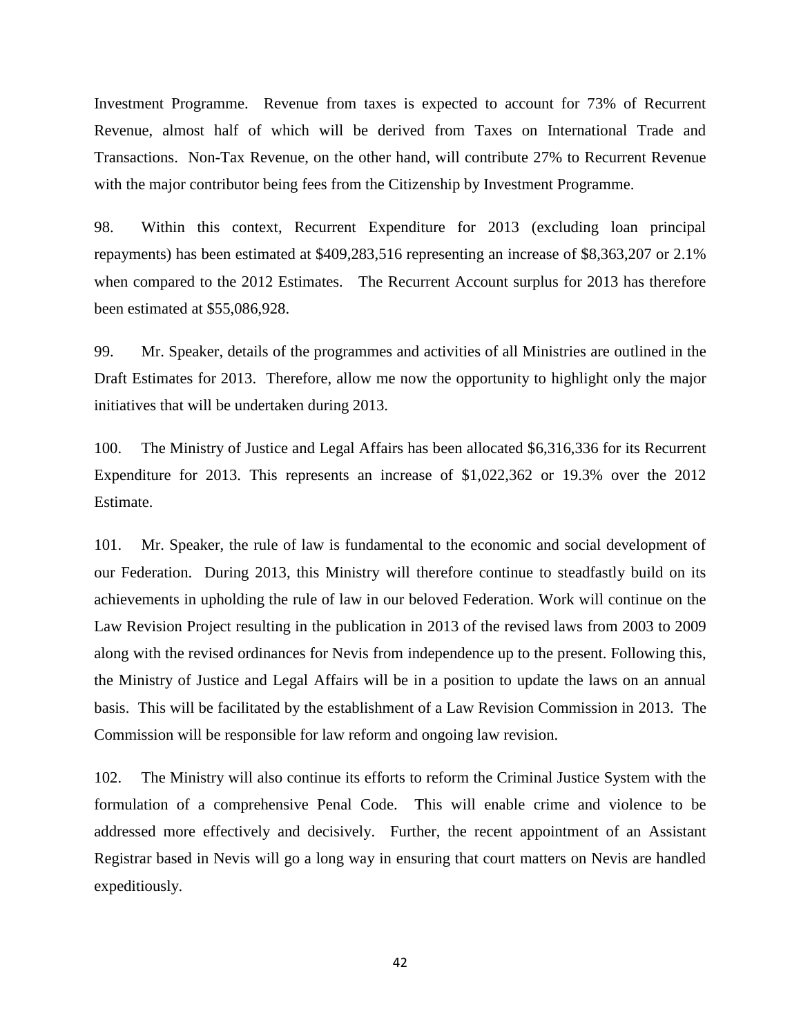Investment Programme. Revenue from taxes is expected to account for 73% of Recurrent Revenue, almost half of which will be derived from Taxes on International Trade and Transactions. Non-Tax Revenue, on the other hand, will contribute 27% to Recurrent Revenue with the major contributor being fees from the Citizenship by Investment Programme.

98. Within this context, Recurrent Expenditure for 2013 (excluding loan principal repayments) has been estimated at $409,283,516 representing an increase of $8,363,207 or 2.1% when compared to the 2012 Estimates. The Recurrent Account surplus for 2013 has therefore been estimated at $55,086,928.

99. Mr. Speaker, details of the programmes and activities of all Ministries are outlined in the Draft Estimates for 2013. Therefore, allow me now the opportunity to highlight only the major initiatives that will be undertaken during 2013.

100. The Ministry of Justice and Legal Affairs has been allocated $6,316,336 for its Recurrent Expenditure for 2013. This represents an increase of $1,022,362 or 19.3% over the 2012 Estimate.

101. Mr. Speaker, the rule of law is fundamental to the economic and social development of our Federation. During 2013, this Ministry will therefore continue to steadfastly build on its achievements in upholding the rule of law in our beloved Federation. Work will continue on the Law Revision Project resulting in the publication in 2013 of the revised laws from 2003 to 2009 along with the revised ordinances for Nevis from independence up to the present. Following this, the Ministry of Justice and Legal Affairs will be in a position to update the laws on an annual basis. This will be facilitated by the establishment of a Law Revision Commission in 2013. The Commission will be responsible for law reform and ongoing law revision.

102. The Ministry will also continue its efforts to reform the Criminal Justice System with the formulation of a comprehensive Penal Code. This will enable crime and violence to be addressed more effectively and decisively. Further, the recent appointment of an Assistant Registrar based in Nevis will go a long way in ensuring that court matters on Nevis are handled expeditiously.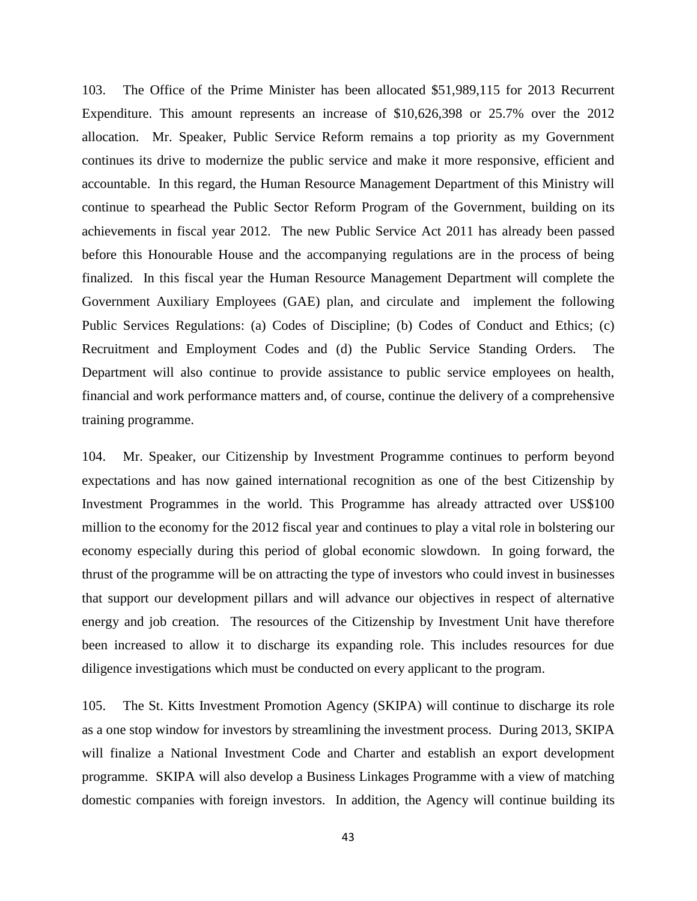103. The Office of the Prime Minister has been allocated $51,989,115 for 2013 Recurrent Expenditure. This amount represents an increase of $10,626,398 or 25.7% over the 2012 allocation. Mr. Speaker, Public Service Reform remains a top priority as my Government continues its drive to modernize the public service and make it more responsive, efficient and accountable. In this regard, the Human Resource Management Department of this Ministry will continue to spearhead the Public Sector Reform Program of the Government, building on its achievements in fiscal year 2012. The new Public Service Act 2011 has already been passed before this Honourable House and the accompanying regulations are in the process of being finalized. In this fiscal year the Human Resource Management Department will complete the Government Auxiliary Employees (GAE) plan, and circulate and implement the following Public Services Regulations: (a) Codes of Discipline; (b) Codes of Conduct and Ethics; (c) Recruitment and Employment Codes and (d) the Public Service Standing Orders. The Department will also continue to provide assistance to public service employees on health, financial and work performance matters and, of course, continue the delivery of a comprehensive training programme.

104. Mr. Speaker, our Citizenship by Investment Programme continues to perform beyond expectations and has now gained international recognition as one of the best Citizenship by Investment Programmes in the world. This Programme has already attracted over US$100 million to the economy for the 2012 fiscal year and continues to play a vital role in bolstering our economy especially during this period of global economic slowdown. In going forward, the thrust of the programme will be on attracting the type of investors who could invest in businesses that support our development pillars and will advance our objectives in respect of alternative energy and job creation. The resources of the Citizenship by Investment Unit have therefore been increased to allow it to discharge its expanding role. This includes resources for due diligence investigations which must be conducted on every applicant to the program.

105. The St. Kitts Investment Promotion Agency (SKIPA) will continue to discharge its role as a one stop window for investors by streamlining the investment process. During 2013, SKIPA will finalize a National Investment Code and Charter and establish an export development programme. SKIPA will also develop a Business Linkages Programme with a view of matching domestic companies with foreign investors. In addition, the Agency will continue building its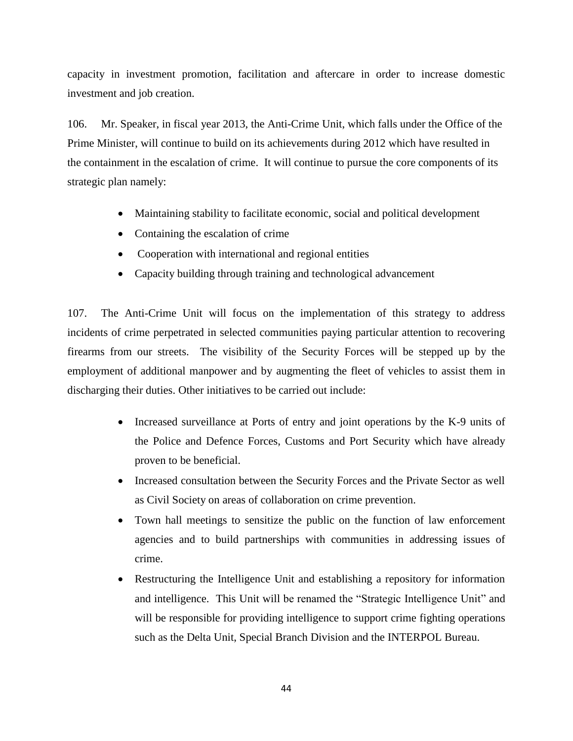capacity in investment promotion, facilitation and aftercare in order to increase domestic investment and job creation.

106. Mr. Speaker, in fiscal year 2013, the Anti-Crime Unit, which falls under the Office of the Prime Minister, will continue to build on its achievements during 2012 which have resulted in the containment in the escalation of crime. It will continue to pursue the core components of its strategic plan namely:

- Maintaining stability to facilitate economic, social and political development
- Containing the escalation of crime
- Cooperation with international and regional entities
- Capacity building through training and technological advancement

107. The Anti-Crime Unit will focus on the implementation of this strategy to address incidents of crime perpetrated in selected communities paying particular attention to recovering firearms from our streets. The visibility of the Security Forces will be stepped up by the employment of additional manpower and by augmenting the fleet of vehicles to assist them in discharging their duties. Other initiatives to be carried out include:

- Increased surveillance at Ports of entry and joint operations by the K-9 units of the Police and Defence Forces, Customs and Port Security which have already proven to be beneficial.
- Increased consultation between the Security Forces and the Private Sector as well as Civil Society on areas of collaboration on crime prevention.
- Town hall meetings to sensitize the public on the function of law enforcement agencies and to build partnerships with communities in addressing issues of crime.
- Restructuring the Intelligence Unit and establishing a repository for information and intelligence. This Unit will be renamed the "Strategic Intelligence Unit" and will be responsible for providing intelligence to support crime fighting operations such as the Delta Unit, Special Branch Division and the INTERPOL Bureau.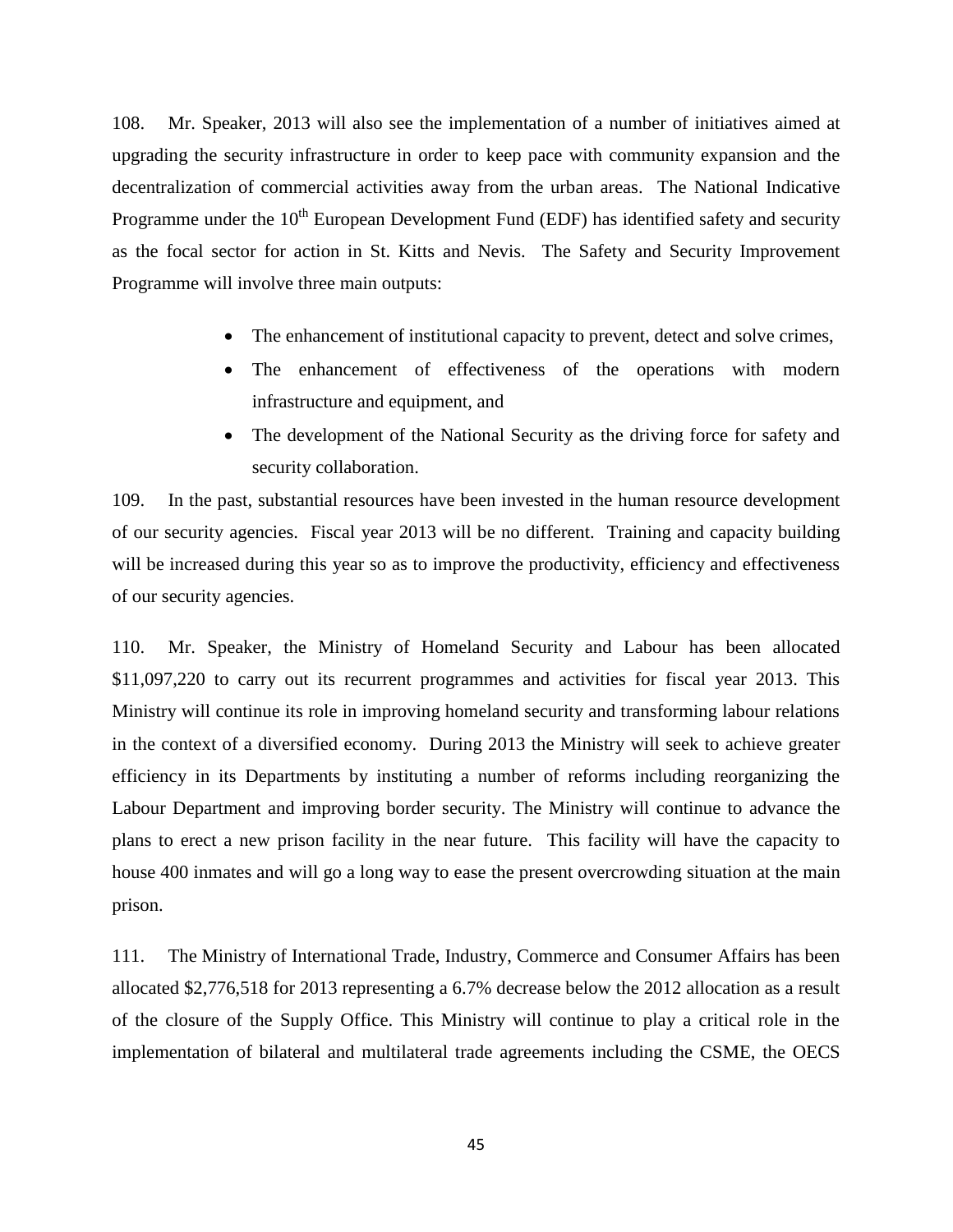108. Mr. Speaker, 2013 will also see the implementation of a number of initiatives aimed at upgrading the security infrastructure in order to keep pace with community expansion and the decentralization of commercial activities away from the urban areas. The National Indicative Programme under the 10th European Development Fund (EDF) has identified safety and security as the focal sector for action in St. Kitts and Nevis. The Safety and Security Improvement Programme will involve three main outputs:

- The enhancement of institutional capacity to prevent, detect and solve crimes,
- The enhancement of effectiveness of the operations with modern infrastructure and equipment, and
- The development of the National Security as the driving force for safety and security collaboration.

109. In the past, substantial resources have been invested in the human resource development of our security agencies. Fiscal year 2013 will be no different. Training and capacity building will be increased during this year so as to improve the productivity, efficiency and effectiveness of our security agencies.

110. Mr. Speaker, the Ministry of Homeland Security and Labour has been allocated $11,097,220 to carry out its recurrent programmes and activities for fiscal year 2013. This Ministry will continue its role in improving homeland security and transforming labour relations in the context of a diversified economy. During 2013 the Ministry will seek to achieve greater efficiency in its Departments by instituting a number of reforms including reorganizing the Labour Department and improving border security. The Ministry will continue to advance the plans to erect a new prison facility in the near future. This facility will have the capacity to house 400 inmates and will go a long way to ease the present overcrowding situation at the main prison.

111. The Ministry of International Trade, Industry, Commerce and Consumer Affairs has been allocated $2,776,518 for 2013 representing a 6.7% decrease below the 2012 allocation as a result of the closure of the Supply Office. This Ministry will continue to play a critical role in the implementation of bilateral and multilateral trade agreements including the CSME, the OECS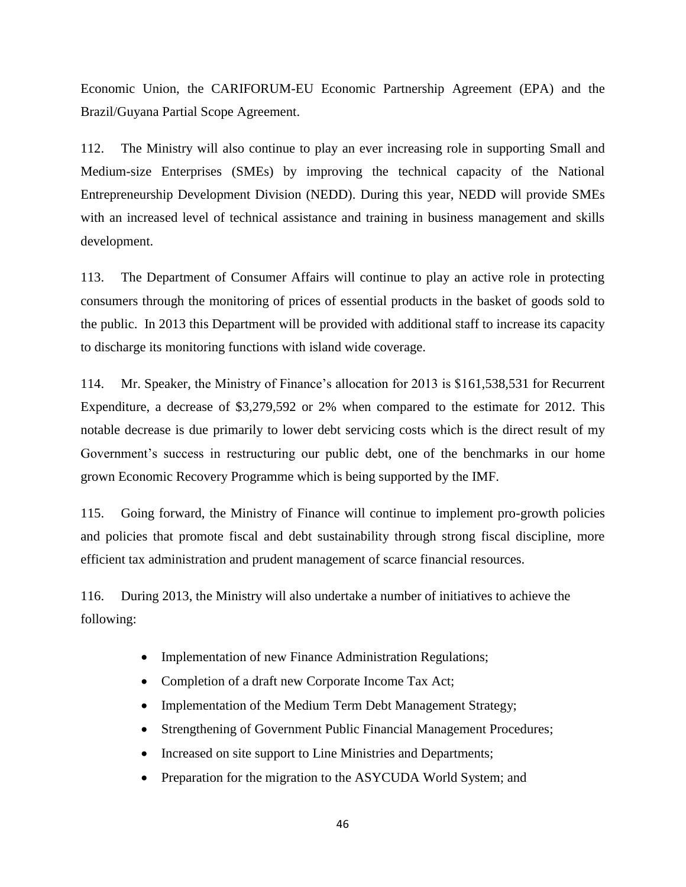Economic Union, the CARIFORUM-EU Economic Partnership Agreement (EPA) and the Brazil/Guyana Partial Scope Agreement.

112. The Ministry will also continue to play an ever increasing role in supporting Small and Medium-size Enterprises (SMEs) by improving the technical capacity of the National Entrepreneurship Development Division (NEDD). During this year, NEDD will provide SMEs with an increased level of technical assistance and training in business management and skills development.

113. The Department of Consumer Affairs will continue to play an active role in protecting consumers through the monitoring of prices of essential products in the basket of goods sold to the public. In 2013 this Department will be provided with additional staff to increase its capacity to discharge its monitoring functions with island wide coverage.

114. Mr. Speaker, the Ministry of Finance's allocation for 2013 is $161,538,531 for Recurrent Expenditure, a decrease of $3,279,592 or 2% when compared to the estimate for 2012. This notable decrease is due primarily to lower debt servicing costs which is the direct result of my Government's success in restructuring our public debt, one of the benchmarks in our home grown Economic Recovery Programme which is being supported by the IMF.

115. Going forward, the Ministry of Finance will continue to implement pro-growth policies and policies that promote fiscal and debt sustainability through strong fiscal discipline, more efficient tax administration and prudent management of scarce financial resources.

116. During 2013, the Ministry will also undertake a number of initiatives to achieve the following:

- Implementation of new Finance Administration Regulations;
- Completion of a draft new Corporate Income Tax Act;
- Implementation of the Medium Term Debt Management Strategy;
- Strengthening of Government Public Financial Management Procedures;
- Increased on site support to Line Ministries and Departments;
- Preparation for the migration to the ASYCUDA World System; and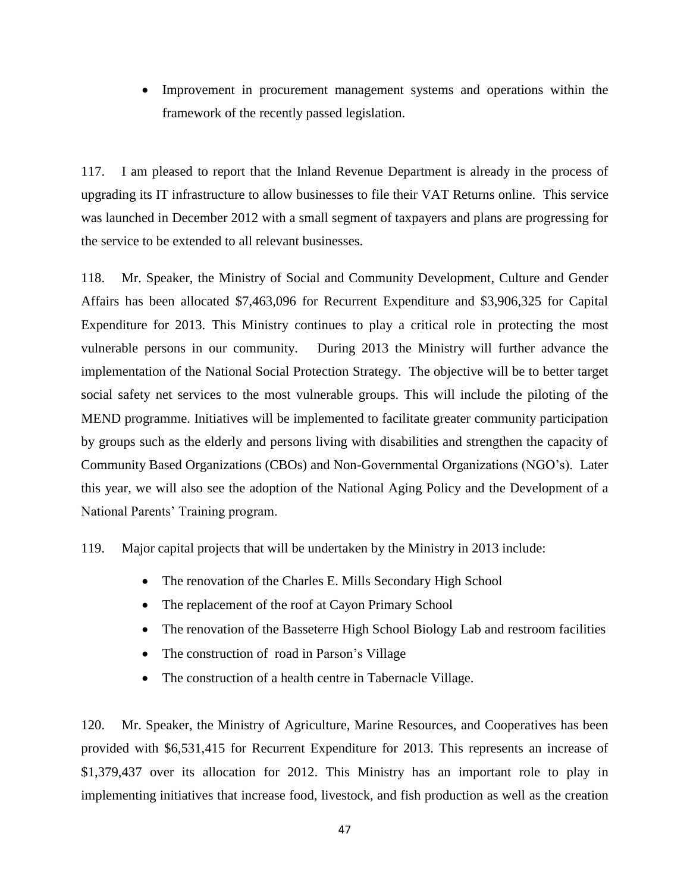- Improvement in procurement management systems and operations within the framework of the recently passed legislation.

117. I am pleased to report that the Inland Revenue Department is already in the process of upgrading its IT infrastructure to allow businesses to file their VAT Returns online. This service was launched in December 2012 with a small segment of taxpayers and plans are progressing for the service to be extended to all relevant businesses.

118. Mr. Speaker, the Ministry of Social and Community Development, Culture and Gender Affairs has been allocated $7,463,096 for Recurrent Expenditure and $3,906,325 for Capital Expenditure for 2013. This Ministry continues to play a critical role in protecting the most vulnerable persons in our community. During 2013 the Ministry will further advance the implementation of the National Social Protection Strategy. The objective will be to better target social safety net services to the most vulnerable groups. This will include the piloting of the MEND programme. Initiatives will be implemented to facilitate greater community participation by groups such as the elderly and persons living with disabilities and strengthen the capacity of Community Based Organizations (CBOs) and Non-Governmental Organizations (NGO's). Later this year, we will also see the adoption of the National Aging Policy and the Development of a National Parents' Training program.

119. Major capital projects that will be undertaken by the Ministry in 2013 include:

- The renovation of the Charles E. Mills Secondary High School
- The replacement of the roof at Cayon Primary School
- The renovation of the Basseterre High School Biology Lab and restroom facilities
- The construction of road in Parson's Village
- The construction of a health centre in Tabernacle Village.

120. Mr. Speaker, the Ministry of Agriculture, Marine Resources, and Cooperatives has been provided with $6,531,415 for Recurrent Expenditure for 2013. This represents an increase of $1,379,437 over its allocation for 2012. This Ministry has an important role to play in implementing initiatives that increase food, livestock, and fish production as well as the creation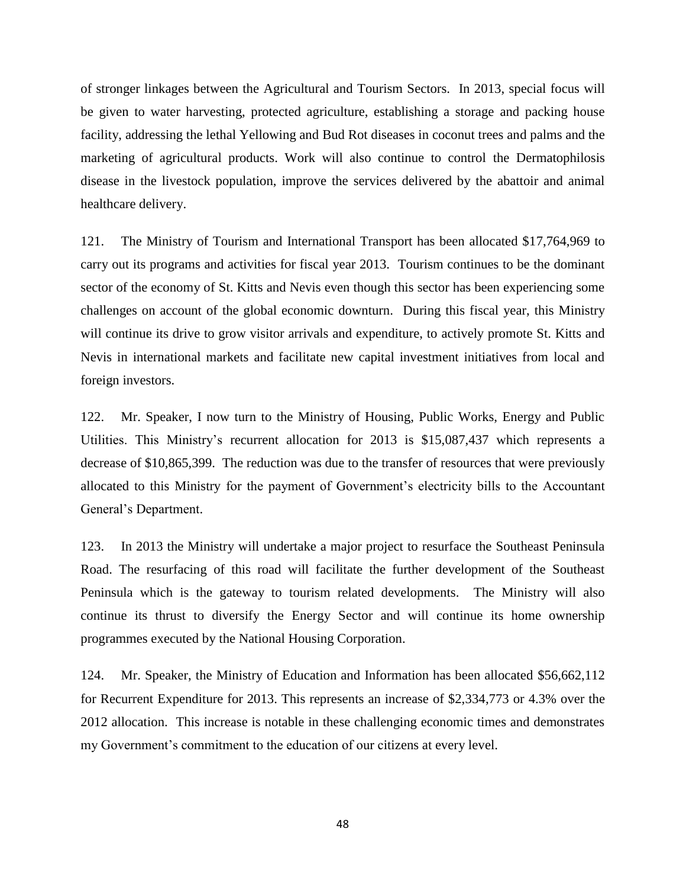of stronger linkages between the Agricultural and Tourism Sectors. In 2013, special focus will be given to water harvesting, protected agriculture, establishing a storage and packing house facility, addressing the lethal Yellowing and Bud Rot diseases in coconut trees and palms and the marketing of agricultural products. Work will also continue to control the Dermatophilosis disease in the livestock population, improve the services delivered by the abattoir and animal healthcare delivery.

121. The Ministry of Tourism and International Transport has been allocated $17,764,969 to carry out its programs and activities for fiscal year 2013. Tourism continues to be the dominant sector of the economy of St. Kitts and Nevis even though this sector has been experiencing some challenges on account of the global economic downturn. During this fiscal year, this Ministry will continue its drive to grow visitor arrivals and expenditure, to actively promote St. Kitts and Nevis in international markets and facilitate new capital investment initiatives from local and foreign investors.

122. Mr. Speaker, I now turn to the Ministry of Housing, Public Works, Energy and Public Utilities. This Ministry's recurrent allocation for 2013 is $15,087,437 which represents a decrease of $10,865,399. The reduction was due to the transfer of resources that were previously allocated to this Ministry for the payment of Government's electricity bills to the Accountant General's Department.

123. In 2013 the Ministry will undertake a major project to resurface the Southeast Peninsula Road. The resurfacing of this road will facilitate the further development of the Southeast Peninsula which is the gateway to tourism related developments. The Ministry will also continue its thrust to diversify the Energy Sector and will continue its home ownership programmes executed by the National Housing Corporation.

124. Mr. Speaker, the Ministry of Education and Information has been allocated $56,662,112 for Recurrent Expenditure for 2013. This represents an increase of $2,334,773 or 4.3% over the 2012 allocation. This increase is notable in these challenging economic times and demonstrates my Government's commitment to the education of our citizens at every level.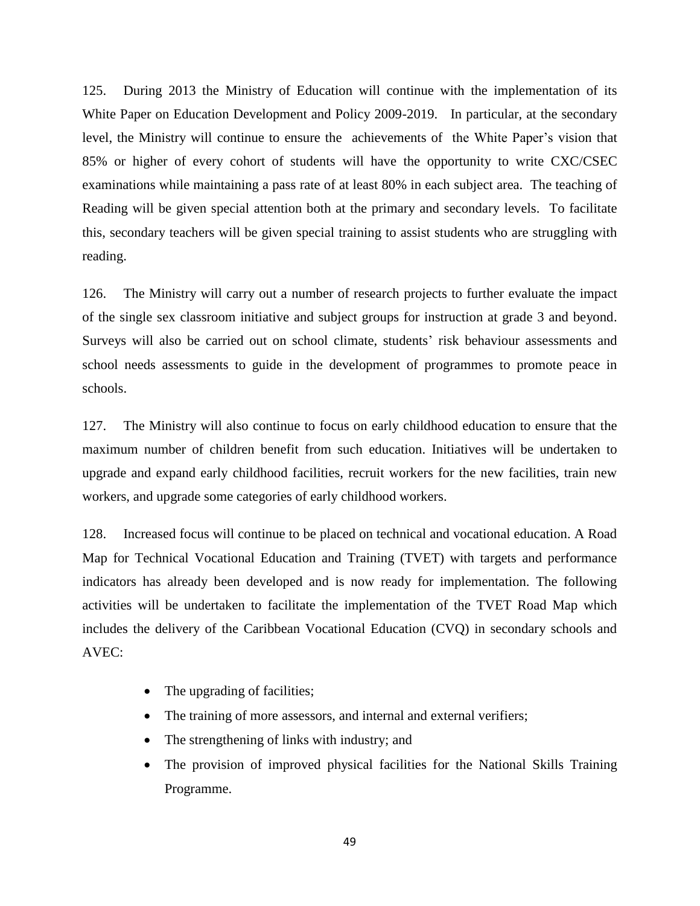125. During 2013 the Ministry of Education will continue with the implementation of its White Paper on Education Development and Policy 2009-2019. In particular, at the secondary level, the Ministry will continue to ensure the achievements of the White Paper's vision that 85% or higher of every cohort of students will have the opportunity to write CXC/CSEC examinations while maintaining a pass rate of at least 80% in each subject area. The teaching of Reading will be given special attention both at the primary and secondary levels. To facilitate this, secondary teachers will be given special training to assist students who are struggling with reading.

126. The Ministry will carry out a number of research projects to further evaluate the impact of the single sex classroom initiative and subject groups for instruction at grade 3 and beyond. Surveys will also be carried out on school climate, students' risk behaviour assessments and school needs assessments to guide in the development of programmes to promote peace in schools.

127. The Ministry will also continue to focus on early childhood education to ensure that the maximum number of children benefit from such education. Initiatives will be undertaken to upgrade and expand early childhood facilities, recruit workers for the new facilities, train new workers, and upgrade some categories of early childhood workers.

128. Increased focus will continue to be placed on technical and vocational education. A Road Map for Technical Vocational Education and Training (TVET) with targets and performance indicators has already been developed and is now ready for implementation. The following activities will be undertaken to facilitate the implementation of the TVET Road Map which includes the delivery of the Caribbean Vocational Education (CVQ) in secondary schools and AVEC:

- The upgrading of facilities;
- The training of more assessors, and internal and external verifiers;
- The strengthening of links with industry; and
- The provision of improved physical facilities for the National Skills Training Programme.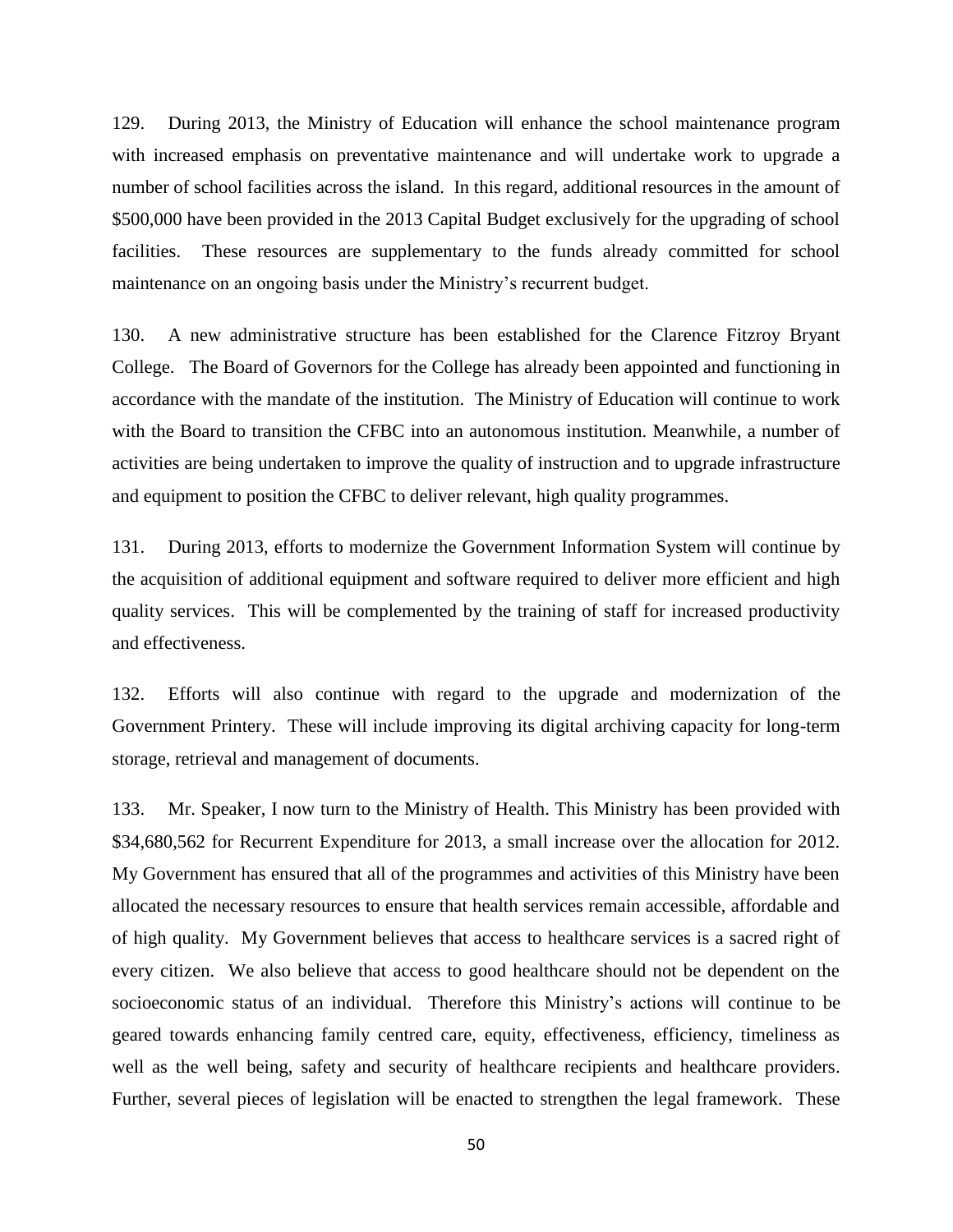129. During 2013, the Ministry of Education will enhance the school maintenance program with increased emphasis on preventative maintenance and will undertake work to upgrade a number of school facilities across the island. In this regard, additional resources in the amount of $500,000 have been provided in the 2013 Capital Budget exclusively for the upgrading of school facilities. These resources are supplementary to the funds already committed for school maintenance on an ongoing basis under the Ministry's recurrent budget.

130. A new administrative structure has been established for the Clarence Fitzroy Bryant College. The Board of Governors for the College has already been appointed and functioning in accordance with the mandate of the institution. The Ministry of Education will continue to work with the Board to transition the CFBC into an autonomous institution. Meanwhile, a number of activities are being undertaken to improve the quality of instruction and to upgrade infrastructure and equipment to position the CFBC to deliver relevant, high quality programmes.

131. During 2013, efforts to modernize the Government Information System will continue by the acquisition of additional equipment and software required to deliver more efficient and high quality services. This will be complemented by the training of staff for increased productivity and effectiveness.

132. Efforts will also continue with regard to the upgrade and modernization of the Government Printery. These will include improving its digital archiving capacity for long-term storage, retrieval and management of documents.

133. Mr. Speaker, I now turn to the Ministry of Health. This Ministry has been provided with $34,680,562 for Recurrent Expenditure for 2013, a small increase over the allocation for 2012. My Government has ensured that all of the programmes and activities of this Ministry have been allocated the necessary resources to ensure that health services remain accessible, affordable and of high quality. My Government believes that access to healthcare services is a sacred right of every citizen. We also believe that access to good healthcare should not be dependent on the socioeconomic status of an individual. Therefore this Ministry's actions will continue to be geared towards enhancing family centred care, equity, effectiveness, efficiency, timeliness as well as the well being, safety and security of healthcare recipients and healthcare providers. Further, several pieces of legislation will be enacted to strengthen the legal framework. These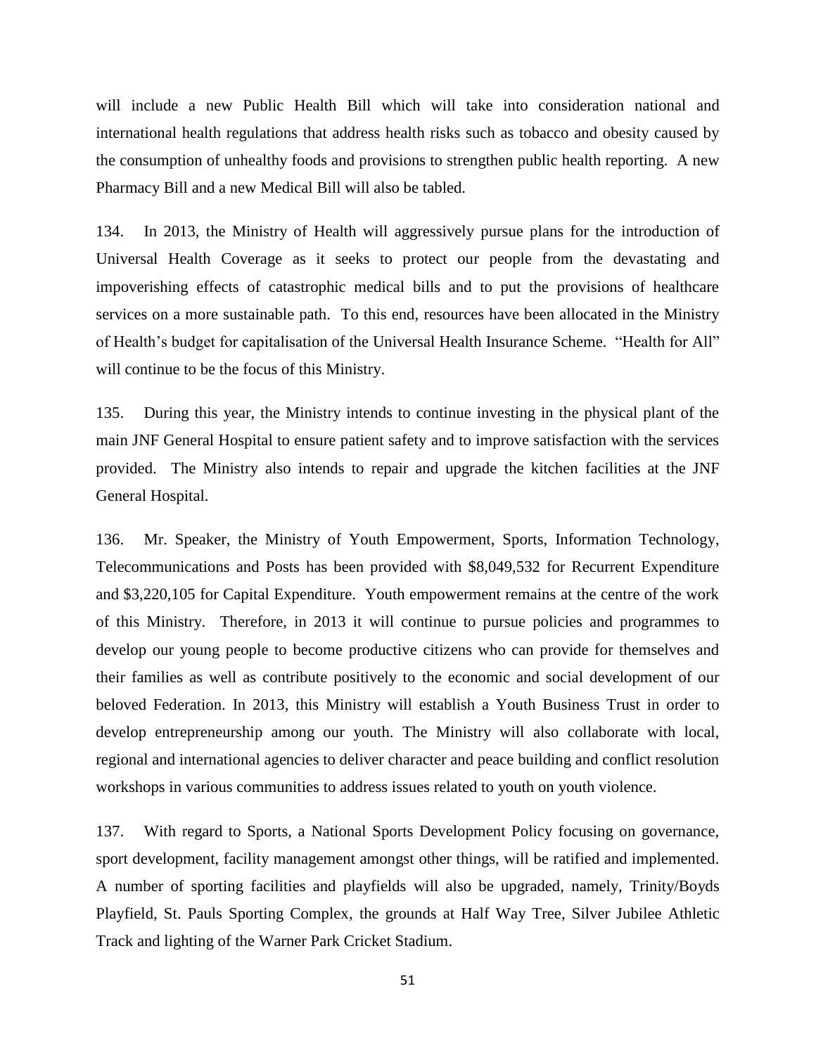will include a new Public Health Bill which will take into consideration national and international health regulations that address health risks such as tobacco and obesity caused by the consumption of unhealthy foods and provisions to strengthen public health reporting. A new Pharmacy Bill and a new Medical Bill will also be tabled.

134. In 2013, the Ministry of Health will aggressively pursue plans for the introduction of Universal Health Coverage as it seeks to protect our people from the devastating and impoverishing effects of catastrophic medical bills and to put the provisions of healthcare services on a more sustainable path. To this end, resources have been allocated in the Ministry of Health's budget for capitalisation of the Universal Health Insurance Scheme. "Health for All" will continue to be the focus of this Ministry.

135. During this year, the Ministry intends to continue investing in the physical plant of the main JNF General Hospital to ensure patient safety and to improve satisfaction with the services provided. The Ministry also intends to repair and upgrade the kitchen facilities at the JNF General Hospital.

136. Mr. Speaker, the Ministry of Youth Empowerment, Sports, Information Technology, Telecommunications and Posts has been provided with $8,049,532 for Recurrent Expenditure and $3,220,105 for Capital Expenditure. Youth empowerment remains at the centre of the work of this Ministry. Therefore, in 2013 it will continue to pursue policies and programmes to develop our young people to become productive citizens who can provide for themselves and their families as well as contribute positively to the economic and social development of our beloved Federation. In 2013, this Ministry will establish a Youth Business Trust in order to develop entrepreneurship among our youth. The Ministry will also collaborate with local, regional and international agencies to deliver character and peace building and conflict resolution workshops in various communities to address issues related to youth on youth violence.

137. With regard to Sports, a National Sports Development Policy focusing on governance, sport development, facility management amongst other things, will be ratified and implemented. A number of sporting facilities and playfields will also be upgraded, namely, Trinity/Boyds Playfield, St. Pauls Sporting Complex, the grounds at Half Way Tree, Silver Jubilee Athletic Track and lighting of the Warner Park Cricket Stadium.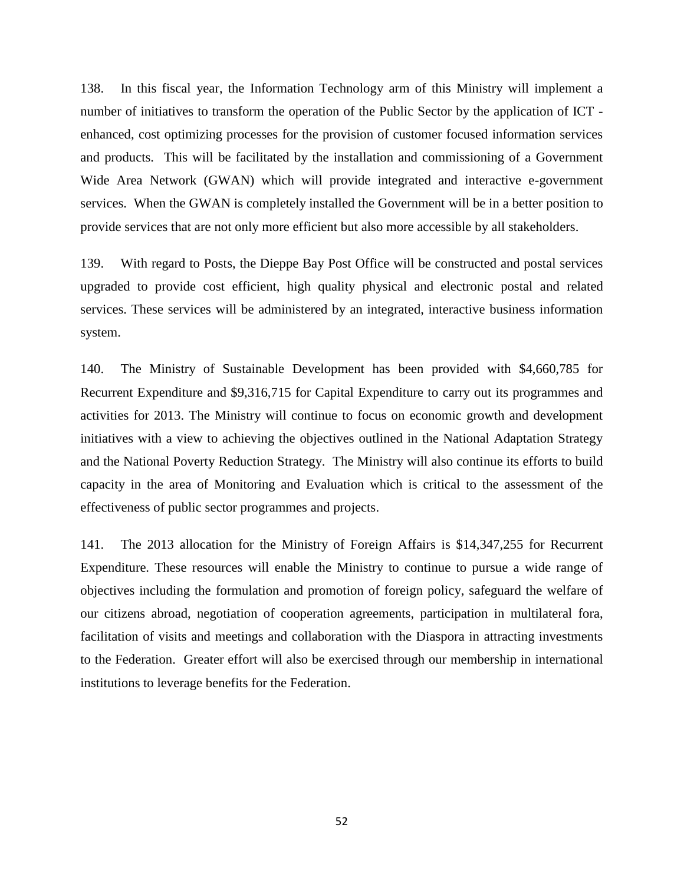138. In this fiscal year, the Information Technology arm of this Ministry will implement a number of initiatives to transform the operation of the Public Sector by the application of ICT - enhanced, cost optimizing processes for the provision of customer focused information services and products. This will be facilitated by the installation and commissioning of a Government Wide Area Network (GWAN) which will provide integrated and interactive e-government services. When the GWAN is completely installed the Government will be in a better position to provide services that are not only more efficient but also more accessible by all stakeholders.

139. With regard to Posts, the Dieppe Bay Post Office will be constructed and postal services upgraded to provide cost efficient, high quality physical and electronic postal and related services. These services will be administered by an integrated, interactive business information system.

140. The Ministry of Sustainable Development has been provided with $4,660,785 for Recurrent Expenditure and $9,316,715 for Capital Expenditure to carry out its programmes and activities for 2013. The Ministry will continue to focus on economic growth and development initiatives with a view to achieving the objectives outlined in the National Adaptation Strategy and the National Poverty Reduction Strategy. The Ministry will also continue its efforts to build capacity in the area of Monitoring and Evaluation which is critical to the assessment of the effectiveness of public sector programmes and projects.

141. The 2013 allocation for the Ministry of Foreign Affairs is $14,347,255 for Recurrent Expenditure. These resources will enable the Ministry to continue to pursue a wide range of objectives including the formulation and promotion of foreign policy, safeguard the welfare of our citizens abroad, negotiation of cooperation agreements, participation in multilateral fora, facilitation of visits and meetings and collaboration with the Diaspora in attracting investments to the Federation. Greater effort will also be exercised through our membership in international institutions to leverage benefits for the Federation.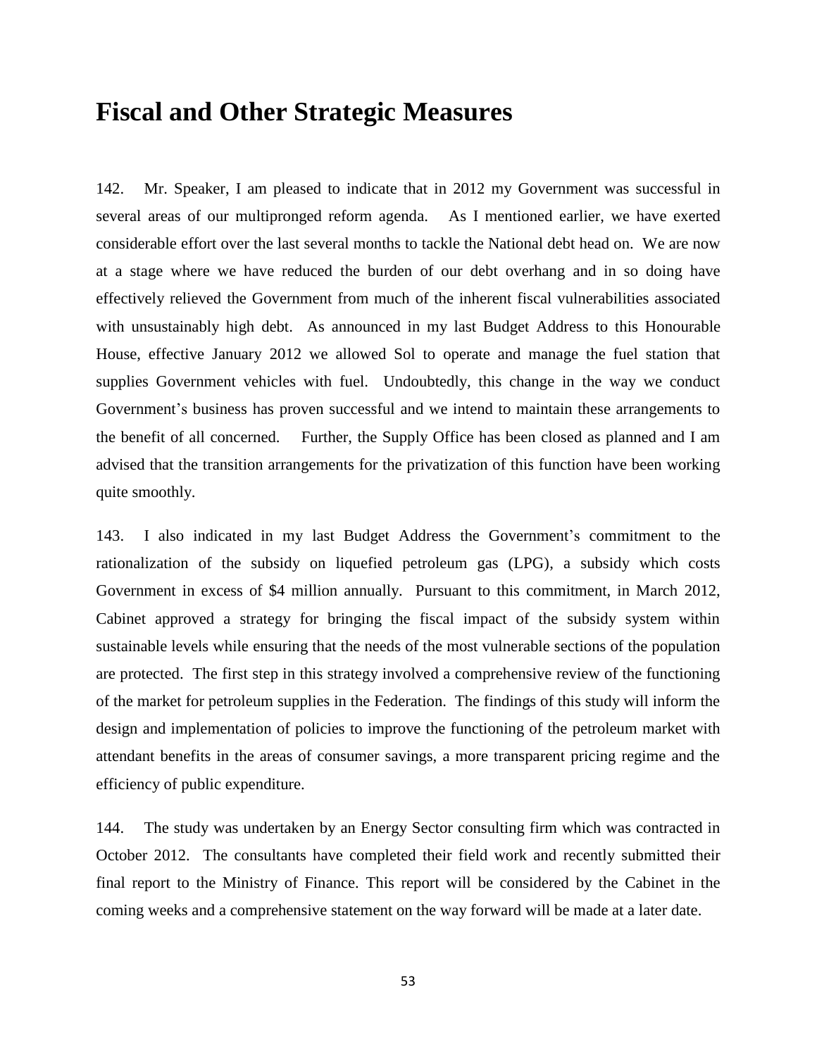# Fiscal and Other Strategic Measures

142. Mr. Speaker, I am pleased to indicate that in 2012 my Government was successful in several areas of our multipronged reform agenda. As I mentioned earlier, we have exerted considerable effort over the last several months to tackle the National debt head on. We are now at a stage where we have reduced the burden of our debt overhang and in so doing have effectively relieved the Government from much of the inherent fiscal vulnerabilities associated with unsustainably high debt. As announced in my last Budget Address to this Honourable House, effective January 2012 we allowed Sol to operate and manage the fuel station that supplies Government vehicles with fuel. Undoubtedly, this change in the way we conduct Government's business has proven successful and we intend to maintain these arrangements to the benefit of all concerned. Further, the Supply Office has been closed as planned and I am advised that the transition arrangements for the privatization of this function have been working quite smoothly.

143. I also indicated in my last Budget Address the Government's commitment to the rationalization of the subsidy on liquefied petroleum gas (LPG), a subsidy which costs Government in excess of $4 million annually. Pursuant to this commitment, in March 2012, Cabinet approved a strategy for bringing the fiscal impact of the subsidy system within sustainable levels while ensuring that the needs of the most vulnerable sections of the population are protected. The first step in this strategy involved a comprehensive review of the functioning of the market for petroleum supplies in the Federation. The findings of this study will inform the design and implementation of policies to improve the functioning of the petroleum market with attendant benefits in the areas of consumer savings, a more transparent pricing regime and the efficiency of public expenditure.

144. The study was undertaken by an Energy Sector consulting firm which was contracted in October 2012. The consultants have completed their field work and recently submitted their final report to the Ministry of Finance. This report will be considered by the Cabinet in the coming weeks and a comprehensive statement on the way forward will be made at a later date.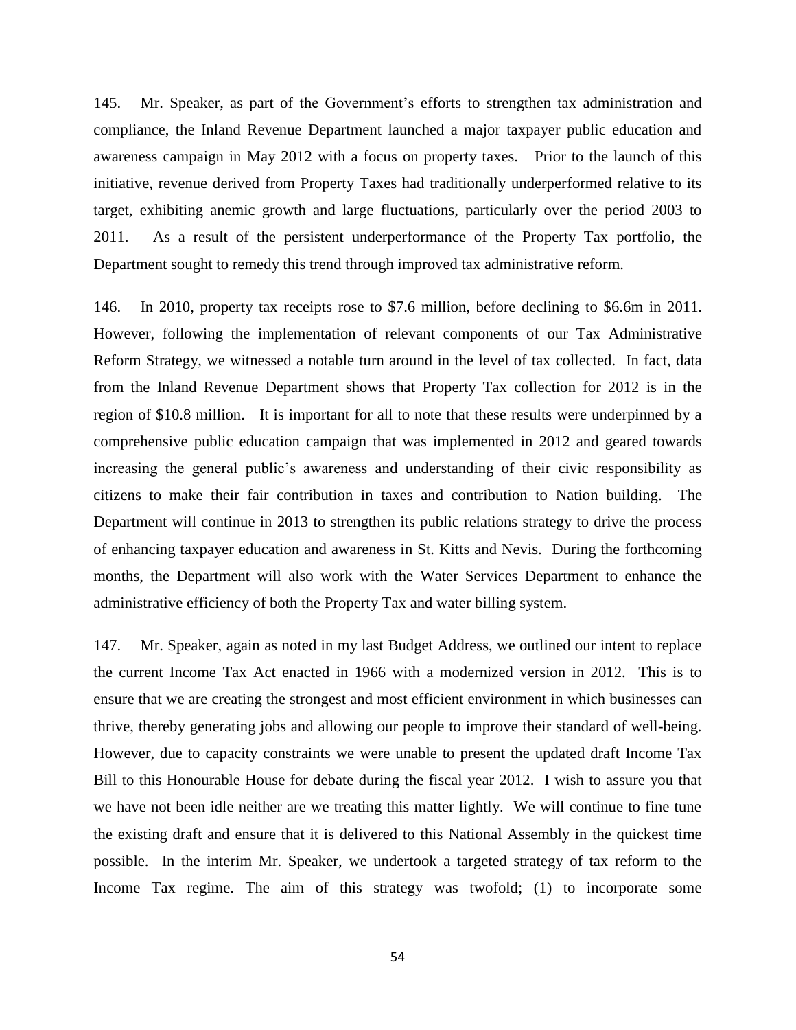145. Mr. Speaker, as part of the Government's efforts to strengthen tax administration and compliance, the Inland Revenue Department launched a major taxpayer public education and awareness campaign in May 2012 with a focus on property taxes. Prior to the launch of this initiative, revenue derived from Property Taxes had traditionally underperformed relative to its target, exhibiting anemic growth and large fluctuations, particularly over the period 2003 to 2011. As a result of the persistent underperformance of the Property Tax portfolio, the Department sought to remedy this trend through improved tax administrative reform.

146. In 2010, property tax receipts rose to $7.6 million, before declining to $6.6m in 2011. However, following the implementation of relevant components of our Tax Administrative Reform Strategy, we witnessed a notable turn around in the level of tax collected. In fact, data from the Inland Revenue Department shows that Property Tax collection for 2012 is in the region of $10.8 million. It is important for all to note that these results were underpinned by a comprehensive public education campaign that was implemented in 2012 and geared towards increasing the general public's awareness and understanding of their civic responsibility as citizens to make their fair contribution in taxes and contribution to Nation building. The Department will continue in 2013 to strengthen its public relations strategy to drive the process of enhancing taxpayer education and awareness in St. Kitts and Nevis. During the forthcoming months, the Department will also work with the Water Services Department to enhance the administrative efficiency of both the Property Tax and water billing system.

147. Mr. Speaker, again as noted in my last Budget Address, we outlined our intent to replace the current Income Tax Act enacted in 1966 with a modernized version in 2012. This is to ensure that we are creating the strongest and most efficient environment in which businesses can thrive, thereby generating jobs and allowing our people to improve their standard of well-being. However, due to capacity constraints we were unable to present the updated draft Income Tax Bill to this Honourable House for debate during the fiscal year 2012. I wish to assure you that we have not been idle neither are we treating this matter lightly. We will continue to fine tune the existing draft and ensure that it is delivered to this National Assembly in the quickest time possible. In the interim Mr. Speaker, we undertook a targeted strategy of tax reform to the Income Tax regime. The aim of this strategy was twofold; (1) to incorporate some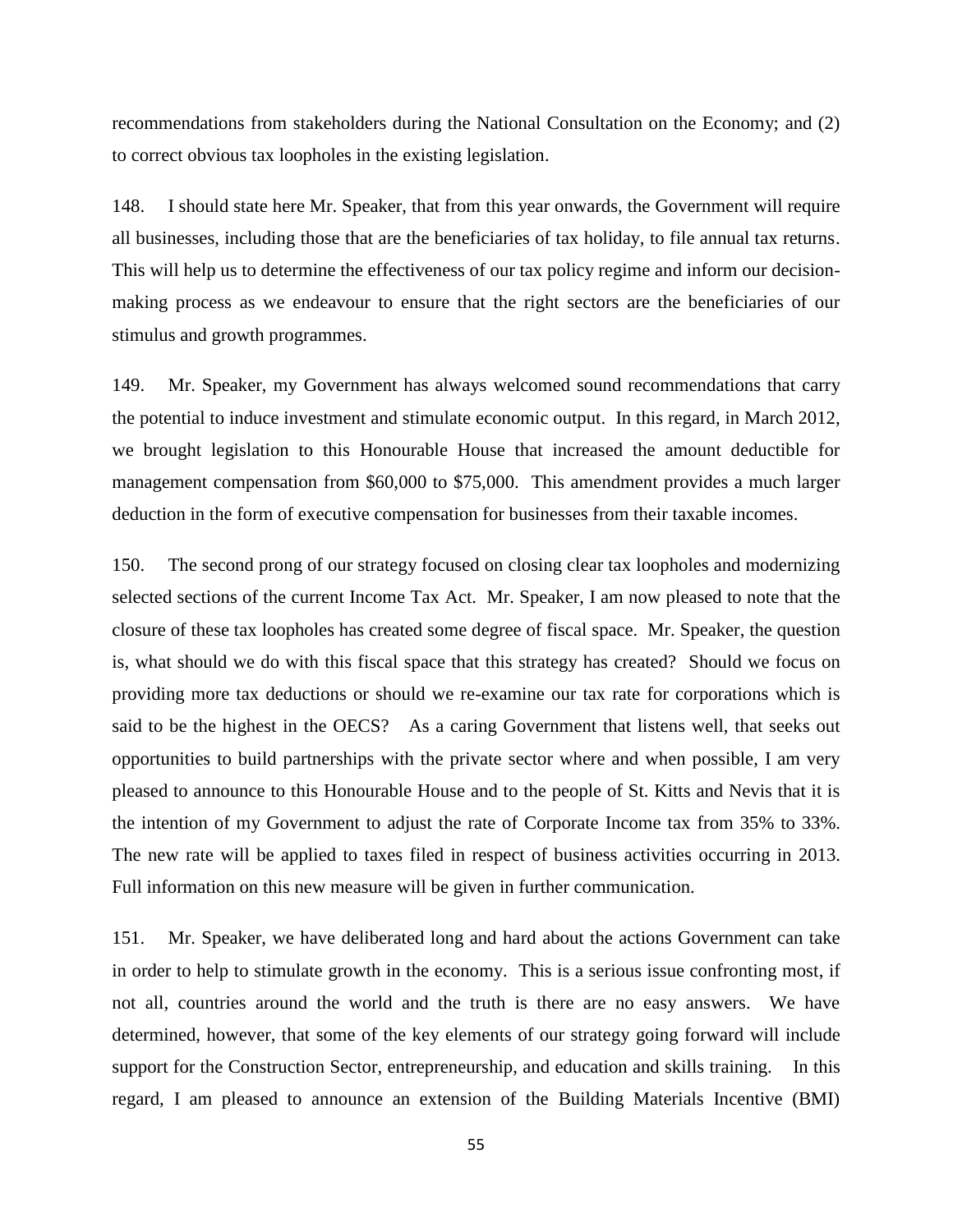recommendations from stakeholders during the National Consultation on the Economy; and (2) to correct obvious tax loopholes in the existing legislation.

148. I should state here Mr. Speaker, that from this year onwards, the Government will require all businesses, including those that are the beneficiaries of tax holiday, to file annual tax returns. This will help us to determine the effectiveness of our tax policy regime and inform our decision-making process as we endeavour to ensure that the right sectors are the beneficiaries of our stimulus and growth programmes.

149. Mr. Speaker, my Government has always welcomed sound recommendations that carry the potential to induce investment and stimulate economic output. In this regard, in March 2012, we brought legislation to this Honourable House that increased the amount deductible for management compensation from $60,000 to $75,000. This amendment provides a much larger deduction in the form of executive compensation for businesses from their taxable incomes.

150. The second prong of our strategy focused on closing clear tax loopholes and modernizing selected sections of the current Income Tax Act. Mr. Speaker, I am now pleased to note that the closure of these tax loopholes has created some degree of fiscal space. Mr. Speaker, the question is, what should we do with this fiscal space that this strategy has created? Should we focus on providing more tax deductions or should we re-examine our tax rate for corporations which is said to be the highest in the OECS? As a caring Government that listens well, that seeks out opportunities to build partnerships with the private sector where and when possible, I am very pleased to announce to this Honourable House and to the people of St. Kitts and Nevis that it is the intention of my Government to adjust the rate of Corporate Income tax from 35% to 33%. The new rate will be applied to taxes filed in respect of business activities occurring in 2013. Full information on this new measure will be given in further communication.

151. Mr. Speaker, we have deliberated long and hard about the actions Government can take in order to help to stimulate growth in the economy. This is a serious issue confronting most, if not all, countries around the world and the truth is there are no easy answers. We have determined, however, that some of the key elements of our strategy going forward will include support for the Construction Sector, entrepreneurship, and education and skills training. In this regard, I am pleased to announce an extension of the Building Materials Incentive (BMI)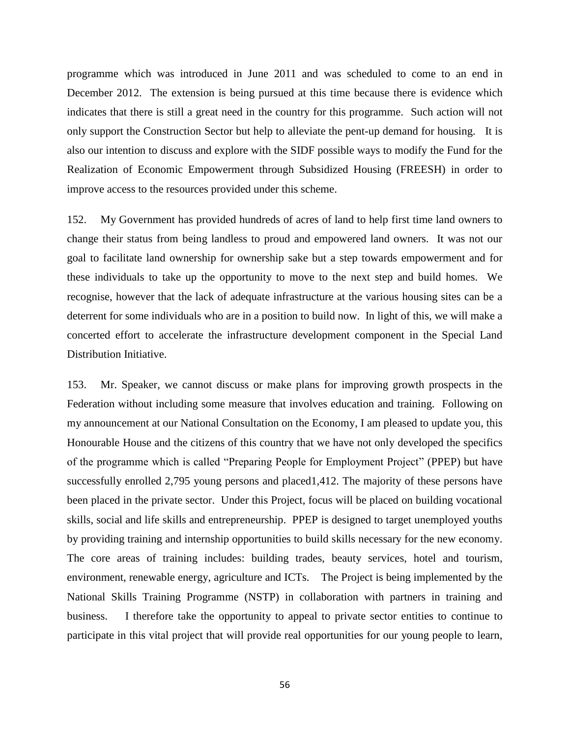programme which was introduced in June 2011 and was scheduled to come to an end in December 2012. The extension is being pursued at this time because there is evidence which indicates that there is still a great need in the country for this programme. Such action will not only support the Construction Sector but help to alleviate the pent-up demand for housing. It is also our intention to discuss and explore with the SIDF possible ways to modify the Fund for the Realization of Economic Empowerment through Subsidized Housing (FREESH) in order to improve access to the resources provided under this scheme.

152. My Government has provided hundreds of acres of land to help first time land owners to change their status from being landless to proud and empowered land owners. It was not our goal to facilitate land ownership for ownership sake but a step towards empowerment and for these individuals to take up the opportunity to move to the next step and build homes. We recognise, however that the lack of adequate infrastructure at the various housing sites can be a deterrent for some individuals who are in a position to build now. In light of this, we will make a concerted effort to accelerate the infrastructure development component in the Special Land Distribution Initiative.

153. Mr. Speaker, we cannot discuss or make plans for improving growth prospects in the Federation without including some measure that involves education and training. Following on my announcement at our National Consultation on the Economy, I am pleased to update you, this Honourable House and the citizens of this country that we have not only developed the specifics of the programme which is called "Preparing People for Employment Project" (PPEP) but have successfully enrolled 2,795 young persons and placed1,412. The majority of these persons have been placed in the private sector. Under this Project, focus will be placed on building vocational skills, social and life skills and entrepreneurship. PPEP is designed to target unemployed youths by providing training and internship opportunities to build skills necessary for the new economy. The core areas of training includes: building trades, beauty services, hotel and tourism, environment, renewable energy, agriculture and ICTs. The Project is being implemented by the National Skills Training Programme (NSTP) in collaboration with partners in training and business. I therefore take the opportunity to appeal to private sector entities to continue to participate in this vital project that will provide real opportunities for our young people to learn,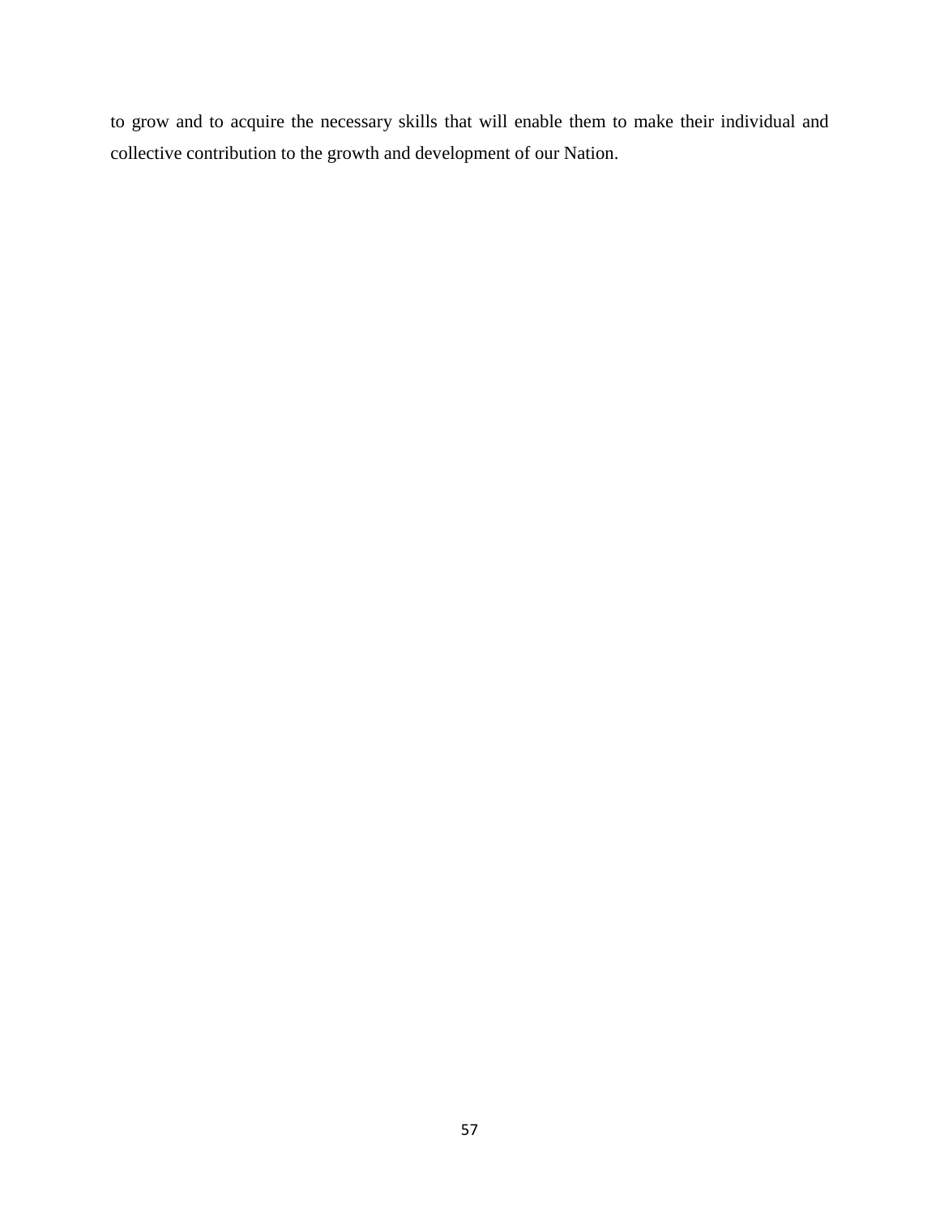to grow and to acquire the necessary skills that will enable them to make their individual and collective contribution to the growth and development of our Nation.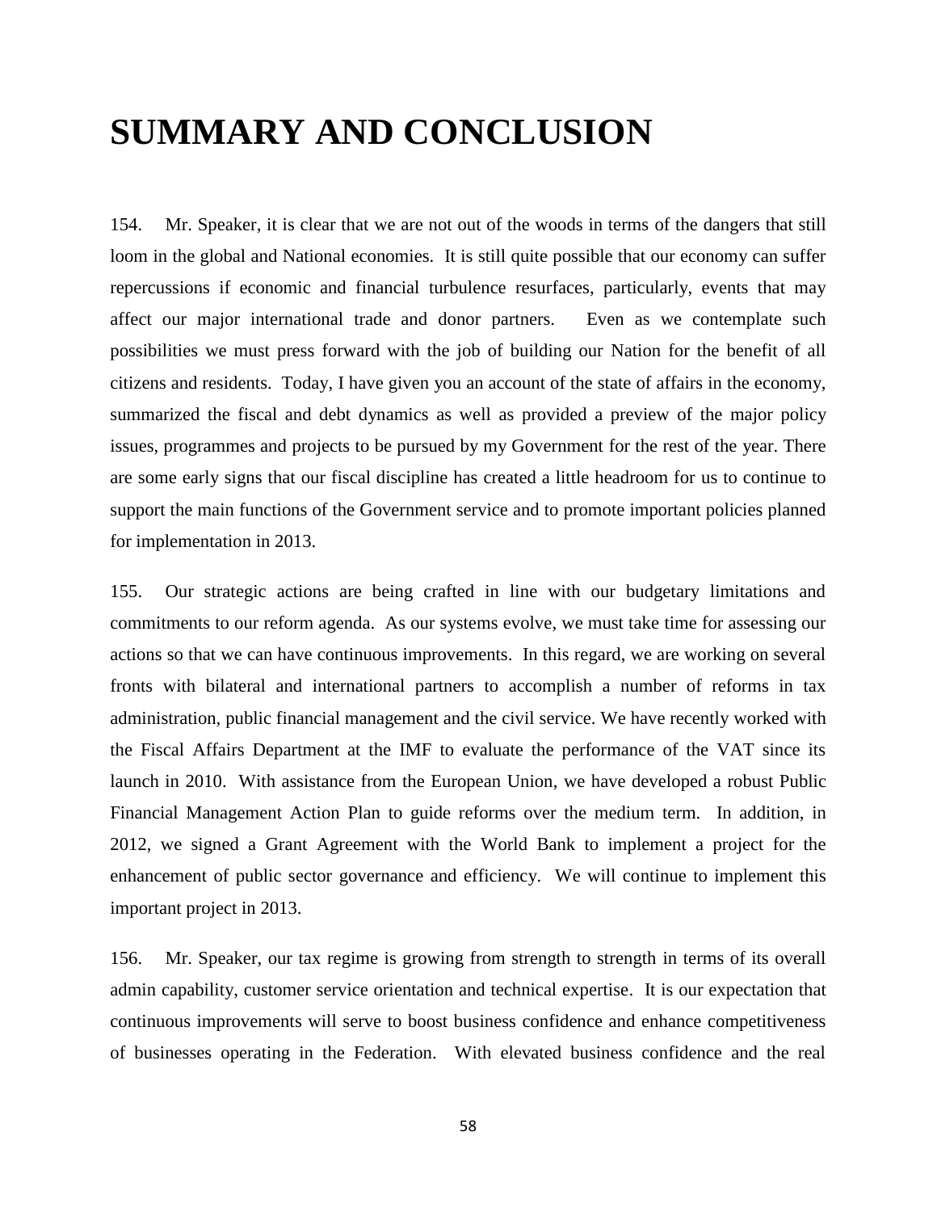# SUMMARY AND CONCLUSION

154. Mr. Speaker, it is clear that we are not out of the woods in terms of the dangers that still loom in the global and National economies. It is still quite possible that our economy can suffer repercussions if economic and financial turbulence resurfaces, particularly, events that may affect our major international trade and donor partners. Even as we contemplate such possibilities we must press forward with the job of building our Nation for the benefit of all citizens and residents. Today, I have given you an account of the state of affairs in the economy, summarized the fiscal and debt dynamics as well as provided a preview of the major policy issues, programmes and projects to be pursued by my Government for the rest of the year. There are some early signs that our fiscal discipline has created a little headroom for us to continue to support the main functions of the Government service and to promote important policies planned for implementation in 2013.

155. Our strategic actions are being crafted in line with our budgetary limitations and commitments to our reform agenda. As our systems evolve, we must take time for assessing our actions so that we can have continuous improvements. In this regard, we are working on several fronts with bilateral and international partners to accomplish a number of reforms in tax administration, public financial management and the civil service. We have recently worked with the Fiscal Affairs Department at the IMF to evaluate the performance of the VAT since its launch in 2010. With assistance from the European Union, we have developed a robust Public Financial Management Action Plan to guide reforms over the medium term. In addition, in 2012, we signed a Grant Agreement with the World Bank to implement a project for the enhancement of public sector governance and efficiency. We will continue to implement this important project in 2013.

156. Mr. Speaker, our tax regime is growing from strength to strength in terms of its overall admin capability, customer service orientation and technical expertise. It is our expectation that continuous improvements will serve to boost business confidence and enhance competitiveness of businesses operating in the Federation. With elevated business confidence and the real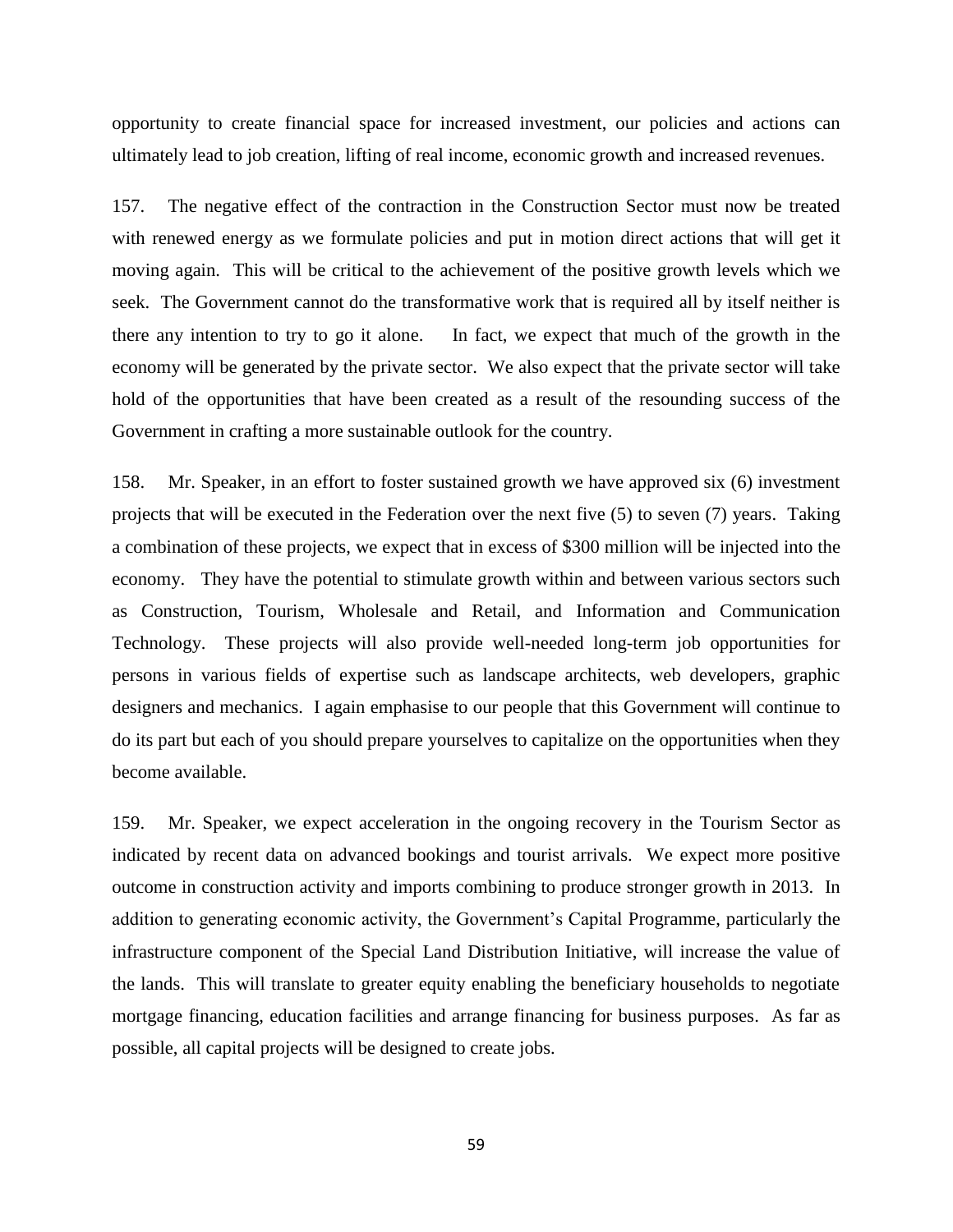opportunity to create financial space for increased investment, our policies and actions can ultimately lead to job creation, lifting of real income, economic growth and increased revenues.

157. The negative effect of the contraction in the Construction Sector must now be treated with renewed energy as we formulate policies and put in motion direct actions that will get it moving again. This will be critical to the achievement of the positive growth levels which we seek. The Government cannot do the transformative work that is required all by itself neither is there any intention to try to go it alone. In fact, we expect that much of the growth in the economy will be generated by the private sector. We also expect that the private sector will take hold of the opportunities that have been created as a result of the resounding success of the Government in crafting a more sustainable outlook for the country.

158. Mr. Speaker, in an effort to foster sustained growth we have approved six (6) investment projects that will be executed in the Federation over the next five (5) to seven (7) years. Taking a combination of these projects, we expect that in excess of $300 million will be injected into the economy. They have the potential to stimulate growth within and between various sectors such as Construction, Tourism, Wholesale and Retail, and Information and Communication Technology. These projects will also provide well-needed long-term job opportunities for persons in various fields of expertise such as landscape architects, web developers, graphic designers and mechanics. I again emphasise to our people that this Government will continue to do its part but each of you should prepare yourselves to capitalize on the opportunities when they become available.

159. Mr. Speaker, we expect acceleration in the ongoing recovery in the Tourism Sector as indicated by recent data on advanced bookings and tourist arrivals. We expect more positive outcome in construction activity and imports combining to produce stronger growth in 2013. In addition to generating economic activity, the Government's Capital Programme, particularly the infrastructure component of the Special Land Distribution Initiative, will increase the value of the lands. This will translate to greater equity enabling the beneficiary households to negotiate mortgage financing, education facilities and arrange financing for business purposes. As far as possible, all capital projects will be designed to create jobs.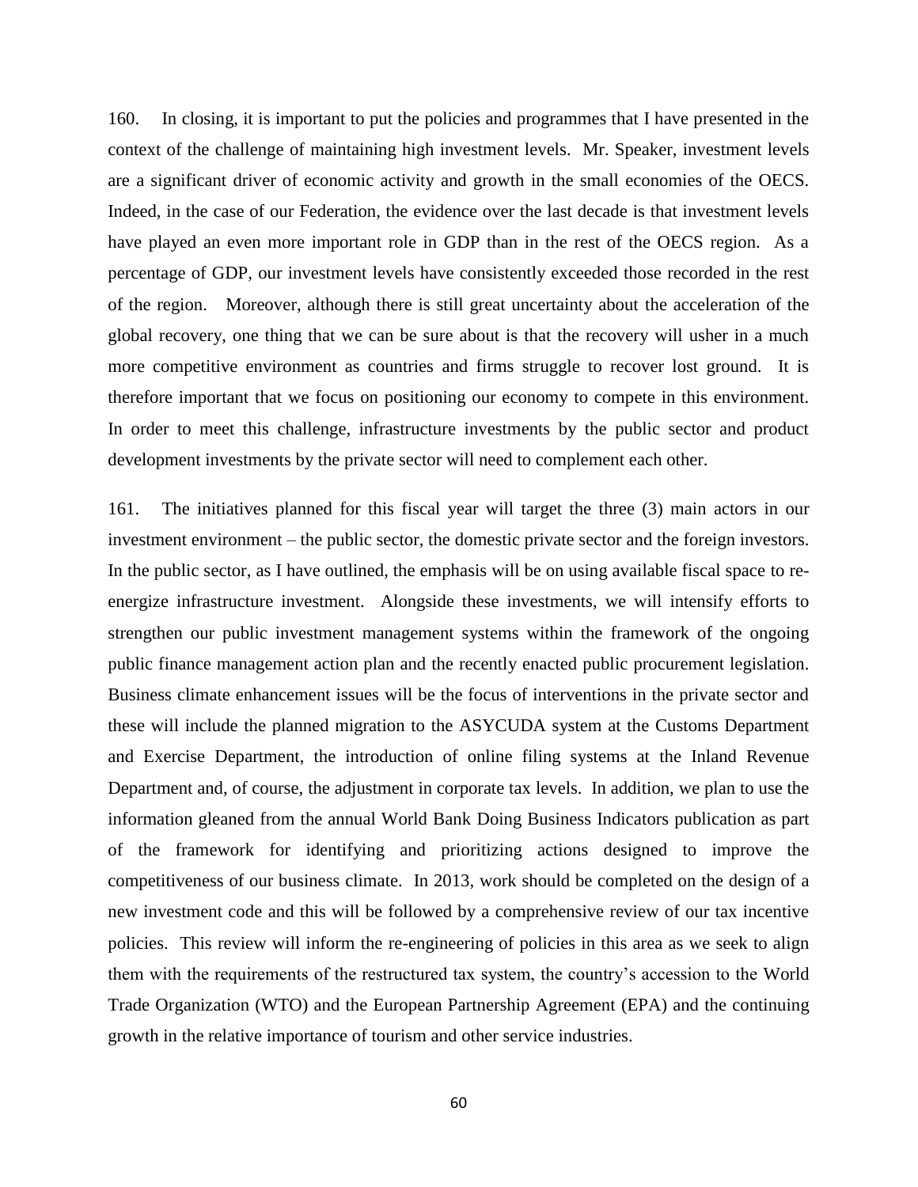160. In closing, it is important to put the policies and programmes that I have presented in the context of the challenge of maintaining high investment levels. Mr. Speaker, investment levels are a significant driver of economic activity and growth in the small economies of the OECS. Indeed, in the case of our Federation, the evidence over the last decade is that investment levels have played an even more important role in GDP than in the rest of the OECS region. As a percentage of GDP, our investment levels have consistently exceeded those recorded in the rest of the region. Moreover, although there is still great uncertainty about the acceleration of the global recovery, one thing that we can be sure about is that the recovery will usher in a much more competitive environment as countries and firms struggle to recover lost ground. It is therefore important that we focus on positioning our economy to compete in this environment. In order to meet this challenge, infrastructure investments by the public sector and product development investments by the private sector will need to complement each other.

161. The initiatives planned for this fiscal year will target the three (3) main actors in our investment environment – the public sector, the domestic private sector and the foreign investors. In the public sector, as I have outlined, the emphasis will be on using available fiscal space to re-energize infrastructure investment. Alongside these investments, we will intensify efforts to strengthen our public investment management systems within the framework of the ongoing public finance management action plan and the recently enacted public procurement legislation. Business climate enhancement issues will be the focus of interventions in the private sector and these will include the planned migration to the ASYCUDA system at the Customs Department and Exercise Department, the introduction of online filing systems at the Inland Revenue Department and, of course, the adjustment in corporate tax levels. In addition, we plan to use the information gleaned from the annual World Bank Doing Business Indicators publication as part of the framework for identifying and prioritizing actions designed to improve the competitiveness of our business climate. In 2013, work should be completed on the design of a new investment code and this will be followed by a comprehensive review of our tax incentive policies. This review will inform the re-engineering of policies in this area as we seek to align them with the requirements of the restructured tax system, the country's accession to the World Trade Organization (WTO) and the European Partnership Agreement (EPA) and the continuing growth in the relative importance of tourism and other service industries.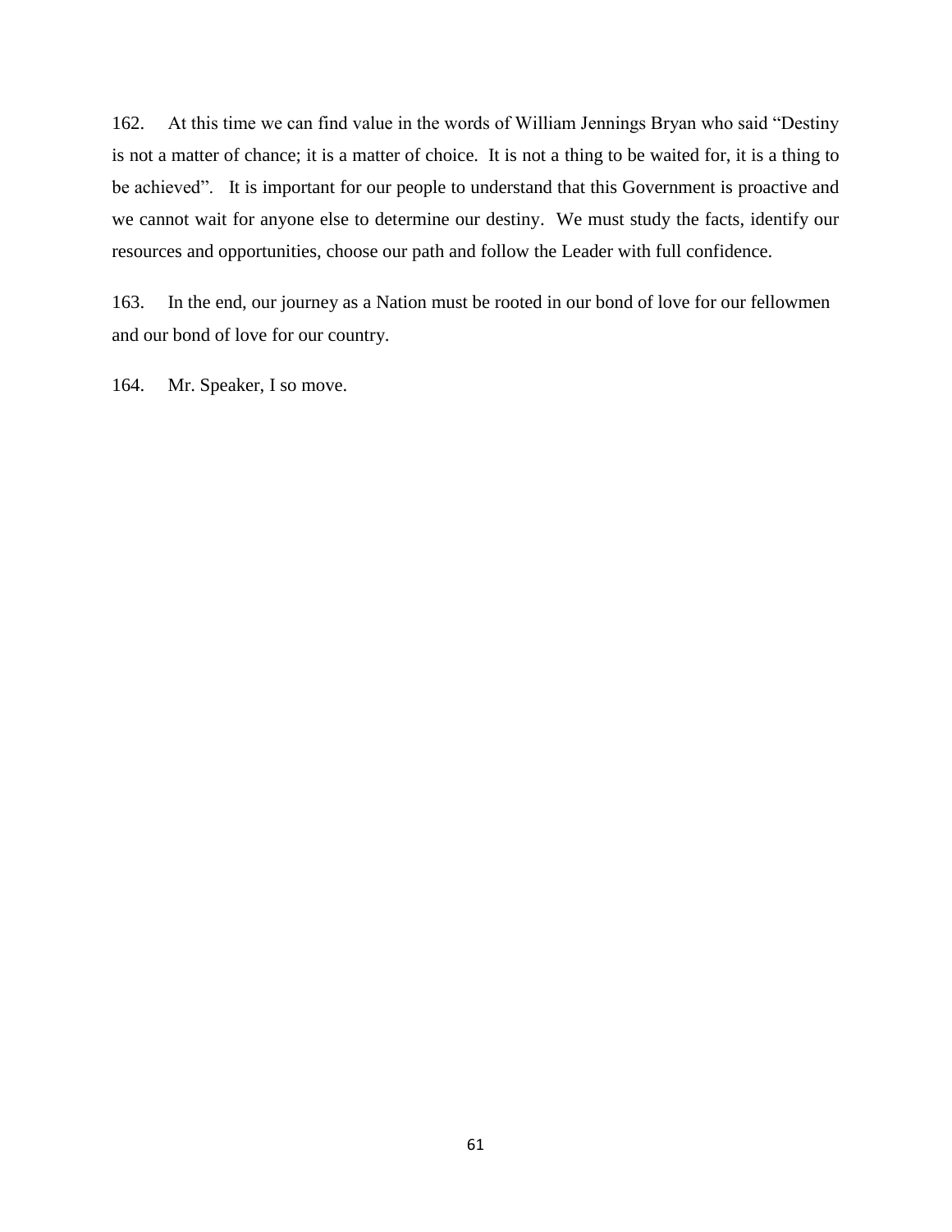162. At this time we can find value in the words of William Jennings Bryan who said "Destiny is not a matter of chance; it is a matter of choice. It is not a thing to be waited for, it is a thing to be achieved". It is important for our people to understand that this Government is proactive and we cannot wait for anyone else to determine our destiny. We must study the facts, identify our resources and opportunities, choose our path and follow the Leader with full confidence.

163. In the end, our journey as a Nation must be rooted in our bond of love for our fellowmen and our bond of love for our country.

164. Mr. Speaker, I so move.